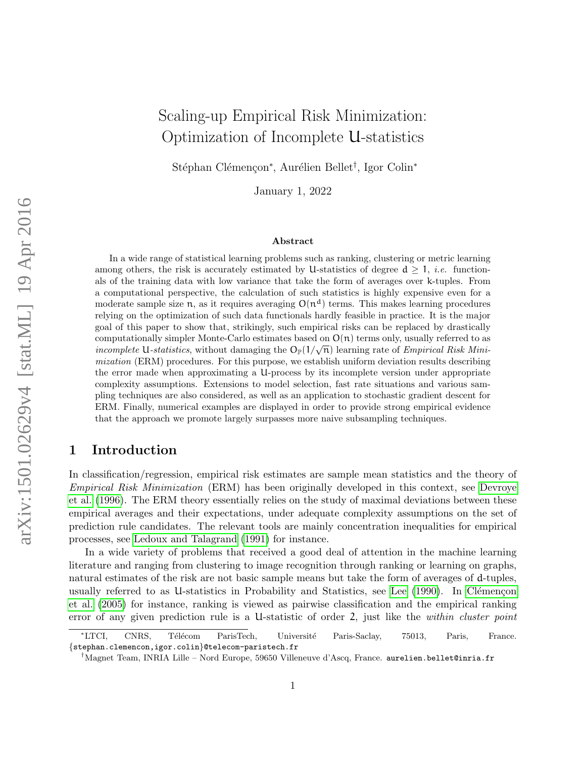# Scaling-up Empirical Risk Minimization: Optimization of Incomplete U-statistics

Stéphan Clémençon*, Aurélien Bellet†, Igor Colin*

January 1, 2022

### Abstract

In a wide range of statistical learning problems such as ranking, clustering or metric learning among others, the risk is accurately estimated by U-statistics of degree $d \geq 1$, *i.e.* functionals of the training data with low variance that take the form of averages over k-tuples. From a computational perspective, the calculation of such statistics is highly expensive even for a moderate sample size $n$, as it requires averaging $O(n^d)$ terms. This makes learning procedures relying on the optimization of such data functionals hardly feasible in practice. It is the major goal of this paper to show that, strikingly, such empirical risks can be replaced by drastically computationally simpler Monte-Carlo estimates based on $O(n)$ terms only, usually referred to as *incomplete* U*-statistics*, without damaging the $O_{\mathbb{P}}(1/\sqrt{n})$ learning rate of *Empirical Risk Minimization* (ERM) procedures. For this purpose, we establish uniform deviation results describing the error made when approximating a U-process by its incomplete version under appropriate complexity assumptions. Extensions to model selection, fast rate situations and various sampling techniques are also considered, as well as an application to stochastic gradient descent for ERM. Finally, numerical examples are displayed in order to provide strong empirical evidence that the approach we promote largely surpasses more naive subsampling techniques.

## 1 Introduction

In classification/regression, empirical risk estimates are sample mean statistics and the theory of *Empirical Risk Minimization* (ERM) has been originally developed in this context, see Devroye et al. (1996). The ERM theory essentially relies on the study of maximal deviations between these empirical averages and their expectations, under adequate complexity assumptions on the set of prediction rule candidates. The relevant tools are mainly concentration inequalities for empirical processes, see Ledoux and Talagrand (1991) for instance.

In a wide variety of problems that received a good deal of attention in the machine learning literature and ranging from clustering to image recognition through ranking or learning on graphs, natural estimates of the risk are not basic sample means but take the form of averages of d-tuples, usually referred to as U-statistics in Probability and Statistics, see Lee (1990). In Clémençon et al. (2005) for instance, ranking is viewed as pairwise classification and the empirical ranking error of any given prediction rule is a U-statistic of order 2, just like the *within cluster point*

---

*LTCI, CNRS, Télécom ParisTech, Université Paris-Saclay, 75013, Paris, France. {stephan.clemencon,igor.colin}@telecom-paristech.fr

†Magnet Team, INRIA Lille – Nord Europe, 59650 Villeneuve d'Ascq, France. aurelien.bellet@inria.fr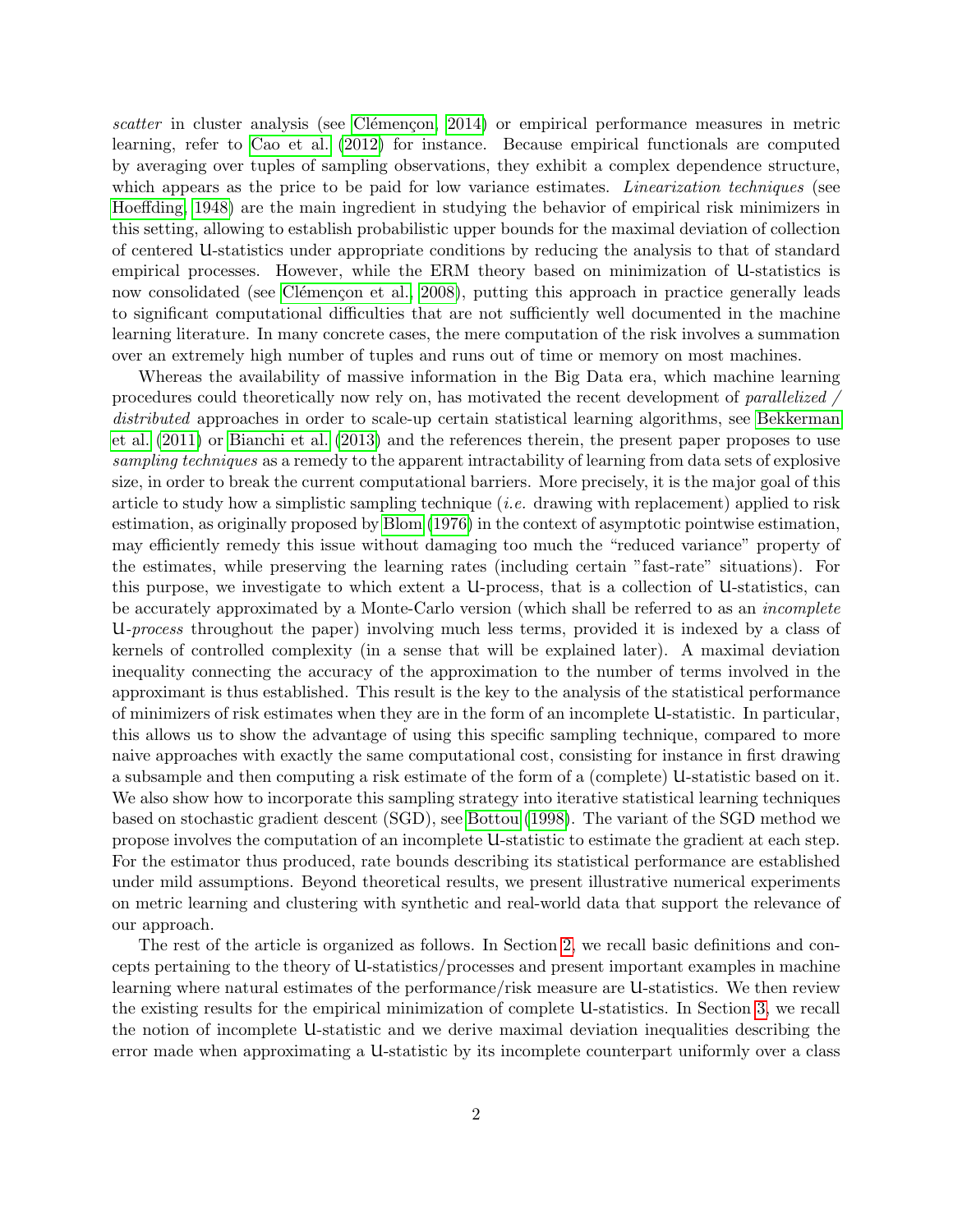*scatter* in cluster analysis (see Clémençon, 2014) or empirical performance measures in metric learning, refer to Cao et al. (2012) for instance. Because empirical functionals are computed by averaging over tuples of sampling observations, they exhibit a complex dependence structure, which appears as the price to be paid for low variance estimates. *Linearization techniques* (see Hoeffding, 1948) are the main ingredient in studying the behavior of empirical risk minimizers in this setting, allowing to establish probabilistic upper bounds for the maximal deviation of collection of centered U-statistics under appropriate conditions by reducing the analysis to that of standard empirical processes. However, while the ERM theory based on minimization of U-statistics is now consolidated (see Clémençon et al., 2008), putting this approach in practice generally leads to significant computational difficulties that are not sufficiently well documented in the machine learning literature. In many concrete cases, the mere computation of the risk involves a summation over an extremely high number of tuples and runs out of time or memory on most machines.

Whereas the availability of massive information in the Big Data era, which machine learning procedures could theoretically now rely on, has motivated the recent development of *parallelized / distributed* approaches in order to scale-up certain statistical learning algorithms, see Bekkerman et al. (2011) or Bianchi et al. (2013) and the references therein, the present paper proposes to use *sampling techniques* as a remedy to the apparent intractability of learning from data sets of explosive size, in order to break the current computational barriers. More precisely, it is the major goal of this article to study how a simplistic sampling technique (*i.e.* drawing with replacement) applied to risk estimation, as originally proposed by Blom (1976) in the context of asymptotic pointwise estimation, may efficiently remedy this issue without damaging too much the "reduced variance" property of the estimates, while preserving the learning rates (including certain "fast-rate" situations). For this purpose, we investigate to which extent a U-process, that is a collection of U-statistics, can be accurately approximated by a Monte-Carlo version (which shall be referred to as an *incomplete U-process* throughout the paper) involving much less terms, provided it is indexed by a class of kernels of controlled complexity (in a sense that will be explained later). A maximal deviation inequality connecting the accuracy of the approximation to the number of terms involved in the approximant is thus established. This result is the key to the analysis of the statistical performance of minimizers of risk estimates when they are in the form of an incomplete U-statistic. In particular, this allows us to show the advantage of using this specific sampling technique, compared to more naive approaches with exactly the same computational cost, consisting for instance in first drawing a subsample and then computing a risk estimate of the form of a (complete) U-statistic based on it. We also show how to incorporate this sampling strategy into iterative statistical learning techniques based on stochastic gradient descent (SGD), see Bottou (1998). The variant of the SGD method we propose involves the computation of an incomplete U-statistic to estimate the gradient at each step. For the estimator thus produced, rate bounds describing its statistical performance are established under mild assumptions. Beyond theoretical results, we present illustrative numerical experiments on metric learning and clustering with synthetic and real-world data that support the relevance of our approach.

The rest of the article is organized as follows. In Section 2, we recall basic definitions and concepts pertaining to the theory of U-statistics/processes and present important examples in machine learning where natural estimates of the performance/risk measure are U-statistics. We then review the existing results for the empirical minimization of complete U-statistics. In Section 3, we recall the notion of incomplete U-statistic and we derive maximal deviation inequalities describing the error made when approximating a U-statistic by its incomplete counterpart uniformly over a class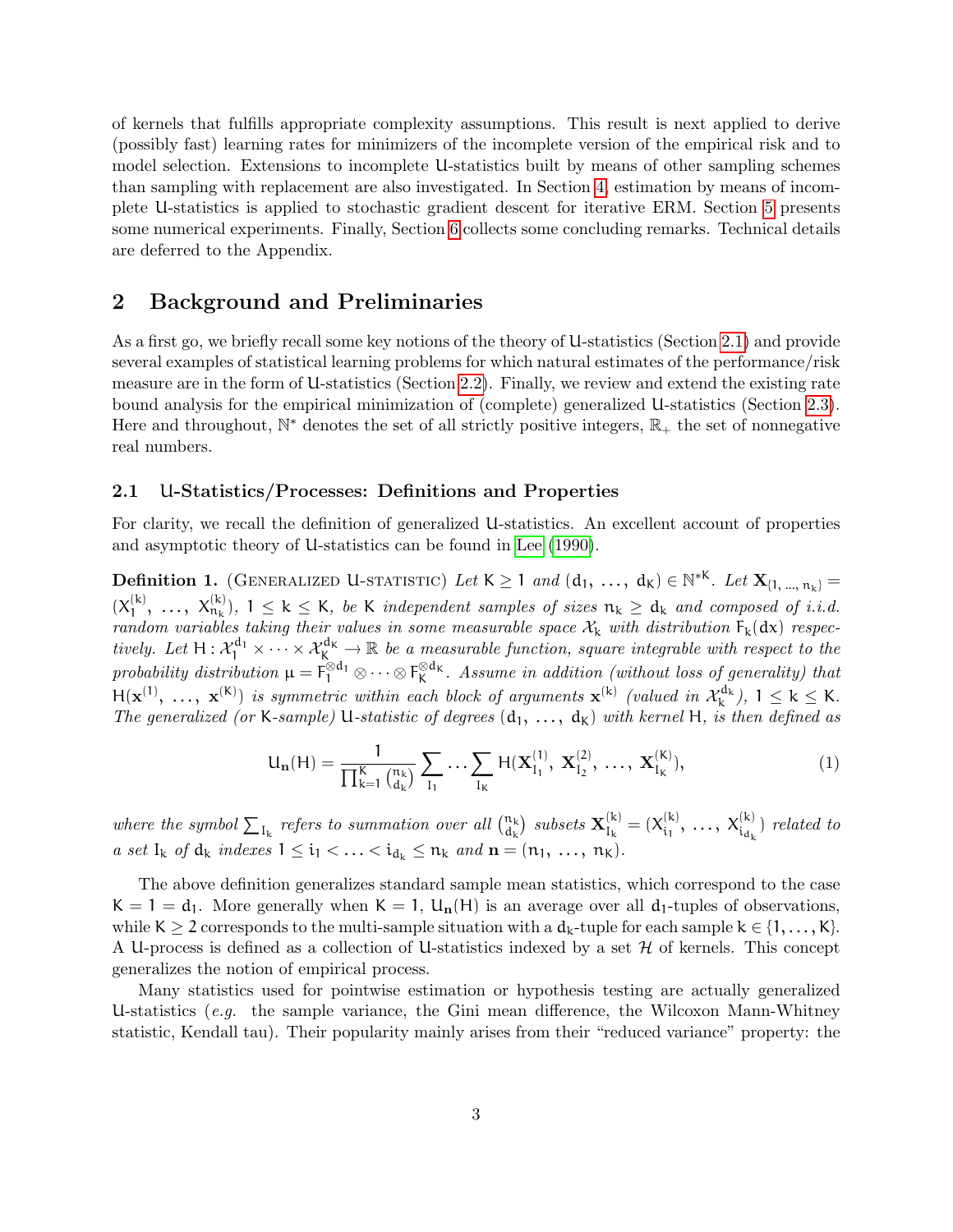of kernels that fulfills appropriate complexity assumptions. This result is next applied to derive (possibly fast) learning rates for minimizers of the incomplete version of the empirical risk and to model selection. Extensions to incomplete U-statistics built by means of other sampling schemes than sampling with replacement are also investigated. In Section 4, estimation by means of incomplete U-statistics is applied to stochastic gradient descent for iterative ERM. Section 5 presents some numerical experiments. Finally, Section 6 collects some concluding remarks. Technical details are deferred to the Appendix.

## 2 Background and Preliminaries

As a first go, we briefly recall some key notions of the theory of U-statistics (Section 2.1) and provide several examples of statistical learning problems for which natural estimates of the performance/risk measure are in the form of U-statistics (Section 2.2). Finally, we review and extend the existing rate bound analysis for the empirical minimization of (complete) generalized U-statistics (Section 2.3). Here and throughout, $\mathbb{N}^*$ denotes the set of all strictly positive integers, $\mathbb{R}_+$ the set of nonnegative real numbers.

### 2.1 U-Statistics/Processes: Definitions and Properties

For clarity, we recall the definition of generalized U-statistics. An excellent account of properties and asymptotic theory of U-statistics can be found in Lee (1990).

**Definition 1.** (Generalized U-statistic) *Let $K \geq 1$ and $(d_1, \ldots, d_K) \in \mathbb{N}^{*K}$. Let $\mathbf{X}_{\{1, \ldots, n_k\}} = (X_1^{(k)}, \ldots, X_{n_k}^{(k)})$, $1 \leq k \leq K$, be $K$ independent samples of sizes $n_k \geq d_k$ and composed of i.i.d. random variables taking their values in some measurable space $\mathcal{X}_k$ with distribution $F_k(dx)$ respectively. Let $H : \mathcal{X}_1^{d_1} \times \cdots \times \mathcal{X}_K^{d_K} \to \mathbb{R}$ be a measurable function, square integrable with respect to the probability distribution $\mu = F_1^{\otimes d_1} \otimes \cdots \otimes F_K^{\otimes d_K}$. Assume in addition (without loss of generality) that $H(\mathbf{x}^{(1)}, \ldots, \mathbf{x}^{(K)})$ is symmetric within each block of arguments $\mathbf{x}^{(k)}$ (valued in $\mathcal{X}_k^{d_k}$), $1 \leq k \leq K$. The generalized (or $K$-sample) U-statistic of degrees $(d_1, \ldots, d_K)$ with kernel $H$, is then defined as*

$$U_{\mathbf{n}}(H) = \frac{1}{\prod_{k=1}^{K} \binom{n_k}{d_k}} \sum_{I_1} \cdots \sum_{I_K} H(\mathbf{X}_{I_1}^{(1)}, \mathbf{X}_{I_2}^{(2)}, \ldots, \mathbf{X}_{I_K}^{(K)}), \tag{1}$$

*where the symbol $\sum_{I_k}$ refers to summation over all $\binom{n_k}{d_k}$ subsets $\mathbf{X}_{I_k}^{(k)} = (X_{i_1}^{(k)}, \ldots, X_{i_{d_k}}^{(k)})$ related to a set $I_k$ of $d_k$ indexes $1 \leq i_1 < \ldots < i_{d_k} \leq n_k$ and $\mathbf{n} = (n_1, \ldots, n_K)$.*

The above definition generalizes standard sample mean statistics, which correspond to the case $K = 1 = d_1$. More generally when $K = 1$, $U_{\mathbf{n}}(H)$ is an average over all $d_1$-tuples of observations, while $K \geq 2$ corresponds to the multi-sample situation with a $d_k$-tuple for each sample $k \in \{1, \ldots, K\}$. A U-process is defined as a collection of U-statistics indexed by a set $\mathcal{H}$ of kernels. This concept generalizes the notion of empirical process.

Many statistics used for pointwise estimation or hypothesis testing are actually generalized U-statistics (*e.g.* the sample variance, the Gini mean difference, the Wilcoxon Mann-Whitney statistic, Kendall tau). Their popularity mainly arises from their "reduced variance" property: the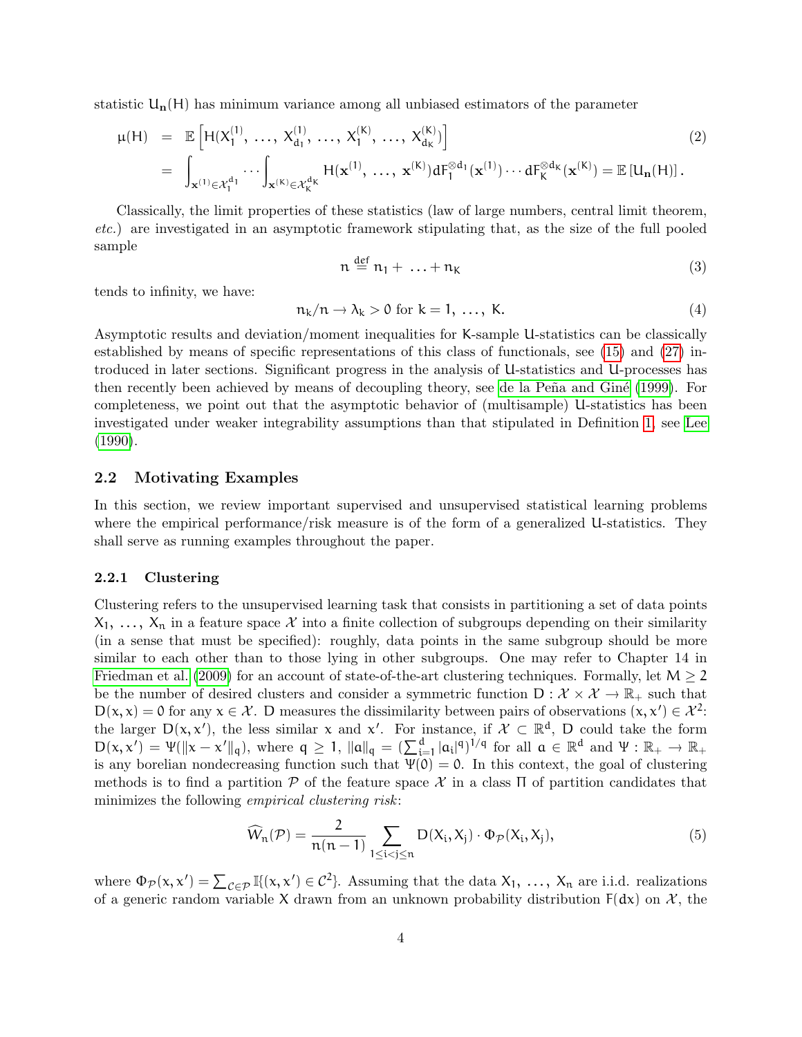statistic $U_{\mathbf{n}}(H)$ has minimum variance among all unbiased estimators of the parameter

$$\begin{aligned}
\mu(H) &= \mathbb{E}\left[H(X_1^{(1)}, \ldots, X_{d_1}^{(1)}, \ldots, X_1^{(K)}, \ldots, X_{d_K}^{(K)})\right] \\
&= \int_{\mathbf{x}^{(1)} \in \mathcal{X}_1^{d_1}} \cdots \int_{\mathbf{x}^{(K)} \in \mathcal{X}_K^{d_K}} H(\mathbf{x}^{(1)}, \ldots, \mathbf{x}^{(K)}) dF_1^{\otimes d_1}(\mathbf{x}^{(1)}) \cdots dF_K^{\otimes d_K}(\mathbf{x}^{(K)}) = \mathbb{E}\left[U_{\mathbf{n}}(H)\right].
\end{aligned} \tag{2}$$

Classically, the limit properties of these statistics (law of large numbers, central limit theorem, *etc.*) are investigated in an asymptotic framework stipulating that, as the size of the full pooled sample

$$n \overset{\text{def}}{=} n_1 + \ldots + n_K \tag{3}$$

tends to infinity, we have:

$$n_k/n \to \lambda_k > 0 \text{ for } k = 1, \ldots, K. \tag{4}$$

Asymptotic results and deviation/moment inequalities for K-sample U-statistics can be classically established by means of specific representations of this class of functionals, see (15) and (27) introduced in later sections. Significant progress in the analysis of U-statistics and U-processes has then recently been achieved by means of decoupling theory, see de la Peña and Giné (1999). For completeness, we point out that the asymptotic behavior of (multisample) U-statistics has been investigated under weaker integrability assumptions than that stipulated in Definition 1, see Lee (1990).

### 2.2 Motivating Examples

In this section, we review important supervised and unsupervised statistical learning problems where the empirical performance/risk measure is of the form of a generalized U-statistics. They shall serve as running examples throughout the paper.

#### 2.2.1 Clustering

Clustering refers to the unsupervised learning task that consists in partitioning a set of data points $X_1, \ldots, X_n$ in a feature space $\mathcal{X}$ into a finite collection of subgroups depending on their similarity (in a sense that must be specified): roughly, data points in the same subgroup should be more similar to each other than to those lying in other subgroups. One may refer to Chapter 14 in Friedman et al. (2009) for an account of state-of-the-art clustering techniques. Formally, let $M \geq 2$ be the number of desired clusters and consider a symmetric function $D : \mathcal{X} \times \mathcal{X} \to \mathbb{R}_+$ such that $D(x, x) = 0$ for any $x \in \mathcal{X}$. D measures the dissimilarity between pairs of observations $(x, x') \in \mathcal{X}^2$: the larger $D(x, x')$, the less similar $x$ and $x'$. For instance, if $\mathcal{X} \subset \mathbb{R}^d$, D could take the form $D(x, x') = \Psi(\|x - x'\|_q)$, where $q \geq 1$, $\|a\|_q = (\sum_{i=1}^d |a_i|^q)^{1/q}$ for all $a \in \mathbb{R}^d$ and $\Psi : \mathbb{R}_+ \to \mathbb{R}_+$ is any borelian nondecreasing function such that $\Psi(0) = 0$. In this context, the goal of clustering methods is to find a partition $\mathcal{P}$ of the feature space $\mathcal{X}$ in a class $\Pi$ of partition candidates that minimizes the following *empirical clustering risk*:

$$\widehat{W}_n(\mathcal{P}) = \frac{2}{n(n-1)} \sum_{1 \leq i < j \leq n} D(X_i, X_j) \cdot \Phi_{\mathcal{P}}(X_i, X_j), \tag{5}$$

where $\Phi_{\mathcal{P}}(x, x') = \sum_{\mathcal{C} \in \mathcal{P}} \mathbb{I}\{(x, x') \in \mathcal{C}^2\}$. Assuming that the data $X_1, \ldots, X_n$ are i.i.d. realizations of a generic random variable X drawn from an unknown probability distribution $F(dx)$ on $\mathcal{X}$, the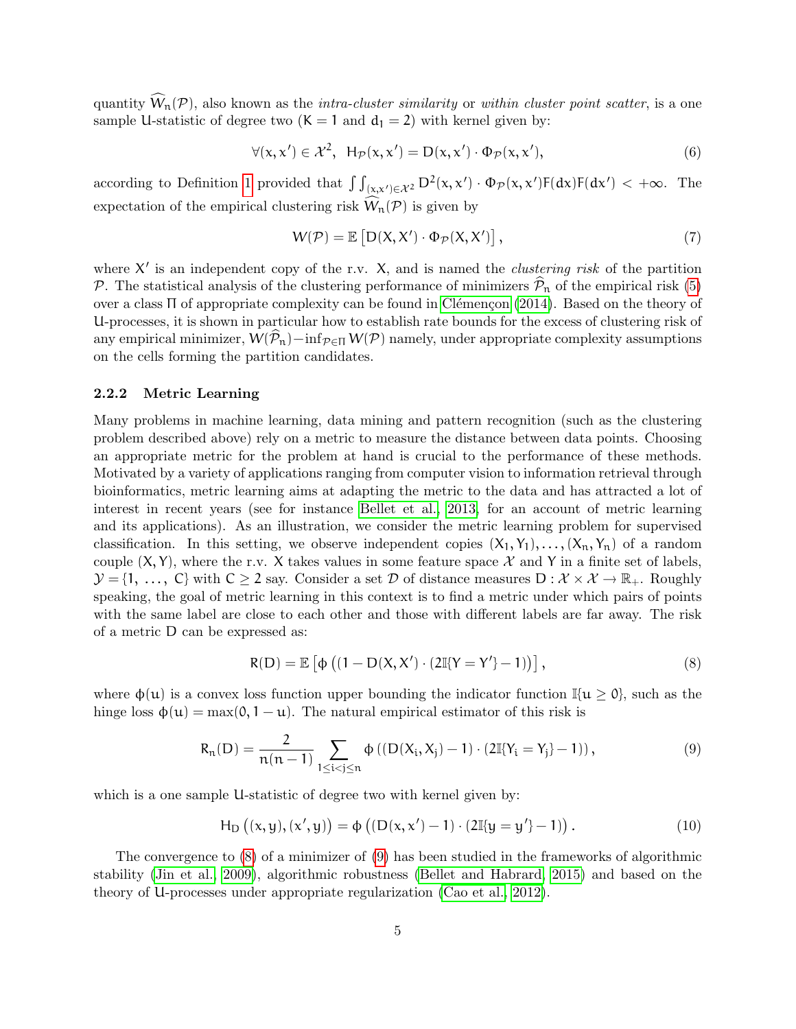quantity $\widehat{W}_n(\mathcal{P})$, also known as the *intra-cluster similarity* or *within cluster point scatter*, is a one sample U-statistic of degree two ($K = 1$ and $d_1 = 2$) with kernel given by:

$$\forall (x, x') \in \mathcal{X}^2, \;\; H_{\mathcal{P}}(x, x') = D(x, x') \cdot \Phi_{\mathcal{P}}(x, x'), \tag{6}$$

according to Definition 1 provided that $\int\int_{(x,x')\in\mathcal{X}^2} D^2(x, x') \cdot \Phi_{\mathcal{P}}(x, x')F(dx)F(dx') < +\infty$. The expectation of the empirical clustering risk $\widehat{W}_n(\mathcal{P})$ is given by

$$W(\mathcal{P}) = \mathbb{E}\left[D(X, X') \cdot \Phi_{\mathcal{P}}(X, X')\right], \tag{7}$$

where $X'$ is an independent copy of the r.v. $X$, and is named the *clustering risk* of the partition $\mathcal{P}$. The statistical analysis of the clustering performance of minimizers $\widehat{\mathcal{P}}_n$ of the empirical risk (5) over a class $\Pi$ of appropriate complexity can be found in Clémençon (2014). Based on the theory of U-processes, it is shown in particular how to establish rate bounds for the excess of clustering risk of any empirical minimizer, $W(\widehat{\mathcal{P}}_n) - \inf_{\mathcal{P}\in\Pi} W(\mathcal{P})$ namely, under appropriate complexity assumptions on the cells forming the partition candidates.

### 2.2.2 Metric Learning

Many problems in machine learning, data mining and pattern recognition (such as the clustering problem described above) rely on a metric to measure the distance between data points. Choosing an appropriate metric for the problem at hand is crucial to the performance of these methods. Motivated by a variety of applications ranging from computer vision to information retrieval through bioinformatics, metric learning aims at adapting the metric to the data and has attracted a lot of interest in recent years (see for instance Bellet et al., 2013, for an account of metric learning and its applications). As an illustration, we consider the metric learning problem for supervised classification. In this setting, we observe independent copies $(X_1, Y_1), \ldots, (X_n, Y_n)$ of a random couple $(X, Y)$, where the r.v. $X$ takes values in some feature space $\mathcal{X}$ and $Y$ in a finite set of labels, $\mathcal{Y} = \{1, \ldots, C\}$ with $C \geq 2$ say. Consider a set $\mathcal{D}$ of distance measures $D : \mathcal{X} \times \mathcal{X} \to \mathbb{R}_+$. Roughly speaking, the goal of metric learning in this context is to find a metric under which pairs of points with the same label are close to each other and those with different labels are far away. The risk of a metric $D$ can be expressed as:

$$R(D) = \mathbb{E}\left[\phi\left((1 - D(X, X') \cdot (2\mathbb{I}\{Y = Y'\} - 1)\right)\right], \tag{8}$$

where $\phi(u)$ is a convex loss function upper bounding the indicator function $\mathbb{I}\{u \geq 0\}$, such as the hinge loss $\phi(u) = \max(0, 1 - u)$. The natural empirical estimator of this risk is

$$R_n(D) = \frac{2}{n(n-1)} \sum_{1\leq i<j\leq n} \phi\left((D(X_i, X_j) - 1) \cdot (2\mathbb{I}\{Y_i = Y_j\} - 1)\right), \tag{9}$$

which is a one sample U-statistic of degree two with kernel given by:

$$H_D\left((x, y), (x', y)\right) = \phi\left((D(x, x') - 1) \cdot (2\mathbb{I}\{y = y'\} - 1)\right). \tag{10}$$

The convergence to (8) of a minimizer of (9) has been studied in the frameworks of algorithmic stability (Jin et al., 2009), algorithmic robustness (Bellet and Habrard, 2015) and based on the theory of U-processes under appropriate regularization (Cao et al., 2012).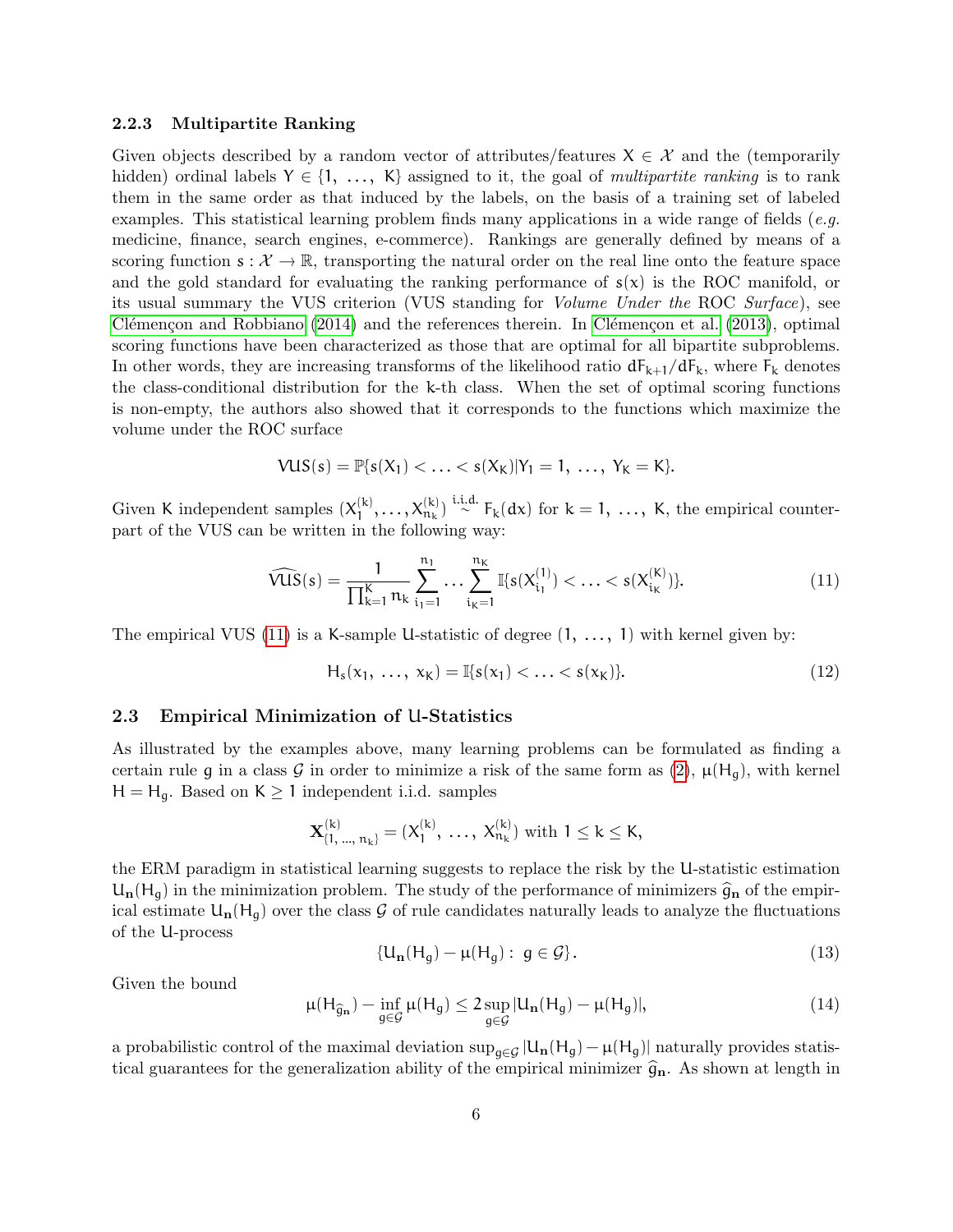### 2.2.3 Multipartite Ranking

Given objects described by a random vector of attributes/features $X \in \mathcal{X}$ and the (temporarily hidden) ordinal labels $Y \in \{1, \ldots, K\}$ assigned to it, the goal of *multipartite ranking* is to rank them in the same order as that induced by the labels, on the basis of a training set of labeled examples. This statistical learning problem finds many applications in a wide range of fields (*e.g.* medicine, finance, search engines, e-commerce). Rankings are generally defined by means of a scoring function $s : \mathcal{X} \to \mathbb{R}$, transporting the natural order on the real line onto the feature space and the gold standard for evaluating the ranking performance of $s(x)$ is the ROC manifold, or its usual summary the VUS criterion (VUS standing for *Volume Under the* ROC *Surface*), see Clémençon and Robbiano (2014) and the references therein. In Clémençon et al. (2013), optimal scoring functions have been characterized as those that are optimal for all bipartite subproblems. In other words, they are increasing transforms of the likelihood ratio $dF_{k+1}/dF_k$, where $F_k$ denotes the class-conditional distribution for the k-th class. When the set of optimal scoring functions is non-empty, the authors also showed that it corresponds to the functions which maximize the volume under the ROC surface

$$\mathrm{VUS}(s) = \mathbb{P}\{s(X_1) < \ldots < s(X_K) | Y_1 = 1, \ldots, Y_K = K\}.$$

Given K independent samples $(X_1^{(k)}, \ldots, X_{n_k}^{(k)}) \overset{\text{i.i.d.}}{\sim} F_k(dx)$ for $k = 1, \ldots, K$, the empirical counterpart of the VUS can be written in the following way:

$$\widehat{\mathrm{VUS}}(s) = \frac{1}{\prod_{k=1}^{K} n_k} \sum_{i_1=1}^{n_1} \cdots \sum_{i_K=1}^{n_K} \mathbb{I}\{s(X_{i_1}^{(1)}) < \ldots < s(X_{i_K}^{(K)})\}. \tag{11}$$

The empirical VUS (11) is a K-sample U-statistic of degree $(1, \ldots, 1)$ with kernel given by:

$$H_s(x_1, \ldots, x_K) = \mathbb{I}\{s(x_1) < \ldots < s(x_K)\}. \tag{12}$$

## 2.3 Empirical Minimization of U-Statistics

As illustrated by the examples above, many learning problems can be formulated as finding a certain rule $g$ in a class $\mathcal{G}$ in order to minimize a risk of the same form as (2), $\mu(H_g)$, with kernel $H = H_g$. Based on $K \geq 1$ independent i.i.d. samples

$$\mathbf{X}^{(k)}_{\{1, \ldots, n_k\}} = (X_1^{(k)}, \ldots, X_{n_k}^{(k)}) \text{ with } 1 \leq k \leq K,$$

the ERM paradigm in statistical learning suggests to replace the risk by the U-statistic estimation $U_{\mathbf{n}}(H_g)$ in the minimization problem. The study of the performance of minimizers $\widehat{g}_{\mathbf{n}}$ of the empirical estimate $U_{\mathbf{n}}(H_g)$ over the class $\mathcal{G}$ of rule candidates naturally leads to analyze the fluctuations of the U-process

$$\{U_{\mathbf{n}}(H_g) - \mu(H_g) : \ g \in \mathcal{G}\}. \tag{13}$$

Given the bound

$$\mu(H_{\widehat{g}_{\mathbf{n}}}) - \inf_{g \in \mathcal{G}} \mu(H_g) \leq 2 \sup_{g \in \mathcal{G}} |U_{\mathbf{n}}(H_g) - \mu(H_g)|, \tag{14}$$

a probabilistic control of the maximal deviation $\sup_{g \in \mathcal{G}} |U_{\mathbf{n}}(H_g) - \mu(H_g)|$ naturally provides statistical guarantees for the generalization ability of the empirical minimizer $\widehat{g}_{\mathbf{n}}$. As shown at length in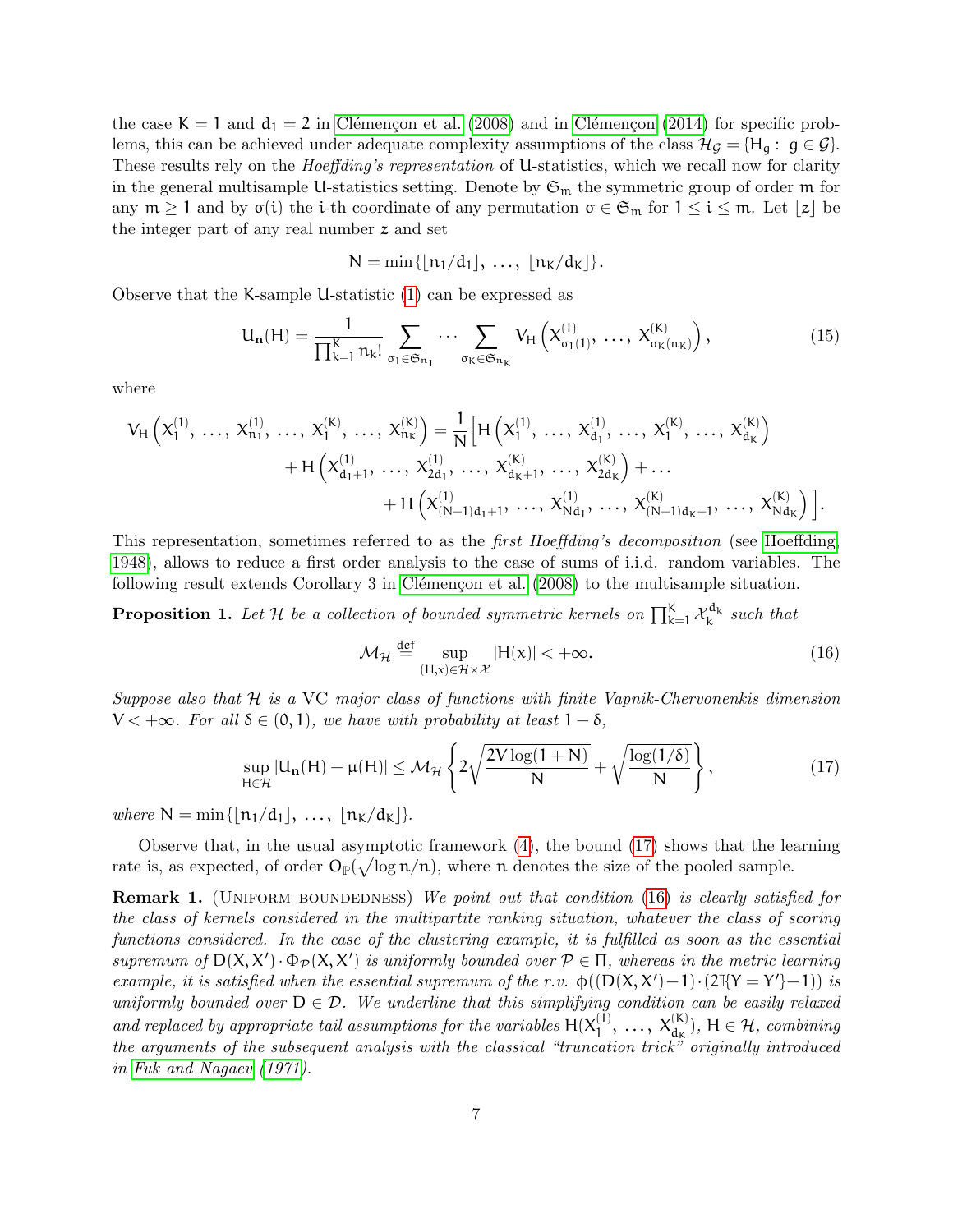the case $K = 1$ and $d_1 = 2$ in Clémençon et al. (2008) and in Clémençon (2014) for specific problems, this can be achieved under adequate complexity assumptions of the class $\mathcal{H}_{\mathcal{G}} = \{H_g : g \in \mathcal{G}\}$. These results rely on the *Hoeffding's representation* of U-statistics, which we recall now for clarity in the general multisample U-statistics setting. Denote by $\mathfrak{S}_m$ the symmetric group of order $m$ for any $m \geq 1$ and by $\sigma(i)$ the i-th coordinate of any permutation $\sigma \in \mathfrak{S}_m$ for $1 \leq i \leq m$. Let $\lfloor z \rfloor$ be the integer part of any real number $z$ and set

$$N = \min\{\lfloor n_1/d_1 \rfloor, \ldots, \lfloor n_K/d_K \rfloor\}.$$

Observe that the K-sample U-statistic (1) can be expressed as

$$U_{\mathbf{n}}(H) = \frac{1}{\prod_{k=1}^{K} n_k!} \sum_{\sigma_1 \in \mathfrak{S}_{n_1}} \cdots \sum_{\sigma_K \in \mathfrak{S}_{n_K}} V_H\left(X^{(1)}_{\sigma_1(1)}, \ldots, X^{(K)}_{\sigma_K(n_K)}\right), \tag{15}$$

where

$$\begin{aligned} V_H\left(X^{(1)}_1, \ldots, X^{(1)}_{n_1}, \ldots, X^{(K)}_1, \ldots, X^{(K)}_{n_K}\right) = \frac{1}{N}\Big[ & H\left(X^{(1)}_1, \ldots, X^{(1)}_{d_1}, \ldots, X^{(K)}_1, \ldots, X^{(K)}_{d_K}\right) \\ & + H\left(X^{(1)}_{d_1+1}, \ldots, X^{(1)}_{2d_1}, \ldots, X^{(K)}_{d_K+1}, \ldots, X^{(K)}_{2d_K}\right) + \ldots \\ & + H\left(X^{(1)}_{(N-1)d_1+1}, \ldots, X^{(1)}_{Nd_1}, \ldots, X^{(K)}_{(N-1)d_K+1}, \ldots, X^{(K)}_{Nd_K}\right)\Big]. \end{aligned}$$

This representation, sometimes referred to as the *first Hoeffding's decomposition* (see Hoeffding, 1948), allows to reduce a first order analysis to the case of sums of i.i.d. random variables. The following result extends Corollary 3 in Clémençon et al. (2008) to the multisample situation.

**Proposition 1.** *Let $\mathcal{H}$ be a collection of bounded symmetric kernels on $\prod_{k=1}^{K} \mathcal{X}_k^{d_k}$ such that*

$$\mathcal{M}_{\mathcal{H}} \overset{\text{def}}{=} \sup_{(H,x) \in \mathcal{H} \times \mathcal{X}} |H(x)| < +\infty. \tag{16}$$

*Suppose also that $\mathcal{H}$ is a VC major class of functions with finite Vapnik-Chervonenkis dimension $V < +\infty$. For all $\delta \in (0, 1)$, we have with probability at least $1 - \delta$,*

$$\sup_{H \in \mathcal{H}} |U_{\mathbf{n}}(H) - \mu(H)| \leq \mathcal{M}_{\mathcal{H}} \left\{ 2\sqrt{\frac{2V \log(1+N)}{N}} + \sqrt{\frac{\log(1/\delta)}{N}} \right\}, \tag{17}$$

*where $N = \min\{\lfloor n_1/d_1 \rfloor, \ldots, \lfloor n_K/d_K \rfloor\}$.*

Observe that, in the usual asymptotic framework (4), the bound (17) shows that the learning rate is, as expected, of order $O_{\mathbb{P}}(\sqrt{\log n/n})$, where $n$ denotes the size of the pooled sample.

**Remark 1.** (Uniform boundedness) *We point out that condition (16) is clearly satisfied for the class of kernels considered in the multipartite ranking situation, whatever the class of scoring functions considered. In the case of the clustering example, it is fulfilled as soon as the essential supremum of $D(X, X') \cdot \Phi_{\mathcal{P}}(X, X')$ is uniformly bounded over $\mathcal{P} \in \Pi$, whereas in the metric learning example, it is satisfied when the essential supremum of the r.v. $\phi((D(X, X')-1) \cdot (2\mathbb{I}\{Y = Y'\}-1))$ is uniformly bounded over $D \in \mathcal{D}$. We underline that this simplifying condition can be easily relaxed and replaced by appropriate tail assumptions for the variables $H(X^{(1)}_1, \ldots, X^{(K)}_{d_K})$, $H \in \mathcal{H}$, combining the arguments of the subsequent analysis with the classical "truncation trick" originally introduced in Fuk and Nagaev (1971).*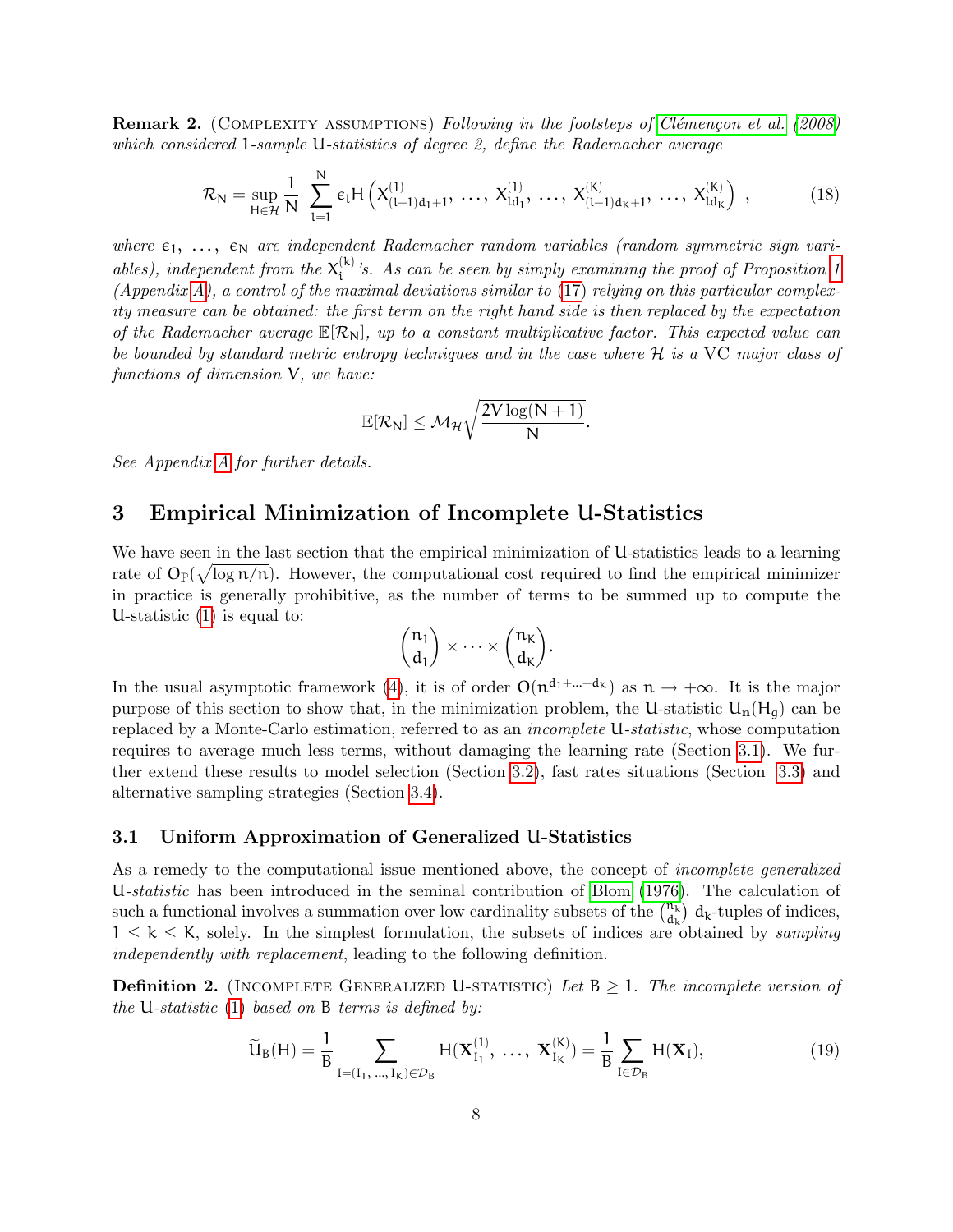**Remark 2.** (Complexity assumptions) *Following in the footsteps of Clémençon et al. (2008) which considered* 1*-sample* U*-statistics of degree 2, define the Rademacher average*

$$\mathcal{R}_N = \sup_{H \in \mathcal{H}} \frac{1}{N} \left| \sum_{l=1}^{N} \epsilon_l H\left(X^{(1)}_{(l-1)d_1+1}, \ldots, X^{(1)}_{ld_1}, \ldots, X^{(K)}_{(l-1)d_K+1}, \ldots, X^{(K)}_{ld_K}\right) \right|, \tag{18}$$

*where $\epsilon_1, \ldots, \epsilon_N$ are independent Rademacher random variables (random symmetric sign variables), independent from the $X^{(k)}_i$'s. As can be seen by simply examining the proof of Proposition 1 (Appendix A), a control of the maximal deviations similar to (17) relying on this particular complexity measure can be obtained: the first term on the right hand side is then replaced by the expectation of the Rademacher average $\mathbb{E}[\mathcal{R}_N]$, up to a constant multiplicative factor. This expected value can be bounded by standard metric entropy techniques and in the case where $\mathcal{H}$ is a* VC *major class of functions of dimension* V*, we have:*

$$\mathbb{E}[\mathcal{R}_N] \leq \mathcal{M}_{\mathcal{H}} \sqrt{\frac{2V \log(N+1)}{N}}.$$

*See Appendix A for further details.*

# 3 Empirical Minimization of Incomplete U-Statistics

We have seen in the last section that the empirical minimization of U-statistics leads to a learning rate of $O_{\mathbb{P}}(\sqrt{\log n / n})$. However, the computational cost required to find the empirical minimizer in practice is generally prohibitive, as the number of terms to be summed up to compute the U-statistic (1) is equal to:

$$\binom{n_1}{d_1} \times \cdots \times \binom{n_K}{d_K}.$$

In the usual asymptotic framework (4), it is of order $O(n^{d_1+\ldots+d_K})$ as $n \to +\infty$. It is the major purpose of this section to show that, in the minimization problem, the U-statistic $U_{\mathbf{n}}(H_g)$ can be replaced by a Monte-Carlo estimation, referred to as an *incomplete* U*-statistic*, whose computation requires to average much less terms, without damaging the learning rate (Section 3.1). We further extend these results to model selection (Section 3.2), fast rates situations (Section 3.3) and alternative sampling strategies (Section 3.4).

## 3.1 Uniform Approximation of Generalized U-Statistics

As a remedy to the computational issue mentioned above, the concept of *incomplete generalized* U*-statistic* has been introduced in the seminal contribution of Blom (1976). The calculation of such a functional involves a summation over low cardinality subsets of the $\binom{n_k}{d_k}$ $d_k$-tuples of indices, $1 \leq k \leq K$, solely. In the simplest formulation, the subsets of indices are obtained by *sampling independently with replacement*, leading to the following definition.

**Definition 2.** (Incomplete Generalized U-statistic) *Let $B \geq 1$. The incomplete version of the* U*-statistic* (1) *based on* B *terms is defined by:*

$$\widetilde{U}_B(H) = \frac{1}{B} \sum_{I=(I_1, \ldots, I_K) \in \mathcal{D}_B} H(\mathbf{X}^{(1)}_{I_1}, \ldots, \mathbf{X}^{(K)}_{I_K}) = \frac{1}{B} \sum_{I \in \mathcal{D}_B} H(\mathbf{X}_I), \tag{19}$$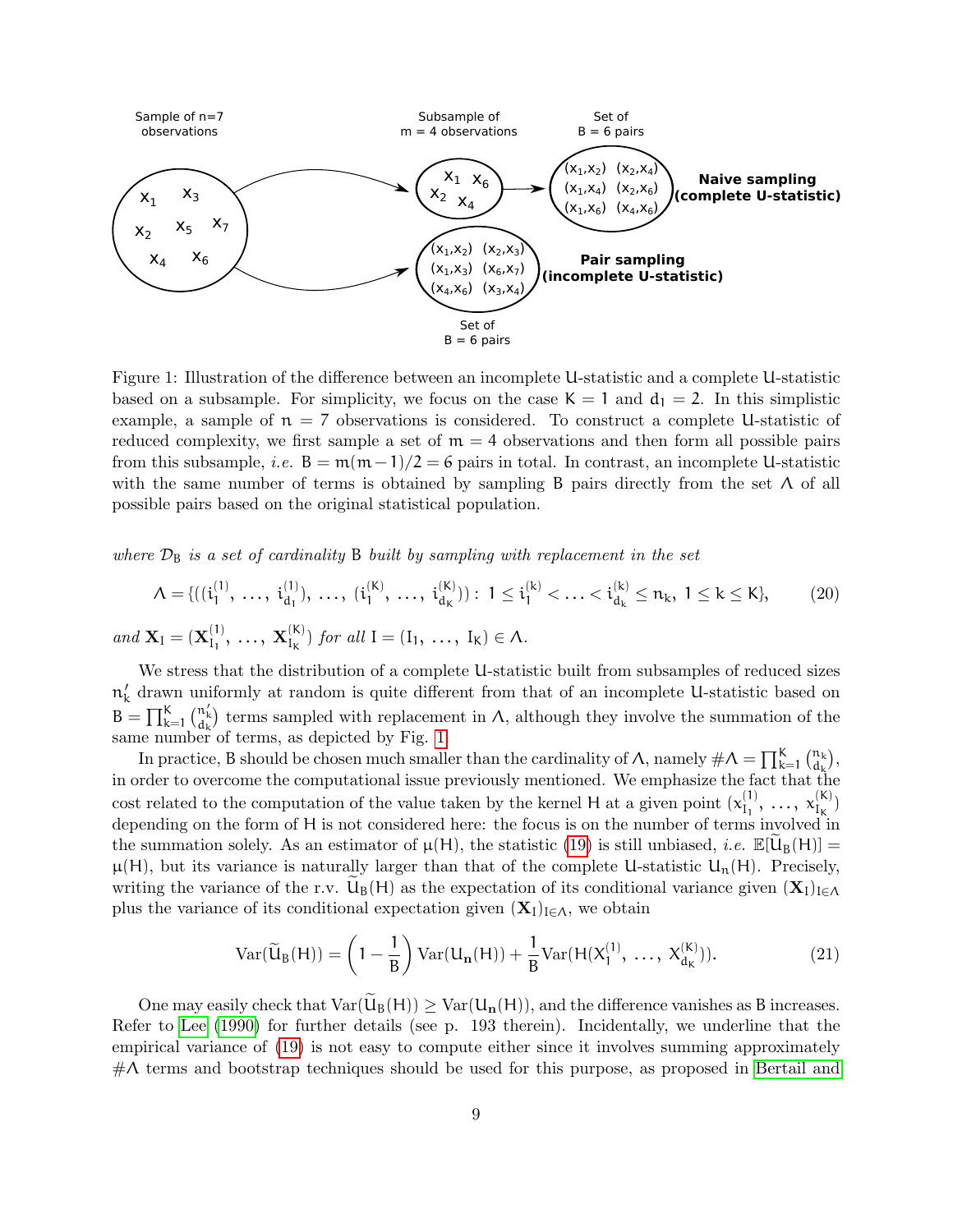Figure 1: Illustration of the difference between an incomplete U-statistic and a complete U-statistic based on a subsample. For simplicity, we focus on the case $K = 1$ and $d_1 = 2$. In this simplistic example, a sample of $n = 7$ observations is considered. To construct a complete U-statistic of reduced complexity, we first sample a set of $m = 4$ observations and then form all possible pairs from this subsample, *i.e.* $B = m(m-1)/2 = 6$ pairs in total. In contrast, an incomplete U-statistic with the same number of terms is obtained by sampling B pairs directly from the set $\Lambda$ of all possible pairs based on the original statistical population.

*where $\mathcal{D}_B$ is a set of cardinality B built by sampling with replacement in the set*

$$\Lambda = \{((i_1^{(1)}, \ldots, i_{d_1}^{(1)}), \ldots, (i_1^{(K)}, \ldots, i_{d_K}^{(K)})) : 1 \le i_1^{(k)} < \ldots < i_{d_k}^{(k)} \le n_k, \ 1 \le k \le K\}, \tag{20}$$

*and* $\mathbf{X}_I = (\mathbf{X}_{I_1}^{(1)}, \ldots, \mathbf{X}_{I_K}^{(K)})$ *for all* $I = (I_1, \ldots, I_K) \in \Lambda$.

We stress that the distribution of a complete U-statistic built from subsamples of reduced sizes $n'_k$ drawn uniformly at random is quite different from that of an incomplete U-statistic based on $B = \prod_{k=1}^{K} \binom{n'_k}{d_k}$ terms sampled with replacement in $\Lambda$, although they involve the summation of the same number of terms, as depicted by Fig. 1.

In practice, B should be chosen much smaller than the cardinality of $\Lambda$, namely $\#\Lambda = \prod_{k=1}^{K} \binom{n_k}{d_k}$, in order to overcome the computational issue previously mentioned. We emphasize the fact that the cost related to the computation of the value taken by the kernel H at a given point $(x_{I_1}^{(1)}, \ldots, x_{I_K}^{(K)})$ depending on the form of H is not considered here: the focus is on the number of terms involved in the summation solely. As an estimator of $\mu(H)$, the statistic (19) is still unbiased, *i.e.* $\mathbb{E}[\widetilde{U}_B(H)] = \mu(H)$, but its variance is naturally larger than that of the complete U-statistic $U_n(H)$. Precisely, writing the variance of the r.v. $\widetilde{U}_B(H)$ as the expectation of its conditional variance given $(\mathbf{X}_I)_{I \in \Lambda}$ plus the variance of its conditional expectation given $(\mathbf{X}_I)_{I \in \Lambda}$, we obtain

$$\mathrm{Var}(\widetilde{U}_B(H)) = \left(1 - \frac{1}{B}\right) \mathrm{Var}(U_{\mathbf{n}}(H)) + \frac{1}{B} \mathrm{Var}(H(X_1^{(1)}, \ldots, X_{d_K}^{(K)})). \tag{21}$$

One may easily check that $\mathrm{Var}(\widetilde{U}_B(H)) \ge \mathrm{Var}(U_{\mathbf{n}}(H))$, and the difference vanishes as B increases. Refer to Lee (1990) for further details (see p. 193 therein). Incidentally, we underline that the empirical variance of (19) is not easy to compute either since it involves summing approximately $\#\Lambda$ terms and bootstrap techniques should be used for this purpose, as proposed in Bertail and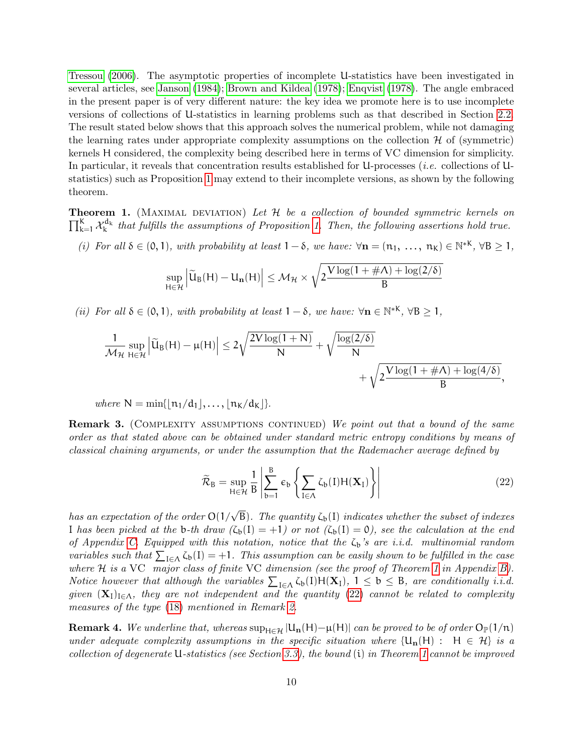Tressou (2006). The asymptotic properties of incomplete U-statistics have been investigated in several articles, see Janson (1984); Brown and Kildea (1978); Enqvist (1978). The angle embraced in the present paper is of very different nature: the key idea we promote here is to use incomplete versions of collections of U-statistics in learning problems such as that described in Section 2.2. The result stated below shows that this approach solves the numerical problem, while not damaging the learning rates under appropriate complexity assumptions on the collection $\mathcal{H}$ of (symmetric) kernels H considered, the complexity being described here in terms of VC dimension for simplicity. In particular, it reveals that concentration results established for U-processes (*i.e.* collections of U-statistics) such as Proposition 1 may extend to their incomplete versions, as shown by the following theorem.

**Theorem 1.** (Maximal deviation) *Let $\mathcal{H}$ be a collection of bounded symmetric kernels on $\prod_{k=1}^K \mathcal{X}_k^{d_k}$ that fulfills the assumptions of Proposition 1. Then, the following assertions hold true.*

*(i) For all $\delta \in (0,1)$, with probability at least $1-\delta$, we have: $\forall \mathbf{n} = (n_1, \ldots, n_K) \in \mathbb{N}^{*K}$, $\forall B \geq 1$,*

$$\sup_{H\in\mathcal{H}} \left| \widetilde{U}_B(H) - U_{\mathbf{n}}(H) \right| \leq \mathcal{M}_{\mathcal{H}} \times \sqrt{2\frac{V\log(1+\#\Lambda)+\log(2/\delta)}{B}}$$

*(ii) For all $\delta \in (0,1)$, with probability at least $1-\delta$, we have: $\forall \mathbf{n} \in \mathbb{N}^{*K}$, $\forall B \geq 1$,*

$$\frac{1}{\mathcal{M}_{\mathcal{H}}} \sup_{H\in\mathcal{H}} \left| \widetilde{U}_B(H) - \mu(H) \right| \leq 2\sqrt{\frac{2V\log(1+N)}{N}} + \sqrt{\frac{\log(2/\delta)}{N}} + \sqrt{2\frac{V\log(1+\#\Lambda)+\log(4/\delta)}{B}},$$

*where $N = \min\{\lfloor n_1/d_1 \rfloor, \ldots, \lfloor n_K/d_K \rfloor\}$.*

**Remark 3.** (Complexity assumptions continued) *We point out that a bound of the same order as that stated above can be obtained under standard metric entropy conditions by means of classical chaining arguments, or under the assumption that the Rademacher average defined by*

$$\widetilde{\mathcal{R}}_B = \sup_{H\in\mathcal{H}} \frac{1}{B} \left| \sum_{b=1}^B \epsilon_b \left\{ \sum_{I\in\Lambda} \zeta_b(I) H(\mathbf{X}_I) \right\} \right| \tag{22}$$

*has an expectation of the order $O(1/\sqrt{B})$. The quantity $\zeta_b(I)$ indicates whether the subset of indexes I has been picked at the b-th draw ($\zeta_b(I) = +1$) or not ($\zeta_b(I) = 0$), see the calculation at the end of Appendix C. Equipped with this notation, notice that the $\zeta_b$'s are i.i.d. multinomial random variables such that $\sum_{I\in\Lambda} \zeta_b(I) = +1$. This assumption can be easily shown to be fulfilled in the case where $\mathcal{H}$ is a VC major class of finite VC dimension (see the proof of Theorem 1 in Appendix B). Notice however that although the variables $\sum_{I\in\Lambda} \zeta_b(I) H(\mathbf{X}_I)$, $1 \leq b \leq B$, are conditionally i.i.d. given $(\mathbf{X}_I)_{I\in\Lambda}$, they are not independent and the quantity (22) cannot be related to complexity measures of the type (18) mentioned in Remark 2.*

**Remark 4.** *We underline that, whereas $\sup_{H\in\mathcal{H}} |U_{\mathbf{n}}(H) - \mu(H)|$ can be proved to be of order $O_{\mathbb{P}}(1/n)$ under adequate complexity assumptions in the specific situation where $\{U_{\mathbf{n}}(H) : H \in \mathcal{H}\}$ is a collection of degenerate U-statistics (see Section 3.3), the bound (i) in Theorem 1 cannot be improved*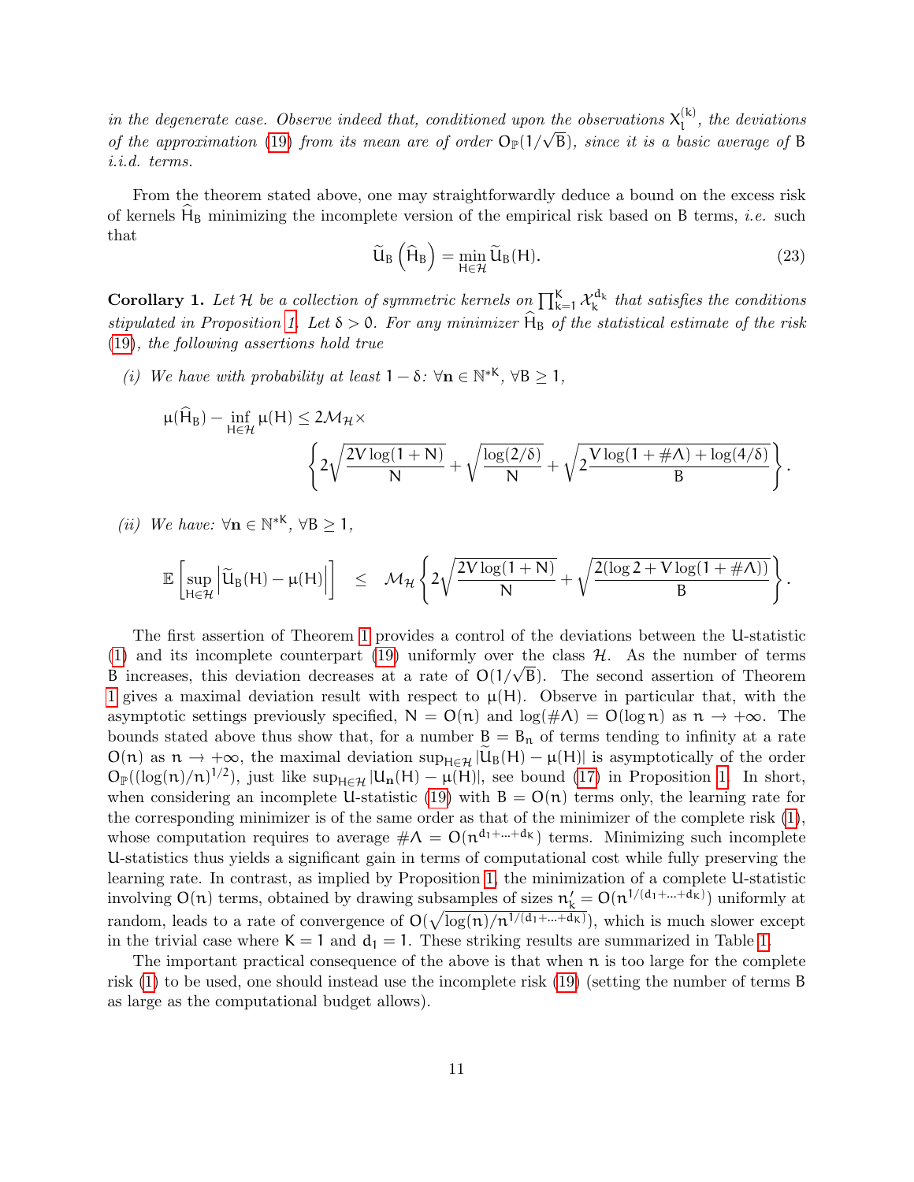*in the degenerate case. Observe indeed that, conditioned upon the observations $X_l^{(k)}$, the deviations of the approximation (19) from its mean are of order $O_{\mathbb{P}}(1/\sqrt{B})$, since it is a basic average of $B$ i.i.d. terms.*

From the theorem stated above, one may straightforwardly deduce a bound on the excess risk of kernels $\widehat{H}_B$ minimizing the incomplete version of the empirical risk based on $B$ terms, *i.e.* such that

$$\widetilde{U}_B\left(\widehat{H}_B\right) = \min_{H\in\mathcal{H}} \widetilde{U}_B(H). \tag{23}$$

**Corollary 1.** *Let $\mathcal{H}$ be a collection of symmetric kernels on $\prod_{k=1}^K \mathcal{X}_k^{d_k}$ that satisfies the conditions stipulated in Proposition 1. Let $\delta > 0$. For any minimizer $\widehat{H}_B$ of the statistical estimate of the risk (19), the following assertions hold true*

*(i) We have with probability at least $1-\delta$: $\forall \mathbf{n} \in \mathbb{N}^{*K}$, $\forall B \geq 1$,*

$$\mu(\widehat{H}_B) - \inf_{H\in\mathcal{H}} \mu(H) \leq 2\mathcal{M}_{\mathcal{H}} \times \left\{ 2\sqrt{\frac{2V\log(1+N)}{N}} + \sqrt{\frac{\log(2/\delta)}{N}} + \sqrt{2\frac{V\log(1+\#\Lambda)+\log(4/\delta)}{B}} \right\}.$$

*(ii) We have: $\forall \mathbf{n} \in \mathbb{N}^{*K}$, $\forall B \geq 1$,*

$$\mathbb{E}\left[\sup_{H\in\mathcal{H}} \left|\widetilde{U}_B(H) - \mu(H)\right|\right] \leq \mathcal{M}_{\mathcal{H}} \left\{ 2\sqrt{\frac{2V\log(1+N)}{N}} + \sqrt{\frac{2(\log 2 + V\log(1+\#\Lambda))}{B}} \right\}.$$

The first assertion of Theorem 1 provides a control of the deviations between the U-statistic (1) and its incomplete counterpart (19) uniformly over the class $\mathcal{H}$. As the number of terms $B$ increases, this deviation decreases at a rate of $O(1/\sqrt{B})$. The second assertion of Theorem 1 gives a maximal deviation result with respect to $\mu(H)$. Observe in particular that, with the asymptotic settings previously specified, $N = O(n)$ and $\log(\#\Lambda) = O(\log n)$ as $n \to +\infty$. The bounds stated above thus show that, for a number $B = B_n$ of terms tending to infinity at a rate $O(n)$ as $n \to +\infty$, the maximal deviation $\sup_{H\in\mathcal{H}} |\widetilde{U}_B(H) - \mu(H)|$ is asymptotically of the order $O_{\mathbb{P}}((\log(n)/n)^{1/2})$, just like $\sup_{H\in\mathcal{H}} |U_{\mathbf{n}}(H) - \mu(H)|$, see bound (17) in Proposition 1. In short, when considering an incomplete U-statistic (19) with $B = O(n)$ terms only, the learning rate for the corresponding minimizer is of the same order as that of the minimizer of the complete risk (1), whose computation requires to average $\#\Lambda = O(n^{d_1+\ldots+d_K})$ terms. Minimizing such incomplete U-statistics thus yields a significant gain in terms of computational cost while fully preserving the learning rate. In contrast, as implied by Proposition 1, the minimization of a complete U-statistic involving $O(n)$ terms, obtained by drawing subsamples of sizes $n'_k = O(n^{1/(d_1+\ldots+d_K)})$ uniformly at random, leads to a rate of convergence of $O(\sqrt{\log(n)/n^{1/(d_1+\ldots+d_K)}})$, which is much slower except in the trivial case where $K = 1$ and $d_1 = 1$. These striking results are summarized in Table 1.

The important practical consequence of the above is that when $n$ is too large for the complete risk (1) to be used, one should instead use the incomplete risk (19) (setting the number of terms $B$ as large as the computational budget allows).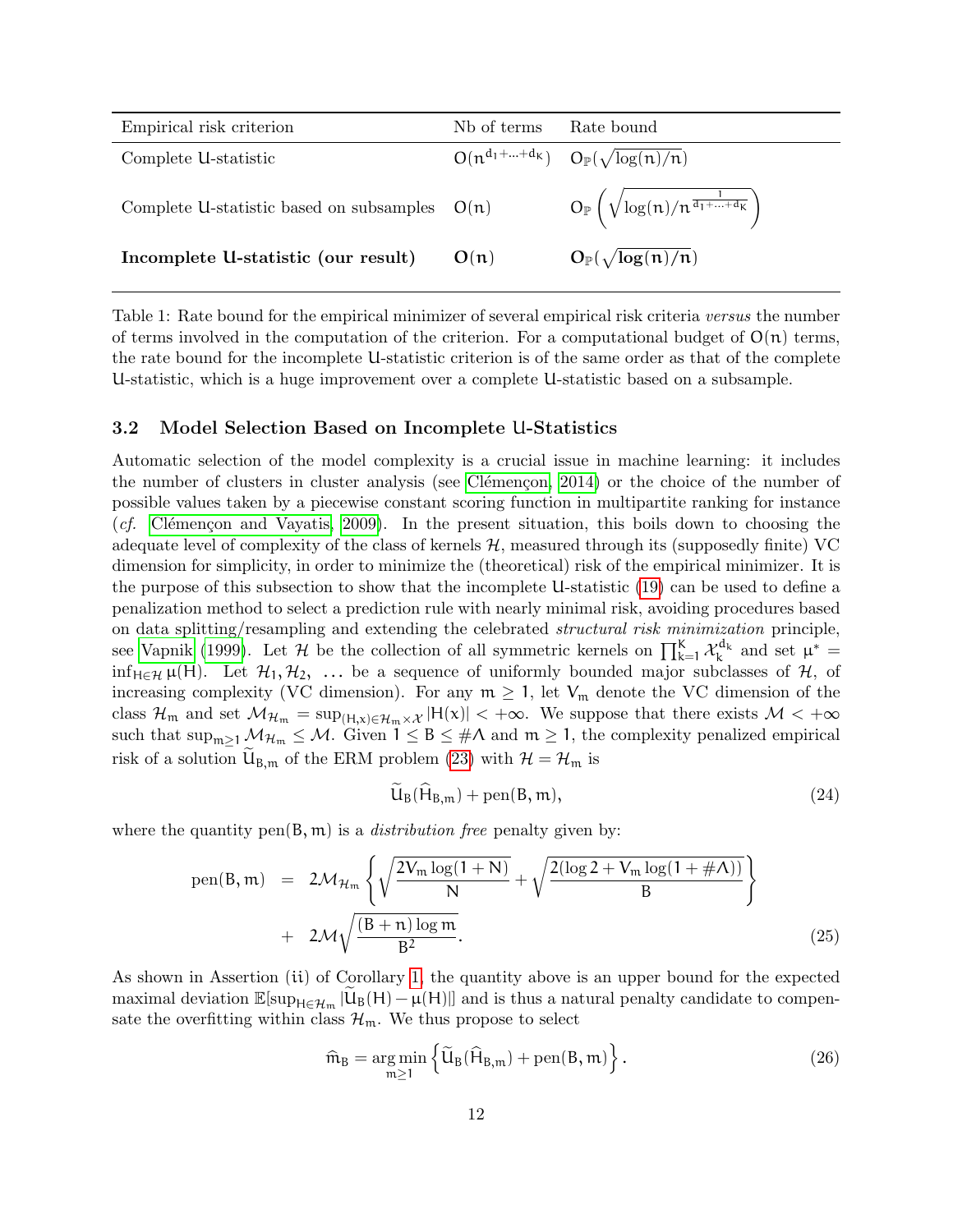| Empirical risk criterion | Nb of terms | Rate bound |
|---|---|---|
| Complete U-statistic | $O(n^{d_1+\ldots+d_K})$ | $O_{\mathbb{P}}(\sqrt{\log(n)/n})$ |
| Complete U-statistic based on subsamples | $O(n)$ | $O_{\mathbb{P}}\left(\sqrt{\log(n)/n^{\frac{1}{d_1+\ldots+d_K}}}\right)$ |
| **Incomplete U-statistic (our result)** | $\mathbf{O(n)}$ | $\mathbf{O_{\mathbb{P}}(\sqrt{\log(n)/n})}$ |

Table 1: Rate bound for the empirical minimizer of several empirical risk criteria *versus* the number of terms involved in the computation of the criterion. For a computational budget of $O(n)$ terms, the rate bound for the incomplete U-statistic criterion is of the same order as that of the complete U-statistic, which is a huge improvement over a complete U-statistic based on a subsample.

### 3.2 Model Selection Based on Incomplete U-Statistics

Automatic selection of the model complexity is a crucial issue in machine learning: it includes the number of clusters in cluster analysis (see Clémençon, 2014) or the choice of the number of possible values taken by a piecewise constant scoring function in multipartite ranking for instance (*cf.* Clémençon and Vayatis, 2009). In the present situation, this boils down to choosing the adequate level of complexity of the class of kernels $\mathcal{H}$, measured through its (supposedly finite) VC dimension for simplicity, in order to minimize the (theoretical) risk of the empirical minimizer. It is the purpose of this subsection to show that the incomplete U-statistic (19) can be used to define a penalization method to select a prediction rule with nearly minimal risk, avoiding procedures based on data splitting/resampling and extending the celebrated *structural risk minimization* principle, see Vapnik (1999). Let $\mathcal{H}$ be the collection of all symmetric kernels on $\prod_{k=1}^{K}\mathcal{X}_k^{d_k}$ and set $\mu^* = \inf_{H\in\mathcal{H}}\mu(H)$. Let $\mathcal{H}_1, \mathcal{H}_2, \ldots$ be a sequence of uniformly bounded major subclasses of $\mathcal{H}$, of increasing complexity (VC dimension). For any $m \geq 1$, let $V_m$ denote the VC dimension of the class $\mathcal{H}_m$ and set $\mathcal{M}_{\mathcal{H}_m} = \sup_{(H,x)\in\mathcal{H}_m\times\mathcal{X}}|H(x)| < +\infty$. We suppose that there exists $\mathcal{M} < +\infty$ such that $\sup_{m\geq 1}\mathcal{M}_{\mathcal{H}_m} \leq \mathcal{M}$. Given $1 \leq B \leq \#\Lambda$ and $m \geq 1$, the complexity penalized empirical risk of a solution $\widetilde{U}_{B,m}$ of the ERM problem (23) with $\mathcal{H} = \mathcal{H}_m$ is

$$\widetilde{U}_B(\widehat{H}_{B,m}) + \text{pen}(B, m), \tag{24}$$

where the quantity $\text{pen}(B, m)$ is a *distribution free* penalty given by:

$$\begin{aligned}\text{pen}(B, m) \;&=\; 2\mathcal{M}_{\mathcal{H}_m}\left\{\sqrt{\frac{2V_m\log(1+N)}{N}} + \sqrt{\frac{2(\log 2 + V_m\log(1+\#\Lambda))}{B}}\right\} \\ &+\; 2\mathcal{M}\sqrt{\frac{(B+n)\log m}{B^2}}.\end{aligned} \tag{25}$$

As shown in Assertion (ii) of Corollary 1, the quantity above is an upper bound for the expected maximal deviation $\mathbb{E}[\sup_{H\in\mathcal{H}_m}|\widetilde{U}_B(H) - \mu(H)|]$ and is thus a natural penalty candidate to compensate the overfitting within class $\mathcal{H}_m$. We thus propose to select

$$\widehat{m}_B = \underset{m\geq 1}{\arg\min}\left\{\widetilde{U}_B(\widehat{H}_{B,m}) + \text{pen}(B, m)\right\}. \tag{26}$$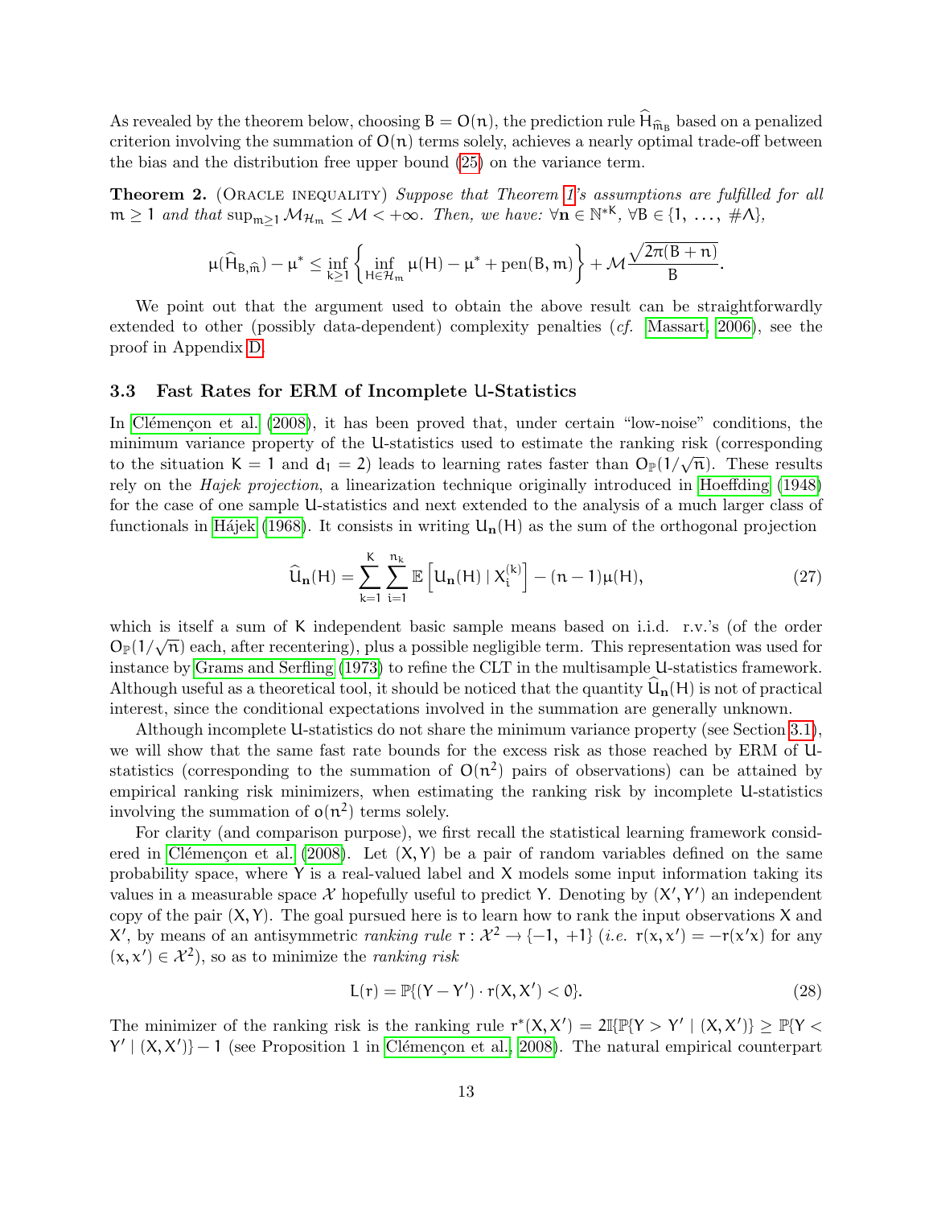As revealed by the theorem below, choosing $B = O(n)$, the prediction rule $\widehat{H}_{\widehat{m}_B}$ based on a penalized criterion involving the summation of $O(n)$ terms solely, achieves a nearly optimal trade-off between the bias and the distribution free upper bound (25) on the variance term.

**Theorem 2.** (Oracle inequality) *Suppose that Theorem 1's assumptions are fulfilled for all* $m \geq 1$ *and that* $\sup_{m\geq 1} \mathcal{M}_{\mathcal{H}_m} \leq \mathcal{M} < +\infty$*. Then, we have:* $\forall \mathbf{n} \in \mathbb{N}^{*K}$, $\forall B \in \{1, \ldots, \#\Lambda\}$,

$$\mu(\widehat{H}_{B,\widehat{m}}) - \mu^* \leq \inf_{k\geq 1} \left\{ \inf_{H \in \mathcal{H}_m} \mu(H) - \mu^* + \text{pen}(B, m) \right\} + \mathcal{M} \frac{\sqrt{2\pi(B+n)}}{B}.$$

We point out that the argument used to obtain the above result can be straightforwardly extended to other (possibly data-dependent) complexity penalties (*cf.* Massart, 2006), see the proof in Appendix D.

### 3.3 Fast Rates for ERM of Incomplete U-Statistics

In Clémençon et al. (2008), it has been proved that, under certain "low-noise" conditions, the minimum variance property of the U-statistics used to estimate the ranking risk (corresponding to the situation $K = 1$ and $d_1 = 2$) leads to learning rates faster than $O_{\mathbb{P}}(1/\sqrt{n})$. These results rely on the *Hajek projection*, a linearization technique originally introduced in Hoeffding (1948) for the case of one sample U-statistics and next extended to the analysis of a much larger class of functionals in Hájek (1968). It consists in writing $U_{\mathbf{n}}(H)$ as the sum of the orthogonal projection

$$\widehat{U}_{\mathbf{n}}(H) = \sum_{k=1}^{K} \sum_{i=1}^{n_k} \mathbb{E}\left[ U_{\mathbf{n}}(H) \mid X_i^{(k)} \right] - (n-1)\mu(H), \tag{27}$$

which is itself a sum of $K$ independent basic sample means based on i.i.d. r.v.'s (of the order $O_{\mathbb{P}}(1/\sqrt{n})$ each, after recentering), plus a possible negligible term. This representation was used for instance by Grams and Serfling (1973) to refine the CLT in the multisample U-statistics framework. Although useful as a theoretical tool, it should be noticed that the quantity $\widehat{U}_{\mathbf{n}}(H)$ is not of practical interest, since the conditional expectations involved in the summation are generally unknown.

Although incomplete U-statistics do not share the minimum variance property (see Section 3.1), we will show that the same fast rate bounds for the excess risk as those reached by ERM of U-statistics (corresponding to the summation of $O(n^2)$ pairs of observations) can be attained by empirical ranking risk minimizers, when estimating the ranking risk by incomplete U-statistics involving the summation of $o(n^2)$ terms solely.

For clarity (and comparison purpose), we first recall the statistical learning framework considered in Clémençon et al. (2008). Let $(X, Y)$ be a pair of random variables defined on the same probability space, where $Y$ is a real-valued label and $X$ models some input information taking its values in a measurable space $\mathcal{X}$ hopefully useful to predict $Y$. Denoting by $(X', Y')$ an independent copy of the pair $(X, Y)$. The goal pursued here is to learn how to rank the input observations $X$ and $X'$, by means of an antisymmetric *ranking rule* $r : \mathcal{X}^2 \to \{-1, +1\}$ (*i.e.* $r(x, x') = -r(x'x)$ for any $(x, x') \in \mathcal{X}^2$), so as to minimize the *ranking risk*

$$L(r) = \mathbb{P}\{(Y - Y') \cdot r(X, X') < 0\}. \tag{28}$$

The minimizer of the ranking risk is the ranking rule $r^*(X, X') = 2\mathbb{I}\{\mathbb{P}\{Y > Y' \mid (X, X')\} \geq \mathbb{P}\{Y < Y' \mid (X, X')\} - 1$ (see Proposition 1 in Clémençon et al., 2008). The natural empirical counterpart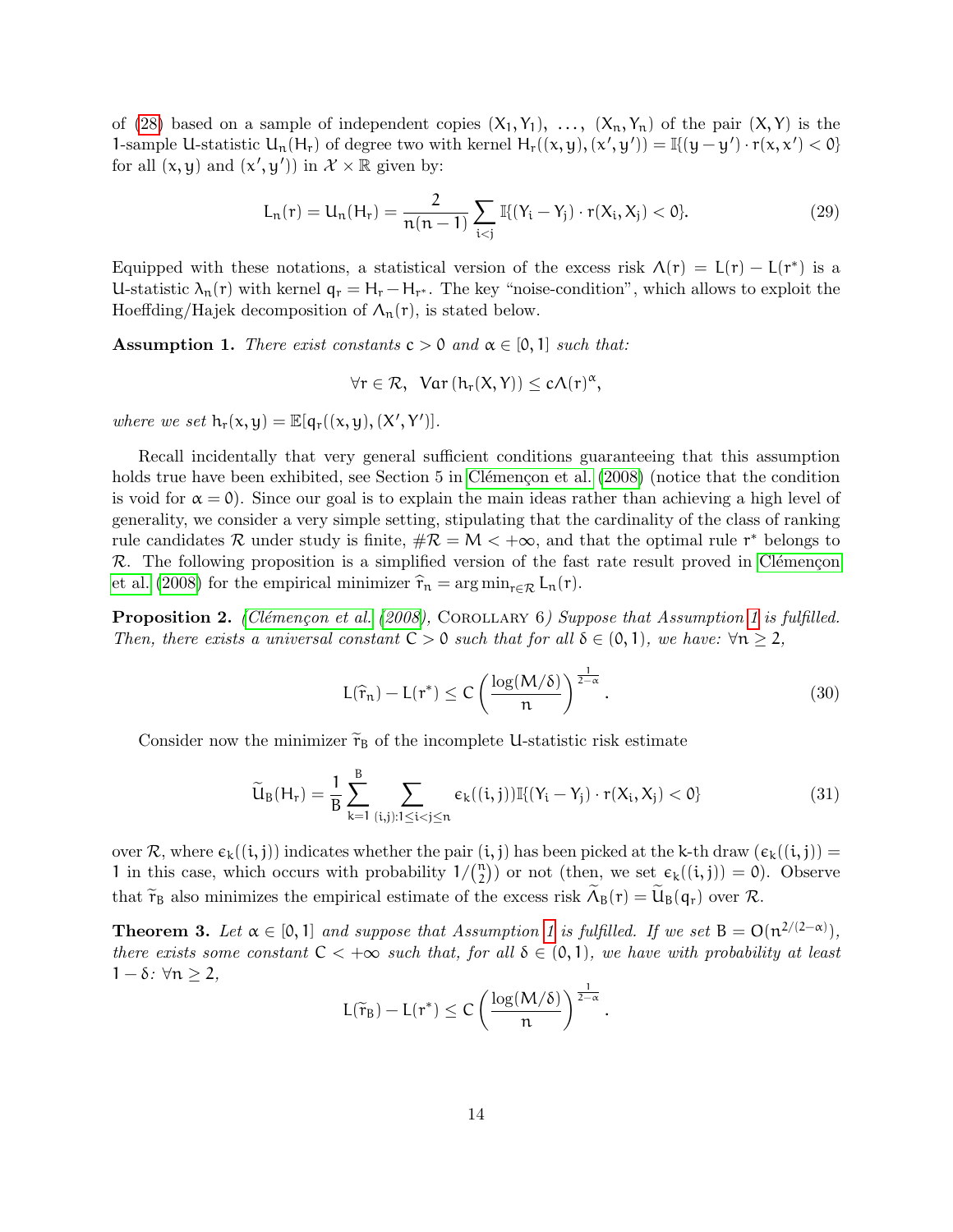of (28) based on a sample of independent copies $(X_1, Y_1), \ldots, (X_n, Y_n)$ of the pair $(X, Y)$ is the 1-sample U-statistic $U_n(H_r)$ of degree two with kernel $H_r((x, y), (x', y')) = \mathbb{I}\{(y - y') \cdot r(x, x') < 0\}$ for all $(x, y)$ and $(x', y')$ in $\mathcal{X} \times \mathbb{R}$ given by:

$$L_n(r) = U_n(H_r) = \frac{2}{n(n-1)} \sum_{i<j} \mathbb{I}\{(Y_i - Y_j) \cdot r(X_i, X_j) < 0\}. \tag{29}$$

Equipped with these notations, a statistical version of the excess risk $\Lambda(r) = L(r) - L(r^*)$ is a U-statistic $\lambda_n(r)$ with kernel $q_r = H_r - H_{r^*}$. The key "noise-condition", which allows to exploit the Hoeffding/Hajek decomposition of $\Lambda_n(r)$, is stated below.

**Assumption 1.** *There exist constants $c > 0$ and $\alpha \in [0, 1]$ such that:*

$$\forall r \in \mathcal{R}, \;\; Var\left(h_r(X, Y)\right) \leq c\Lambda(r)^\alpha,$$

*where we set $h_r(x, y) = \mathbb{E}[q_r((x, y), (X', Y'))]$.*

Recall incidentally that very general sufficient conditions guaranteeing that this assumption holds true have been exhibited, see Section 5 in Clémençon et al. (2008) (notice that the condition is void for $\alpha = 0$). Since our goal is to explain the main ideas rather than achieving a high level of generality, we consider a very simple setting, stipulating that the cardinality of the class of ranking rule candidates $\mathcal{R}$ under study is finite, $\#\mathcal{R} = M < +\infty$, and that the optimal rule $r^*$ belongs to $\mathcal{R}$. The following proposition is a simplified version of the fast rate result proved in Clémençon et al. (2008) for the empirical minimizer $\widehat{r}_n = \arg\min_{r \in \mathcal{R}} L_n(r)$.

**Proposition 2.** *(Clémençon et al. (2008), Corollary 6) Suppose that Assumption 1 is fulfilled. Then, there exists a universal constant $C > 0$ such that for all $\delta \in (0, 1)$, we have: $\forall n \geq 2$,*

$$L(\widehat{r}_n) - L(r^*) \leq C \left( \frac{\log(M/\delta)}{n} \right)^{\frac{1}{2-\alpha}}. \tag{30}$$

Consider now the minimizer $\widetilde{r}_B$ of the incomplete U-statistic risk estimate

$$\widetilde{U}_B(H_r) = \frac{1}{B} \sum_{k=1}^{B} \sum_{(i,j):1 \leq i < j \leq n} \epsilon_k((i, j)) \mathbb{I}\{(Y_i - Y_j) \cdot r(X_i, X_j) < 0\} \tag{31}$$

over $\mathcal{R}$, where $\epsilon_k((i, j))$ indicates whether the pair $(i, j)$ has been picked at the $k$-th draw ($\epsilon_k((i, j)) = 1$ in this case, which occurs with probability $1/\binom{n}{2}$) or not (then, we set $\epsilon_k((i, j)) = 0$). Observe that $\widetilde{r}_B$ also minimizes the empirical estimate of the excess risk $\widetilde{\Lambda}_B(r) = \widetilde{U}_B(q_r)$ over $\mathcal{R}$.

**Theorem 3.** *Let $\alpha \in [0, 1]$ and suppose that Assumption 1 is fulfilled. If we set $B = O(n^{2/(2-\alpha)})$, there exists some constant $C < +\infty$ such that, for all $\delta \in (0, 1)$, we have with probability at least $1 - \delta$: $\forall n \geq 2$,*

$$L(\widetilde{r}_B) - L(r^*) \leq C \left( \frac{\log(M/\delta)}{n} \right)^{\frac{1}{2-\alpha}}.$$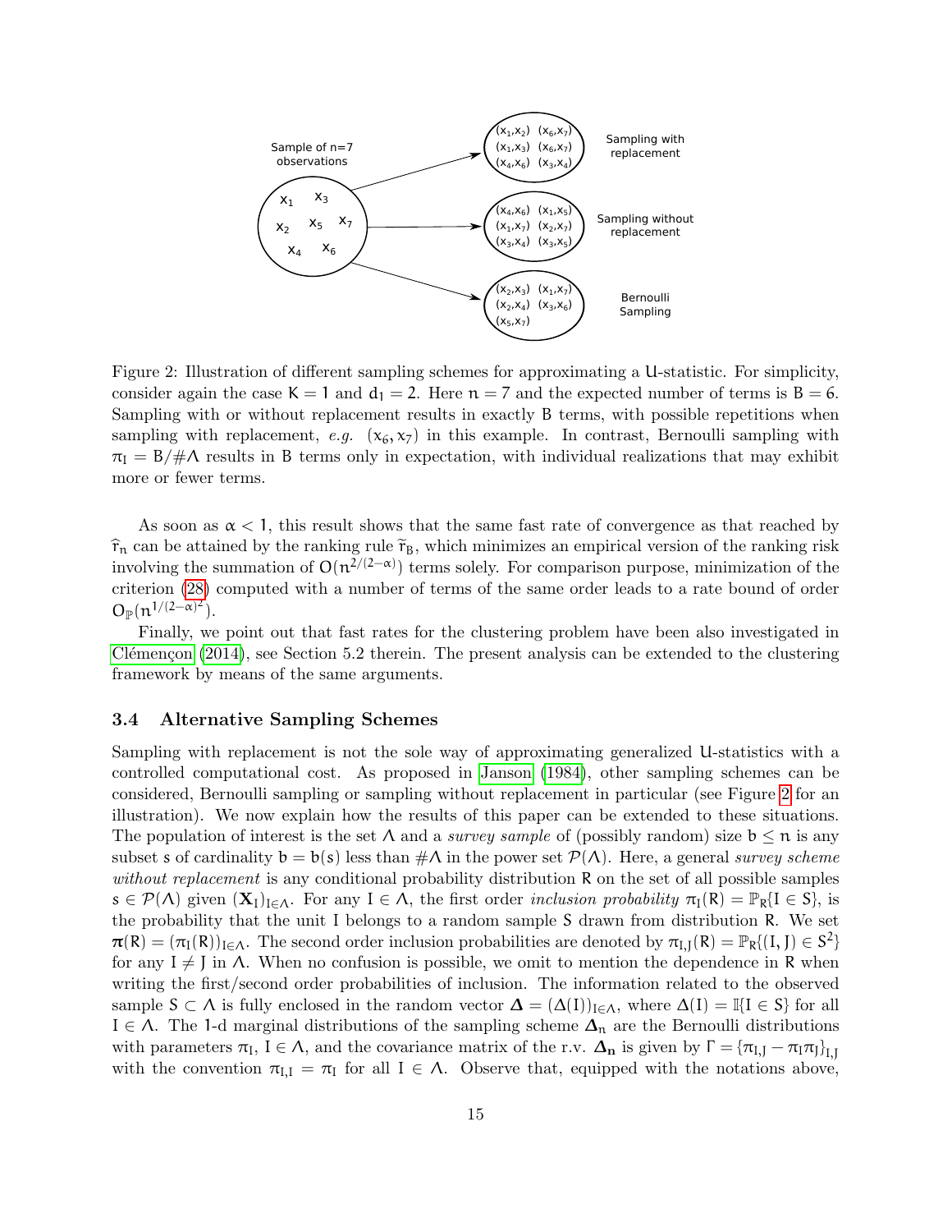Figure 2: Illustration of different sampling schemes for approximating a U-statistic. For simplicity, consider again the case $K = 1$ and $d_1 = 2$. Here $n = 7$ and the expected number of terms is $B = 6$. Sampling with or without replacement results in exactly B terms, with possible repetitions when sampling with replacement, *e.g.* $(x_6, x_7)$ in this example. In contrast, Bernoulli sampling with $\pi_I = B/\#\Lambda$ results in B terms only in expectation, with individual realizations that may exhibit more or fewer terms.

As soon as $\alpha < 1$, this result shows that the same fast rate of convergence as that reached by $\widehat{r}_n$ can be attained by the ranking rule $\widetilde{r}_B$, which minimizes an empirical version of the ranking risk involving the summation of $O(n^{2/(2-\alpha)})$ terms solely. For comparison purpose, minimization of the criterion (28) computed with a number of terms of the same order leads to a rate bound of order $O_{\mathbb{P}}(n^{1/(2-\alpha)^2})$.

Finally, we point out that fast rates for the clustering problem have been also investigated in Clémençon (2014), see Section 5.2 therein. The present analysis can be extended to the clustering framework by means of the same arguments.

### 3.4 Alternative Sampling Schemes

Sampling with replacement is not the sole way of approximating generalized U-statistics with a controlled computational cost. As proposed in Janson (1984), other sampling schemes can be considered, Bernoulli sampling or sampling without replacement in particular (see Figure 2 for an illustration). We now explain how the results of this paper can be extended to these situations. The population of interest is the set $\Lambda$ and a *survey sample* of (possibly random) size $b \leq n$ is any subset $s$ of cardinality $b = b(s)$ less than $\#\Lambda$ in the power set $\mathcal{P}(\Lambda)$. Here, a general *survey scheme without replacement* is any conditional probability distribution $R$ on the set of all possible samples $s \in \mathcal{P}(\Lambda)$ given $(\mathbf{X}_I)_{I\in\Lambda}$. For any $I \in \Lambda$, the first order *inclusion probability* $\pi_I(R) = \mathbb{P}_R\{I \in S\}$, is the probability that the unit $I$ belongs to a random sample $S$ drawn from distribution $R$. We set $\boldsymbol{\pi}(R) = (\pi_I(R))_{I\in\Lambda}$. The second order inclusion probabilities are denoted by $\pi_{I,J}(R) = \mathbb{P}_R\{(I, J) \in S^2\}$ for any $I \neq J$ in $\Lambda$. When no confusion is possible, we omit to mention the dependence in $R$ when writing the first/second order probabilities of inclusion. The information related to the observed sample $S \subset \Lambda$ is fully enclosed in the random vector $\boldsymbol{\Delta} = (\Delta(I))_{I\in\Lambda}$, where $\Delta(I) = \mathbb{I}\{I \in S\}$ for all $I \in \Lambda$. The 1-d marginal distributions of the sampling scheme $\boldsymbol{\Delta_n}$ are the Bernoulli distributions with parameters $\pi_I$, $I \in \Lambda$, and the covariance matrix of the r.v. $\boldsymbol{\Delta_n}$ is given by $\Gamma = \{\pi_{I,J} - \pi_I\pi_J\}_{I,J}$ with the convention $\pi_{I,I} = \pi_I$ for all $I \in \Lambda$. Observe that, equipped with the notations above,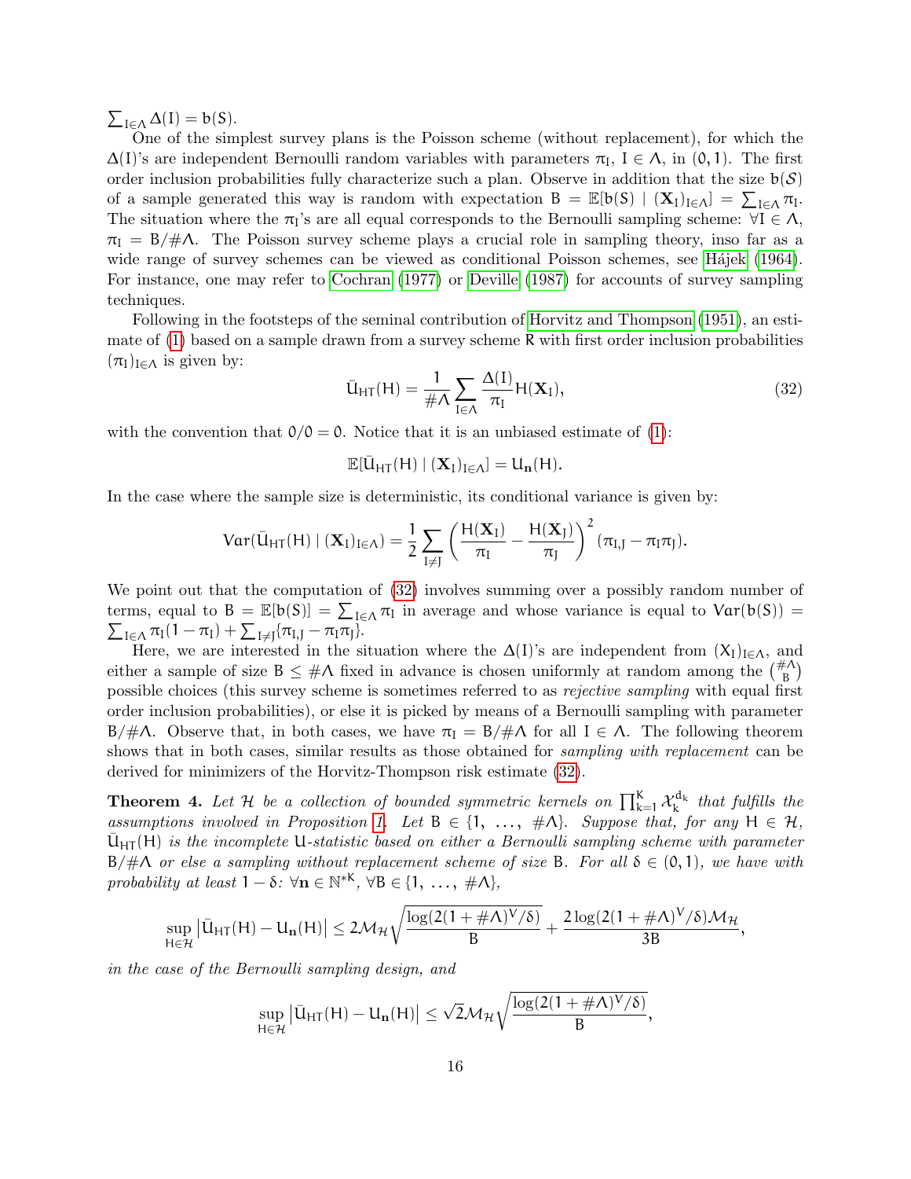$\sum_{I\in\Lambda}\Delta(I)=b(S)$.

One of the simplest survey plans is the Poisson scheme (without replacement), for which the $\Delta(I)$'s are independent Bernoulli random variables with parameters $\pi_I$, $I\in\Lambda$, in $(0,1)$. The first order inclusion probabilities fully characterize such a plan. Observe in addition that the size $b(\mathcal{S})$ of a sample generated this way is random with expectation $B=\mathbb{E}[b(S)\mid(\mathbf{X}_I)_{I\in\Lambda}]=\sum_{I\in\Lambda}\pi_I$. The situation where the $\pi_I$'s are all equal corresponds to the Bernoulli sampling scheme: $\forall I\in\Lambda$, $\pi_I=B/\#\Lambda$. The Poisson survey scheme plays a crucial role in sampling theory, inso far as a wide range of survey schemes can be viewed as conditional Poisson schemes, see Hájek (1964). For instance, one may refer to Cochran (1977) or Deville (1987) for accounts of survey sampling techniques.

Following in the footsteps of the seminal contribution of Horvitz and Thompson (1951), an estimate of (1) based on a sample drawn from a survey scheme R with first order inclusion probabilities $(\pi_I)_{I\in\Lambda}$ is given by:

$$\bar{U}_{HT}(H)=\frac{1}{\#\Lambda}\sum_{I\in\Lambda}\frac{\Delta(I)}{\pi_I}H(\mathbf{X}_I),\tag{32}$$

with the convention that $0/0=0$. Notice that it is an unbiased estimate of (1):

$$\mathbb{E}[\bar{U}_{HT}(H)\mid(\mathbf{X}_I)_{I\in\Lambda}]=U_{\mathbf{n}}(H).$$

In the case where the sample size is deterministic, its conditional variance is given by:

$$Var(\bar{U}_{HT}(H)\mid(\mathbf{X}_I)_{I\in\Lambda})=\frac{1}{2}\sum_{I\neq J}\left(\frac{H(\mathbf{X}_I)}{\pi_I}-\frac{H(\mathbf{X}_J)}{\pi_J}\right)^2(\pi_{I,J}-\pi_I\pi_J).$$

We point out that the computation of (32) involves summing over a possibly random number of terms, equal to $B=\mathbb{E}[b(S)]=\sum_{I\in\Lambda}\pi_I$ in average and whose variance is equal to $Var(b(S))=\sum_{I\in\Lambda}\pi_I(1-\pi_I)+\sum_{I\neq J}\{\pi_{I,J}-\pi_I\pi_J\}$.

Here, we are interested in the situation where the $\Delta(I)$'s are independent from $(X_I)_{I\in\Lambda}$, and either a sample of size $B\le\#\Lambda$ fixed in advance is chosen uniformly at random among the $\binom{\#\Lambda}{B}$ possible choices (this survey scheme is sometimes referred to as *rejective sampling* with equal first order inclusion probabilities), or else it is picked by means of a Bernoulli sampling with parameter $B/\#\Lambda$. Observe that, in both cases, we have $\pi_I=B/\#\Lambda$ for all $I\in\Lambda$. The following theorem shows that in both cases, similar results as those obtained for *sampling with replacement* can be derived for minimizers of the Horvitz-Thompson risk estimate (32).

**Theorem 4.** *Let $\mathcal{H}$ be a collection of bounded symmetric kernels on $\prod_{k=1}^{K}\mathcal{X}_k^{d_k}$ that fulfills the assumptions involved in Proposition 1. Let $B\in\{1,\ \dots,\ \#\Lambda\}$. Suppose that, for any $H\in\mathcal{H}$, $\bar{U}_{HT}(H)$ is the incomplete U-statistic based on either a Bernoulli sampling scheme with parameter $B/\#\Lambda$ or else a sampling without replacement scheme of size $B$. For all $\delta\in(0,1)$, we have with probability at least $1-\delta$: $\forall\mathbf{n}\in\mathbb{N}^{*K}$, $\forall B\in\{1,\ \dots,\ \#\Lambda\}$,*

$$\sup_{H\in\mathcal{H}}\left|\bar{U}_{HT}(H)-U_{\mathbf{n}}(H)\right|\le 2\mathcal{M}_{\mathcal{H}}\sqrt{\frac{\log(2(1+\#\Lambda)^V/\delta)}{B}}+\frac{2\log(2(1+\#\Lambda)^V/\delta)\mathcal{M}_{\mathcal{H}}}{3B},$$

*in the case of the Bernoulli sampling design, and*

$$\sup_{H\in\mathcal{H}}\left|\bar{U}_{HT}(H)-U_{\mathbf{n}}(H)\right|\le\sqrt{2}\mathcal{M}_{\mathcal{H}}\sqrt{\frac{\log(2(1+\#\Lambda)^V/\delta)}{B}},$$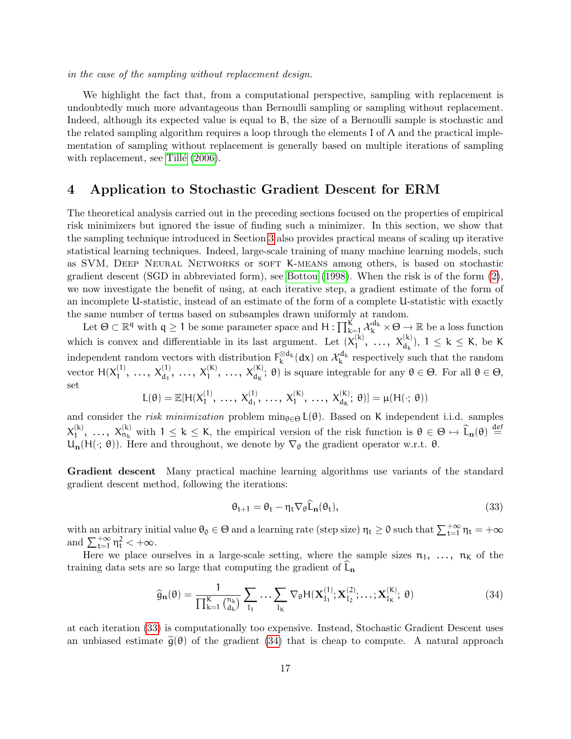*in the case of the sampling without replacement design.*

We highlight the fact that, from a computational perspective, sampling with replacement is undoubtedly much more advantageous than Bernoulli sampling or sampling without replacement. Indeed, although its expected value is equal to $B$, the size of a Bernoulli sample is stochastic and the related sampling algorithm requires a loop through the elements $I$ of $\Lambda$ and the practical implementation of sampling without replacement is generally based on multiple iterations of sampling with replacement, see Tillé (2006).

# 4 Application to Stochastic Gradient Descent for ERM

The theoretical analysis carried out in the preceding sections focused on the properties of empirical risk minimizers but ignored the issue of finding such a minimizer. In this section, we show that the sampling technique introduced in Section 3 also provides practical means of scaling up iterative statistical learning techniques. Indeed, large-scale training of many machine learning models, such as SVM, Deep Neural Networks or soft K-means among others, is based on stochastic gradient descent (SGD in abbreviated form), see Bottou (1998). When the risk is of the form (2), we now investigate the benefit of using, at each iterative step, a gradient estimate of the form of an incomplete U-statistic, instead of an estimate of the form of a complete U-statistic with exactly the same number of terms based on subsamples drawn uniformly at random.

Let $\Theta \subset \mathbb{R}^q$ with $q \geq 1$ be some parameter space and $H : \prod_{k=1}^{K} \mathcal{X}_k^{d_k} \times \Theta \to \mathbb{R}$ be a loss function which is convex and differentiable in its last argument. Let $(X_1^{(k)}, \ldots, X_{d_k}^{(k)})$, $1 \leq k \leq K$, be $K$ independent random vectors with distribution $F_k^{\otimes d_k}(dx)$ on $\mathcal{X}_k^{d_k}$ respectively such that the random vector $H(X_1^{(1)}, \ldots, X_{d_1}^{(1)}, \ldots, X_1^{(K)}, \ldots, X_{d_K}^{(K)}; \theta)$ is square integrable for any $\theta \in \Theta$. For all $\theta \in \Theta$, set

$$L(\theta) = \mathbb{E}[H(X_1^{(1)}, \ldots, X_{d_1}^{(1)}, \ldots, X_1^{(K)}, \ldots, X_{d_K}^{(K)}; \theta)] = \mu(H(\cdot; \theta))$$

and consider the *risk minimization* problem $\min_{\theta \in \Theta} L(\theta)$. Based on $K$ independent i.i.d. samples $X_1^{(k)}, \ldots, X_{n_k}^{(k)}$ with $1 \leq k \leq K$, the empirical version of the risk function is $\theta \in \Theta \mapsto \widehat{L}_{\mathbf{n}}(\theta) \overset{\text{def}}{=} U_{\mathbf{n}}(H(\cdot; \theta))$. Here and throughout, we denote by $\nabla_\theta$ the gradient operator w.r.t. $\theta$.

**Gradient descent** Many practical machine learning algorithms use variants of the standard gradient descent method, following the iterations:

$$\theta_{t+1} = \theta_t - \eta_t \nabla_\theta \widehat{L}_{\mathbf{n}}(\theta_t), \tag{33}$$

with an arbitrary initial value $\theta_0 \in \Theta$ and a learning rate (step size) $\eta_t \geq 0$ such that $\sum_{t=1}^{+\infty} \eta_t = +\infty$ and $\sum_{t=1}^{+\infty} \eta_t^2 < +\infty$.

Here we place ourselves in a large-scale setting, where the sample sizes $n_1, \ldots, n_K$ of the training data sets are so large that computing the gradient of $\widehat{L}_{\mathbf{n}}$

$$\widehat{g}_{\mathbf{n}}(\theta) = \frac{1}{\prod_{k=1}^{K} \binom{n_k}{d_k}} \sum_{I_1} \ldots \sum_{I_K} \nabla_\theta H(\mathbf{X}_{I_1}^{(1)}; \mathbf{X}_{I_2}^{(2)}; \ldots; \mathbf{X}_{I_K}^{(K)}; \theta) \tag{34}$$

at each iteration (33) is computationally too expensive. Instead, Stochastic Gradient Descent uses an unbiased estimate $\widetilde{g}(\theta)$ of the gradient (34) that is cheap to compute. A natural approach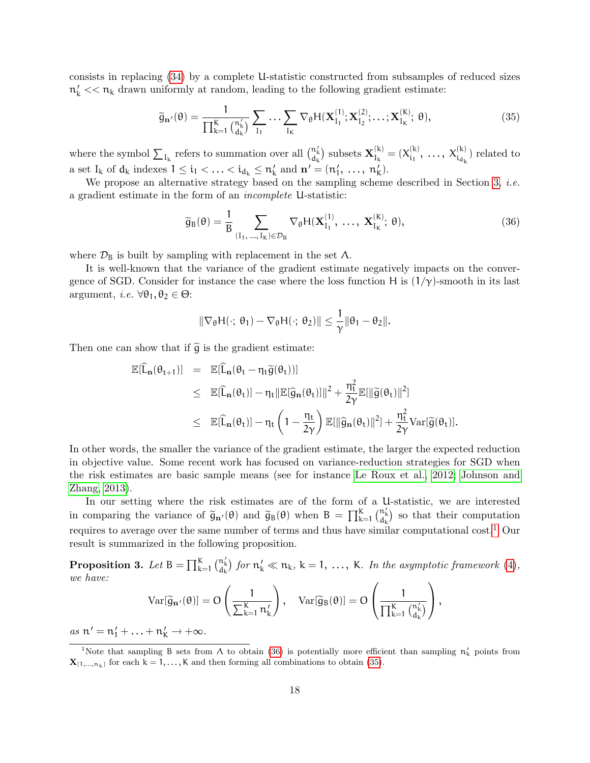consists in replacing (34) by a complete U-statistic constructed from subsamples of reduced sizes $n'_k << n_k$ drawn uniformly at random, leading to the following gradient estimate:

$$\widetilde{g}_{\mathbf{n}'}(\theta) = \frac{1}{\prod_{k=1}^{K} \binom{n'_k}{d_k}} \sum_{I_1} \ldots \sum_{I_K} \nabla_\theta H(\mathbf{X}^{(1)}_{I_1}; \mathbf{X}^{(2)}_{I_2}; \ldots; \mathbf{X}^{(K)}_{I_K};\ \theta), \tag{35}$$

where the symbol $\sum_{I_k}$ refers to summation over all $\binom{n'_k}{d_k}$ subsets $\mathbf{X}^{(k)}_{I_k} = (X^{(k)}_{i_1},\ \ldots,\ X^{(k)}_{i_{d_k}})$ related to a set $I_k$ of $d_k$ indexes $1 \leq i_1 < \ldots < i_{d_k} \leq n'_k$ and $\mathbf{n}' = (n'_1,\ \ldots,\ n'_K)$.

We propose an alternative strategy based on the sampling scheme described in Section 3, *i.e.* a gradient estimate in the form of an *incomplete* U-statistic:

$$\widetilde{g}_B(\theta) = \frac{1}{B} \sum_{(I_1,\ \ldots,\ I_K) \in \mathcal{D}_B} \nabla_\theta H(\mathbf{X}^{(1)}_{I_1},\ \ldots,\ \mathbf{X}^{(K)}_{I_K};\ \theta), \tag{36}$$

where $\mathcal{D}_B$ is built by sampling with replacement in the set $\Lambda$.

It is well-known that the variance of the gradient estimate negatively impacts on the convergence of SGD. Consider for instance the case where the loss function $H$ is $(1/\gamma)$-smooth in its last argument, *i.e.* $\forall \theta_1, \theta_2 \in \Theta$:

$$\|\nabla_\theta H(\cdot;\ \theta_1) - \nabla_\theta H(\cdot;\ \theta_2)\| \leq \frac{1}{\gamma} \|\theta_1 - \theta_2\|.$$

Then one can show that if $\widetilde{g}$ is the gradient estimate:

$$\begin{aligned}
\mathbb{E}[\widehat{L}_{\mathbf{n}}(\theta_{t+1})] &= \mathbb{E}[\widehat{L}_{\mathbf{n}}(\theta_t - \eta_t \widetilde{g}(\theta_t))] \\
&\leq \mathbb{E}[\widehat{L}_{\mathbf{n}}(\theta_t)] - \eta_t \|\mathbb{E}[\widehat{g}_{\mathbf{n}}(\theta_t)]\|^2 + \frac{\eta_t^2}{2\gamma} \mathbb{E}[\|\widetilde{g}(\theta_t)\|^2] \\
&\leq \mathbb{E}[\widehat{L}_{\mathbf{n}}(\theta_t)] - \eta_t \left(1 - \frac{\eta_t}{2\gamma}\right) \mathbb{E}[\|\widehat{g}_{\mathbf{n}}(\theta_t)\|^2] + \frac{\eta_t^2}{2\gamma} \mathrm{Var}[\widetilde{g}(\theta_t)].
\end{aligned}$$

In other words, the smaller the variance of the gradient estimate, the larger the expected reduction in objective value. Some recent work has focused on variance-reduction strategies for SGD when the risk estimates are basic sample means (see for instance Le Roux et al., 2012; Johnson and Zhang, 2013).

In our setting where the risk estimates are of the form of a U-statistic, we are interested in comparing the variance of $\widetilde{g}_{\mathbf{n}'}(\theta)$ and $\widetilde{g}_B(\theta)$ when $B = \prod_{k=1}^{K} \binom{n'_k}{d_k}$ so that their computation requires to average over the same number of terms and thus have similar computational cost.[1] Our result is summarized in the following proposition.

**Proposition 3.** *Let* $B = \prod_{k=1}^{K} \binom{n'_k}{d_k}$ *for* $n'_k \ll n_k$, $k = 1,\ \ldots,\ K$. *In the asymptotic framework* (4), *we have:*

$$\mathrm{Var}[\widetilde{g}_{\mathbf{n}'}(\theta)] = O\left(\frac{1}{\sum_{k=1}^{K} n'_k}\right), \quad \mathrm{Var}[\widetilde{g}_B(\theta)] = O\left(\frac{1}{\prod_{k=1}^{K} \binom{n'_k}{d_k}}\right),$$

*as* $n' = n'_1 + \ldots + n'_K \to +\infty$.

[1] Note that sampling B sets from $\Lambda$ to obtain (36) is potentially more efficient than sampling $n'_k$ points from $\mathbf{X}_{\{1,\ldots,n_k\}}$ for each $k = 1, \ldots, K$ and then forming all combinations to obtain (35).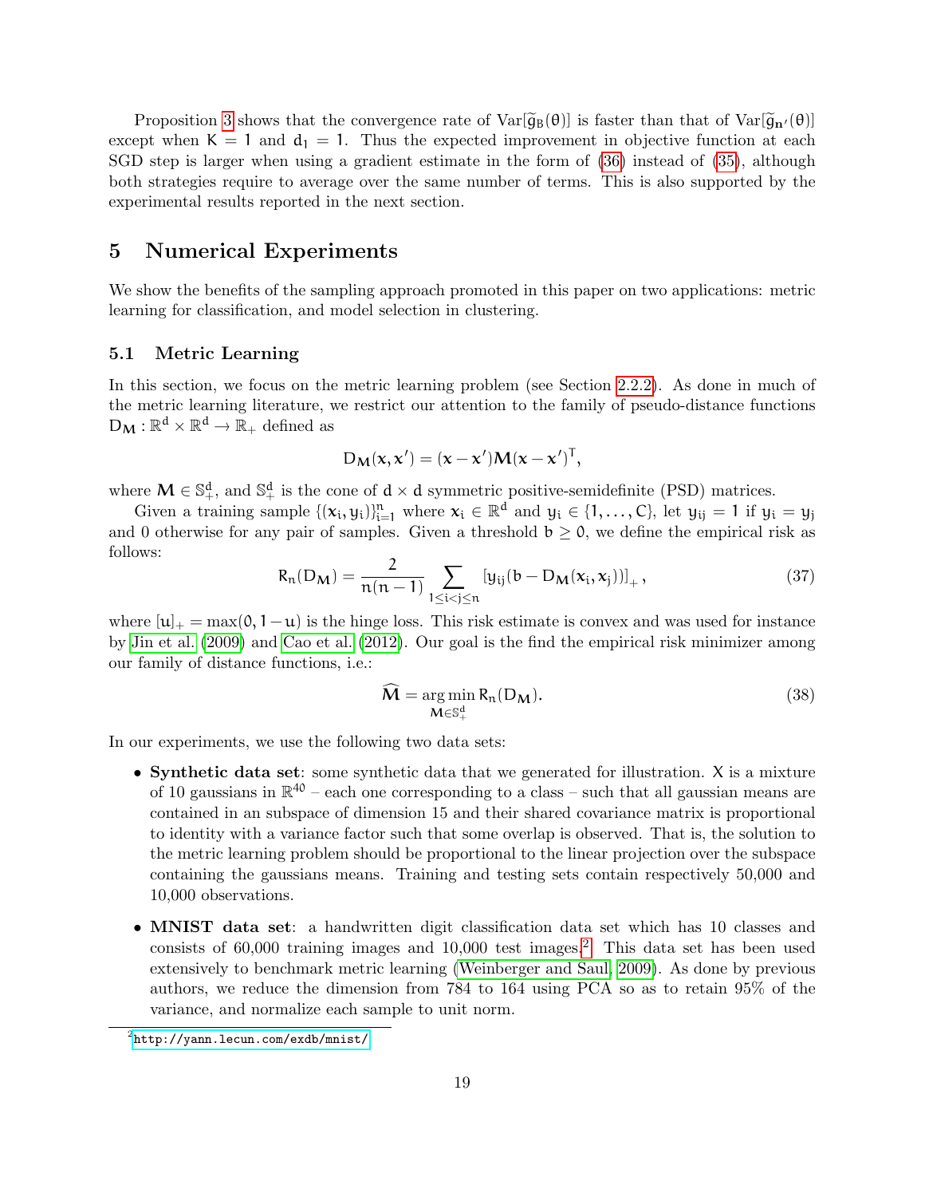Proposition 3 shows that the convergence rate of $\mathrm{Var}[\widetilde{g}_B(\theta)]$ is faster than that of $\mathrm{Var}[\widetilde{g}_{\mathbf{n}'}(\theta)]$ except when $K = 1$ and $d_1 = 1$. Thus the expected improvement in objective function at each SGD step is larger when using a gradient estimate in the form of (36) instead of (35), although both strategies require to average over the same number of terms. This is also supported by the experimental results reported in the next section.

# 5 Numerical Experiments

We show the benefits of the sampling approach promoted in this paper on two applications: metric learning for classification, and model selection in clustering.

## 5.1 Metric Learning

In this section, we focus on the metric learning problem (see Section 2.2.2). As done in much of the metric learning literature, we restrict our attention to the family of pseudo-distance functions $D_{\mathbf{M}} : \mathbb{R}^d \times \mathbb{R}^d \to \mathbb{R}_+$ defined as

$$D_{\mathbf{M}}(x, x') = (x - x')\mathbf{M}(x - x')^\top,$$

where $\mathbf{M} \in \mathbb{S}_+^d$, and $\mathbb{S}_+^d$ is the cone of $d \times d$ symmetric positive-semidefinite (PSD) matrices.

Given a training sample $\{(x_i, y_i)\}_{i=1}^n$ where $x_i \in \mathbb{R}^d$ and $y_i \in \{1, \dots, C\}$, let $y_{ij} = 1$ if $y_i = y_j$ and 0 otherwise for any pair of samples. Given a threshold $b \geq 0$, we define the empirical risk as follows:

$$R_n(D_{\mathbf{M}}) = \frac{2}{n(n-1)} \sum_{1 \leq i < j \leq n} [y_{ij}(b - D_{\mathbf{M}}(x_i, x_j))]_+, \tag{37}$$

where $[u]_+ = \max(0, 1 - u)$ is the hinge loss. This risk estimate is convex and was used for instance by Jin et al. (2009) and Cao et al. (2012). Our goal is the find the empirical risk minimizer among our family of distance functions, i.e.:

$$\widehat{\mathbf{M}} = \underset{\mathbf{M} \in \mathbb{S}_+^d}{\arg\min}\, R_n(D_{\mathbf{M}}). \tag{38}$$

In our experiments, we use the following two data sets:

- **Synthetic data set**: some synthetic data that we generated for illustration. $X$ is a mixture of 10 gaussians in $\mathbb{R}^{40}$ – each one corresponding to a class – such that all gaussian means are contained in an subspace of dimension 15 and their shared covariance matrix is proportional to identity with a variance factor such that some overlap is observed. That is, the solution to the metric learning problem should be proportional to the linear projection over the subspace containing the gaussians means. Training and testing sets contain respectively 50,000 and 10,000 observations.
- **MNIST data set**: a handwritten digit classification data set which has 10 classes and consists of 60,000 training images and 10,000 test images.[2] This data set has been used extensively to benchmark metric learning (Weinberger and Saul, 2009). As done by previous authors, we reduce the dimension from 784 to 164 using PCA so as to retain 95% of the variance, and normalize each sample to unit norm.

[2] http://yann.lecun.com/exdb/mnist/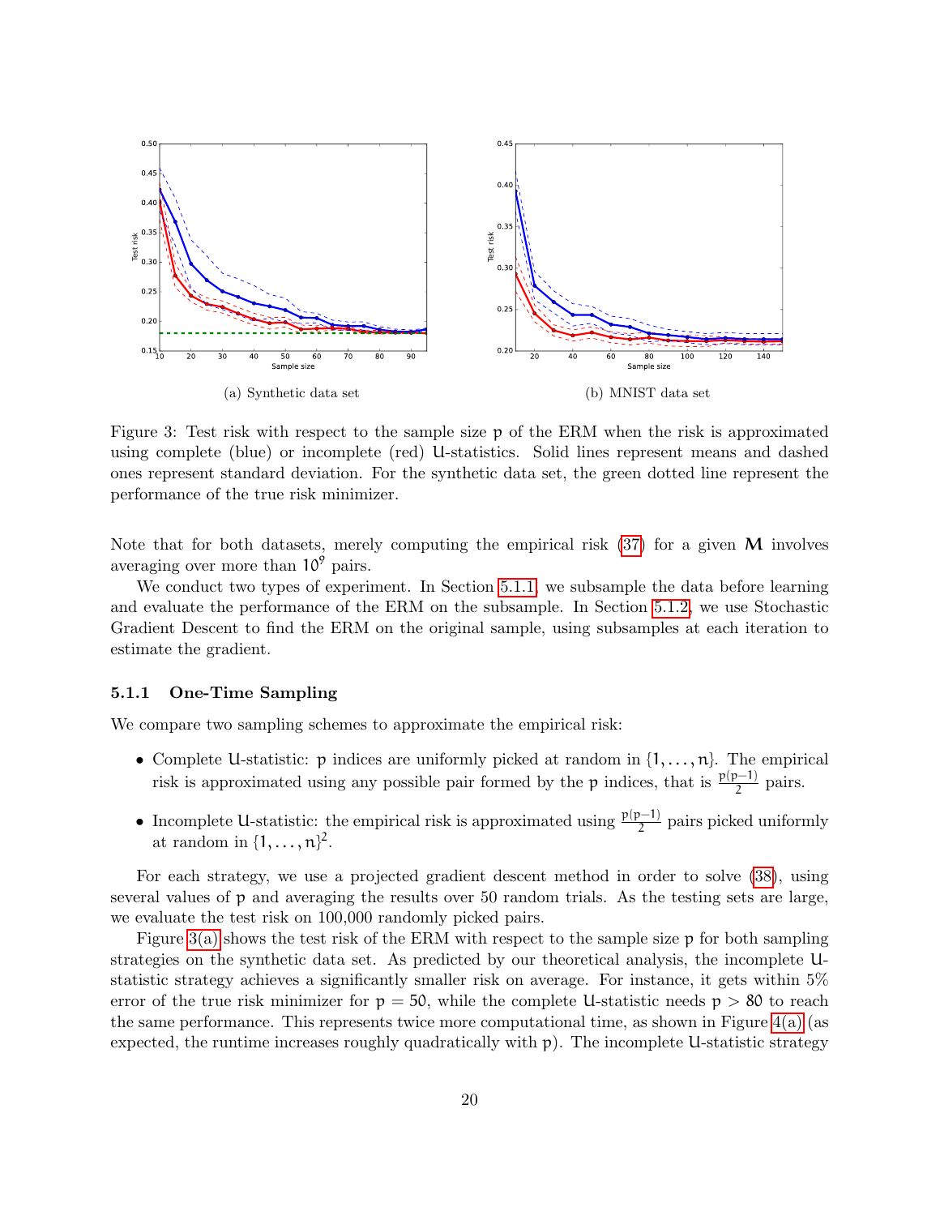(a) Synthetic data set

(b) MNIST data set

Figure 3: Test risk with respect to the sample size $p$ of the ERM when the risk is approximated using complete (blue) or incomplete (red) U-statistics. Solid lines represent means and dashed ones represent standard deviation. For the synthetic data set, the green dotted line represent the performance of the true risk minimizer.

Note that for both datasets, merely computing the empirical risk (37) for a given $\mathbf{M}$ involves averaging over more than $10^9$ pairs.

We conduct two types of experiment. In Section 5.1.1, we subsample the data before learning and evaluate the performance of the ERM on the subsample. In Section 5.1.2, we use Stochastic Gradient Descent to find the ERM on the original sample, using subsamples at each iteration to estimate the gradient.

### 5.1.1 One-Time Sampling

We compare two sampling schemes to approximate the empirical risk:

- Complete U-statistic: $p$ indices are uniformly picked at random in $\{1, \dots, n\}$. The empirical risk is approximated using any possible pair formed by the $p$ indices, that is $\frac{p(p-1)}{2}$ pairs.
- Incomplete U-statistic: the empirical risk is approximated using $\frac{p(p-1)}{2}$ pairs picked uniformly at random in $\{1, \dots, n\}^2$.

For each strategy, we use a projected gradient descent method in order to solve (38), using several values of $p$ and averaging the results over 50 random trials. As the testing sets are large, we evaluate the test risk on 100,000 randomly picked pairs.

Figure 3(a) shows the test risk of the ERM with respect to the sample size $p$ for both sampling strategies on the synthetic data set. As predicted by our theoretical analysis, the incomplete U-statistic strategy achieves a significantly smaller risk on average. For instance, it gets within 5% error of the true risk minimizer for $p = 50$, while the complete U-statistic needs $p > 80$ to reach the same performance. This represents twice more computational time, as shown in Figure 4(a) (as expected, the runtime increases roughly quadratically with $p$). The incomplete U-statistic strategy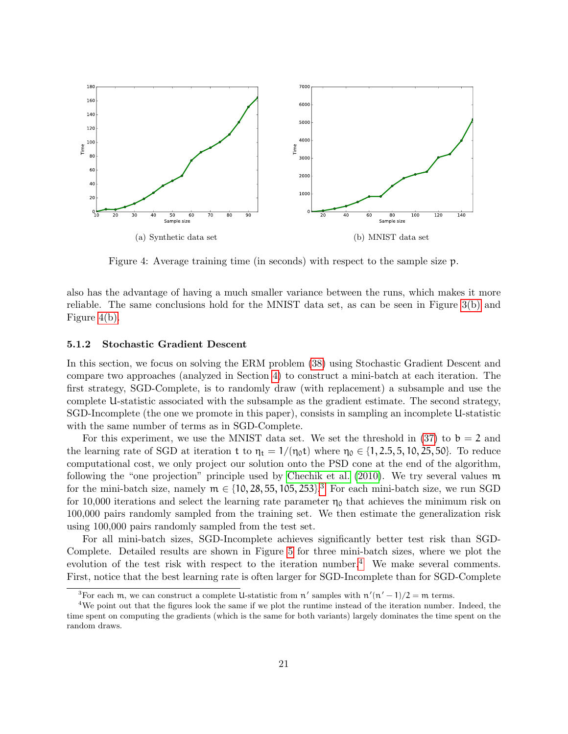(a) Synthetic data set

(b) MNIST data set

Figure 4: Average training time (in seconds) with respect to the sample size $p$.

also has the advantage of having a much smaller variance between the runs, which makes it more reliable. The same conclusions hold for the MNIST data set, as can be seen in Figure 3(b) and Figure 4(b).

#### 5.1.2 Stochastic Gradient Descent

In this section, we focus on solving the ERM problem (38) using Stochastic Gradient Descent and compare two approaches (analyzed in Section 4) to construct a mini-batch at each iteration. The first strategy, SGD-Complete, is to randomly draw (with replacement) a subsample and use the complete U-statistic associated with the subsample as the gradient estimate. The second strategy, SGD-Incomplete (the one we promote in this paper), consists in sampling an incomplete U-statistic with the same number of terms as in SGD-Complete.

For this experiment, we use the MNIST data set. We set the threshold in (37) to $b = 2$ and the learning rate of SGD at iteration $t$ to $\eta_t = 1/(\eta_0 t)$ where $\eta_0 \in \{1, 2.5, 5, 10, 25, 50\}$. To reduce computational cost, we only project our solution onto the PSD cone at the end of the algorithm, following the "one projection" principle used by Chechik et al. (2010). We try several values $m$ for the mini-batch size, namely $m \in \{10, 28, 55, 105, 253\}$.[3] For each mini-batch size, we run SGD for 10,000 iterations and select the learning rate parameter $\eta_0$ that achieves the minimum risk on 100,000 pairs randomly sampled from the training set. We then estimate the generalization risk using 100,000 pairs randomly sampled from the test set.

For all mini-batch sizes, SGD-Incomplete achieves significantly better test risk than SGD-Complete. Detailed results are shown in Figure 5 for three mini-batch sizes, where we plot the evolution of the test risk with respect to the iteration number.[4] We make several comments. First, notice that the best learning rate is often larger for SGD-Incomplete than for SGD-Complete

[3] For each $m$, we can construct a complete U-statistic from $n'$ samples with $n'(n' - 1)/2 = m$ terms.

[4] We point out that the figures look the same if we plot the runtime instead of the iteration number. Indeed, the time spent on computing the gradients (which is the same for both variants) largely dominates the time spent on the random draws.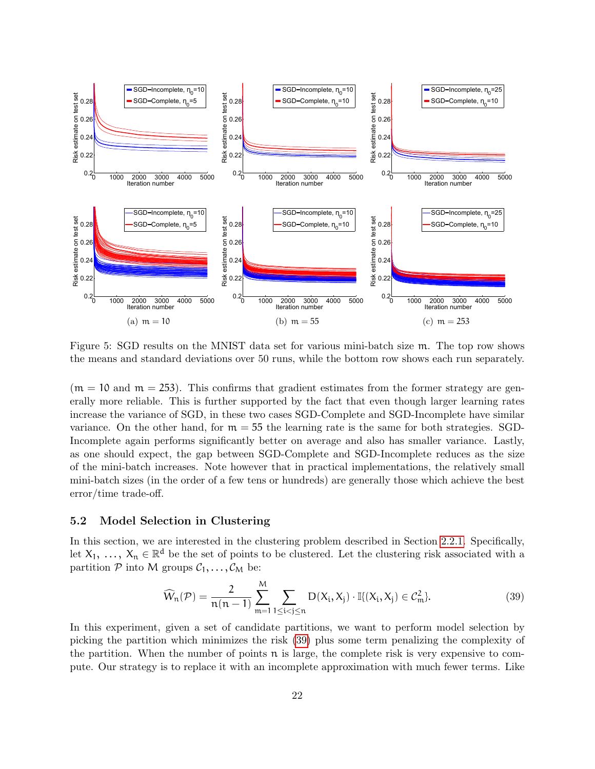Figure 5: SGD results on the MNIST data set for various mini-batch size $m$. The top row shows the means and standard deviations over 50 runs, while the bottom row shows each run separately.

($m = 10$ and $m = 253$). This confirms that gradient estimates from the former strategy are generally more reliable. This is further supported by the fact that even though larger learning rates increase the variance of SGD, in these two cases SGD-Complete and SGD-Incomplete have similar variance. On the other hand, for $m = 55$ the learning rate is the same for both strategies. SGD-Incomplete again performs significantly better on average and also has smaller variance. Lastly, as one should expect, the gap between SGD-Complete and SGD-Incomplete reduces as the size of the mini-batch increases. Note however that in practical implementations, the relatively small mini-batch sizes (in the order of a few tens or hundreds) are generally those which achieve the best error/time trade-off.

### 5.2 Model Selection in Clustering

In this section, we are interested in the clustering problem described in Section 2.2.1. Specifically, let $X_1, \ldots, X_n \in \mathbb{R}^d$ be the set of points to be clustered. Let the clustering risk associated with a partition $\mathcal{P}$ into $M$ groups $\mathcal{C}_1, \ldots, \mathcal{C}_M$ be:

$$\widehat{W}_n(\mathcal{P}) = \frac{2}{n(n-1)} \sum_{m=1}^{M} \sum_{1 \leq i < j \leq n} D(X_i, X_j) \cdot \mathbb{I}\{(X_i, X_j) \in \mathcal{C}_m^2\}. \tag{39}$$

In this experiment, given a set of candidate partitions, we want to perform model selection by picking the partition which minimizes the risk (39) plus some term penalizing the complexity of the partition. When the number of points $n$ is large, the complete risk is very expensive to compute. Our strategy is to replace it with an incomplete approximation with much fewer terms. Like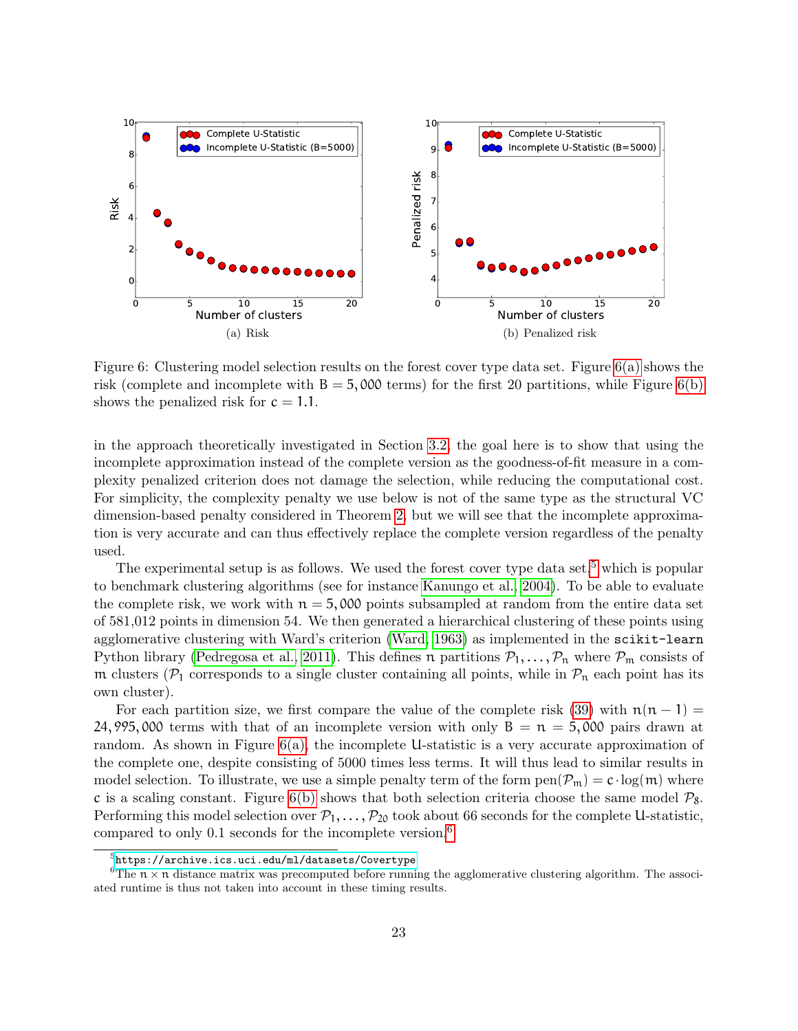Figure 6: Clustering model selection results on the forest cover type data set. Figure 6(a) shows the risk (complete and incomplete with $B = 5,000$ terms) for the first 20 partitions, while Figure 6(b) shows the penalized risk for $c = 1.1$.

in the approach theoretically investigated in Section 3.2, the goal here is to show that using the incomplete approximation instead of the complete version as the goodness-of-fit measure in a complexity penalized criterion does not damage the selection, while reducing the computational cost. For simplicity, the complexity penalty we use below is not of the same type as the structural VC dimension-based penalty considered in Theorem 2, but we will see that the incomplete approximation is very accurate and can thus effectively replace the complete version regardless of the penalty used.

The experimental setup is as follows. We used the forest cover type data set,[5] which is popular to benchmark clustering algorithms (see for instance Kanungo et al., 2004). To be able to evaluate the complete risk, we work with $n = 5,000$ points subsampled at random from the entire data set of 581,012 points in dimension 54. We then generated a hierarchical clustering of these points using agglomerative clustering with Ward's criterion (Ward, 1963) as implemented in the `scikit-learn` Python library (Pedregosa et al., 2011). This defines $n$ partitions $\mathcal{P}_1, \dots, \mathcal{P}_n$ where $\mathcal{P}_m$ consists of $m$ clusters ($\mathcal{P}_1$ corresponds to a single cluster containing all points, while in $\mathcal{P}_n$ each point has its own cluster).

For each partition size, we first compare the value of the complete risk (39) with $n(n-1) = 24,995,000$ terms with that of an incomplete version with only $B = n = 5,000$ pairs drawn at random. As shown in Figure 6(a), the incomplete U-statistic is a very accurate approximation of the complete one, despite consisting of 5000 times less terms. It will thus lead to similar results in model selection. To illustrate, we use a simple penalty term of the form $\text{pen}(\mathcal{P}_m) = c \cdot \log(m)$ where $c$ is a scaling constant. Figure 6(b) shows that both selection criteria choose the same model $\mathcal{P}_8$. Performing this model selection over $\mathcal{P}_1, \dots, \mathcal{P}_{20}$ took about 66 seconds for the complete U-statistic, compared to only 0.1 seconds for the incomplete version.[6]

[5] https://archive.ics.uci.edu/ml/datasets/Covertype

[6] The $n \times n$ distance matrix was precomputed before running the agglomerative clustering algorithm. The associated runtime is thus not taken into account in these timing results.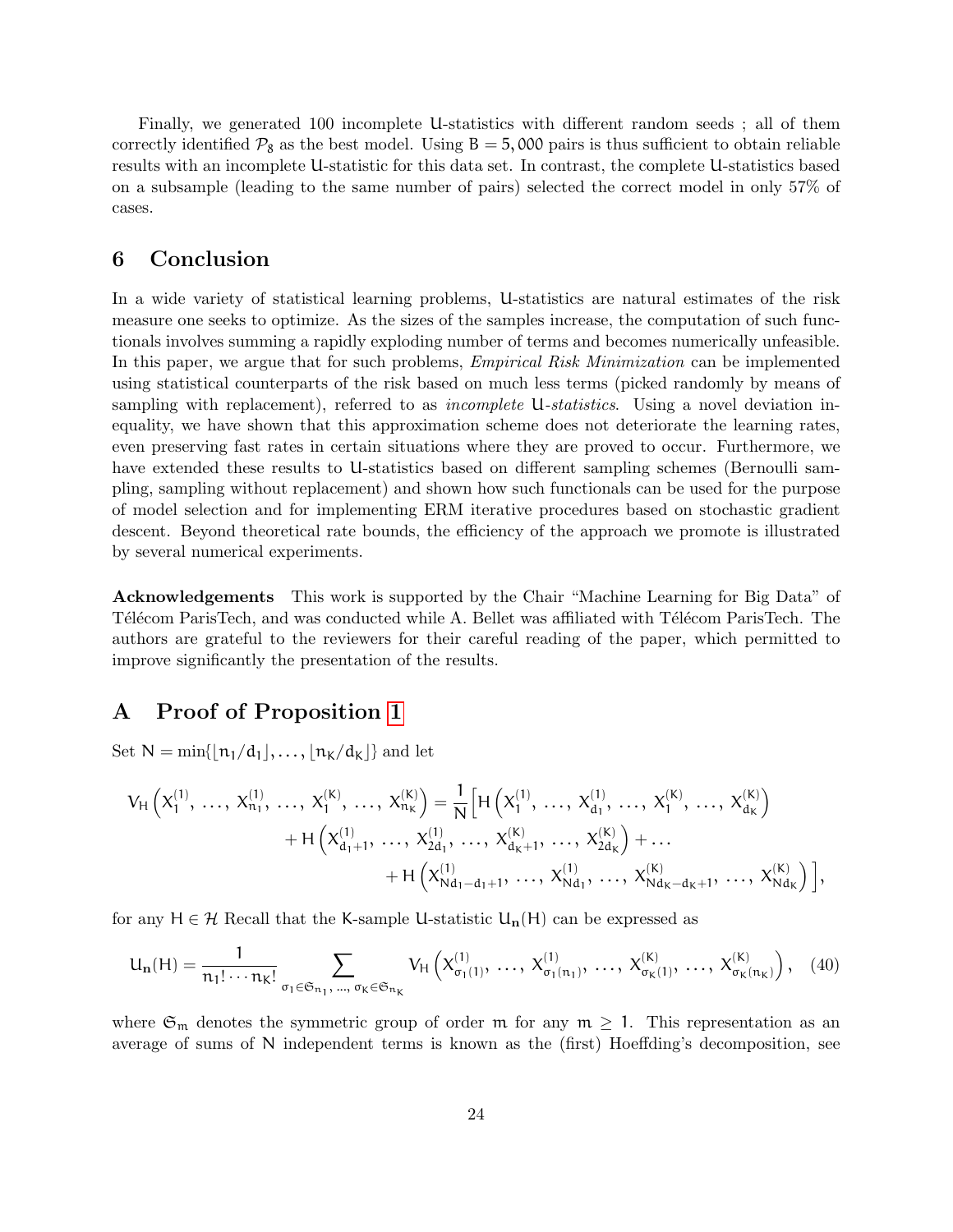Finally, we generated 100 incomplete U-statistics with different random seeds ; all of them correctly identified $\mathcal{P}_8$ as the best model. Using $B = 5,000$ pairs is thus sufficient to obtain reliable results with an incomplete U-statistic for this data set. In contrast, the complete U-statistics based on a subsample (leading to the same number of pairs) selected the correct model in only 57% of cases.

## 6 Conclusion

In a wide variety of statistical learning problems, U-statistics are natural estimates of the risk measure one seeks to optimize. As the sizes of the samples increase, the computation of such functionals involves summing a rapidly exploding number of terms and becomes numerically unfeasible. In this paper, we argue that for such problems, *Empirical Risk Minimization* can be implemented using statistical counterparts of the risk based on much less terms (picked randomly by means of sampling with replacement), referred to as *incomplete U-statistics*. Using a novel deviation inequality, we have shown that this approximation scheme does not deteriorate the learning rates, even preserving fast rates in certain situations where they are proved to occur. Furthermore, we have extended these results to U-statistics based on different sampling schemes (Bernoulli sampling, sampling without replacement) and shown how such functionals can be used for the purpose of model selection and for implementing ERM iterative procedures based on stochastic gradient descent. Beyond theoretical rate bounds, the efficiency of the approach we promote is illustrated by several numerical experiments.

**Acknowledgements** This work is supported by the Chair "Machine Learning for Big Data" of Télécom ParisTech, and was conducted while A. Bellet was affiliated with Télécom ParisTech. The authors are grateful to the reviewers for their careful reading of the paper, which permitted to improve significantly the presentation of the results.

## A Proof of Proposition 1

Set $N = \min\{\lfloor n_1/d_1 \rfloor, \ldots, \lfloor n_K/d_K \rfloor\}$ and let

$$V_H\left(X_1^{(1)}, \ldots, X_{n_1}^{(1)}, \ldots, X_1^{(K)}, \ldots, X_{n_K}^{(K)}\right) = \frac{1}{N}\Big[H\left(X_1^{(1)}, \ldots, X_{d_1}^{(1)}, \ldots, X_1^{(K)}, \ldots, X_{d_K}^{(K)}\right) + H\left(X_{d_1+1}^{(1)}, \ldots, X_{2d_1}^{(1)}, \ldots, X_{d_K+1}^{(K)}, \ldots, X_{2d_K}^{(K)}\right) + \ldots + H\left(X_{Nd_1-d_1+1}^{(1)}, \ldots, X_{Nd_1}^{(1)}, \ldots, X_{Nd_K-d_K+1}^{(K)}, \ldots, X_{Nd_K}^{(K)}\right)\Big],$$

for any $H \in \mathcal{H}$ Recall that the K-sample U-statistic $U_{\mathbf{n}}(H)$ can be expressed as

$$U_{\mathbf{n}}(H) = \frac{1}{n_1! \cdots n_K!} \sum_{\sigma_1 \in \mathfrak{S}_{n_1},\, \ldots,\, \sigma_K \in \mathfrak{S}_{n_K}} V_H\left(X_{\sigma_1(1)}^{(1)}, \ldots, X_{\sigma_1(n_1)}^{(1)}, \ldots, X_{\sigma_K(1)}^{(K)}, \ldots, X_{\sigma_K(n_K)}^{(K)}\right), \quad (40)$$

where $\mathfrak{S}_m$ denotes the symmetric group of order $m$ for any $m \geq 1$. This representation as an average of sums of N independent terms is known as the (first) Hoeffding's decomposition, see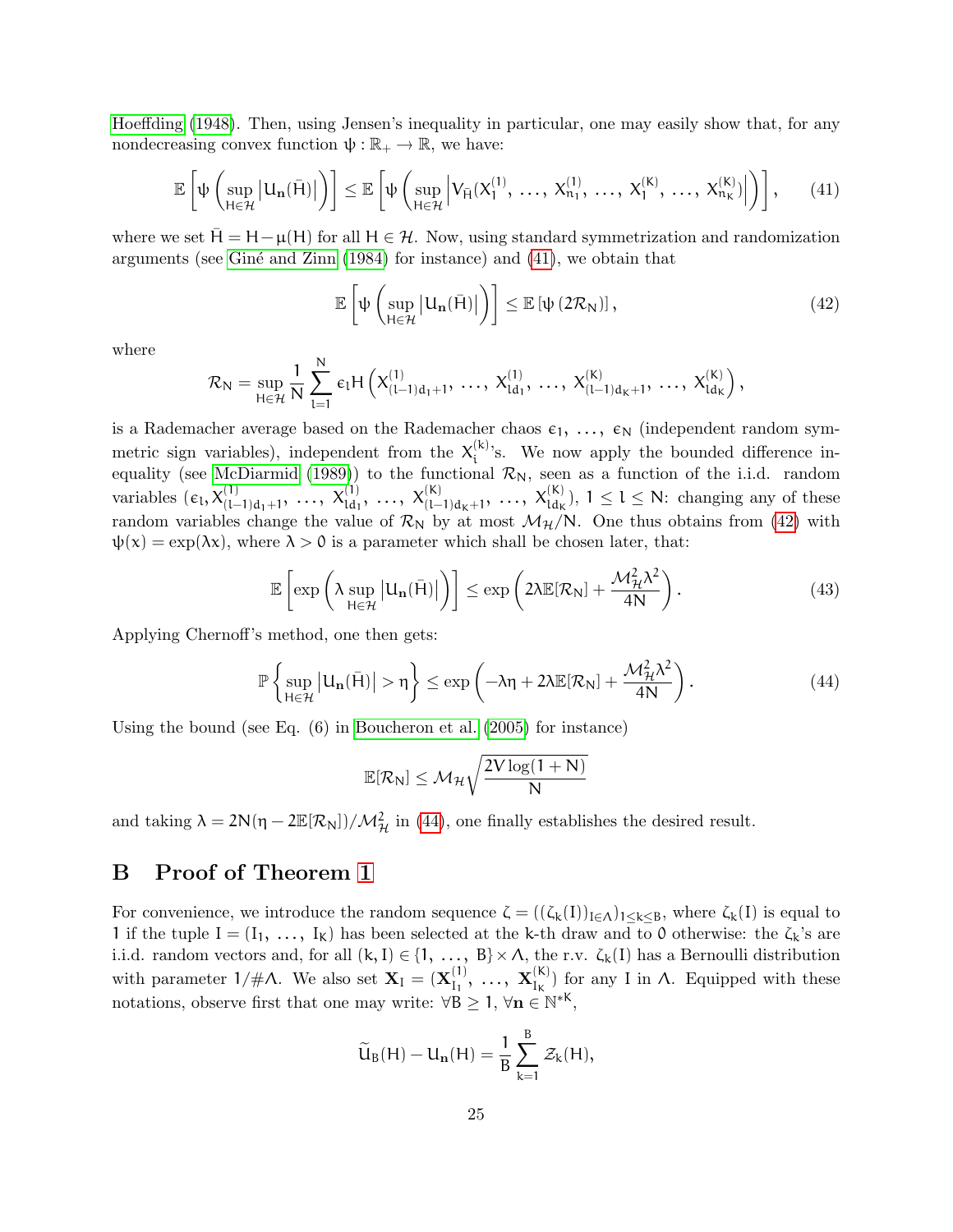Hoeffding (1948). Then, using Jensen's inequality in particular, one may easily show that, for any nondecreasing convex function $\psi : \mathbb{R}_+ \to \mathbb{R}$, we have:

$$\mathbb{E}\left[\psi\left(\sup_{H\in\mathcal{H}}\left|U_{\mathbf{n}}(\bar{H})\right|\right)\right] \leq \mathbb{E}\left[\psi\left(\sup_{H\in\mathcal{H}}\left|V_{\bar{H}}(X_1^{(1)}, \ldots, X_{n_1}^{(1)}, \ldots, X_1^{(K)}, \ldots, X_{n_K}^{(K)})\right|\right)\right], \tag{41}$$

where we set $\bar{H} = H - \mu(H)$ for all $H \in \mathcal{H}$. Now, using standard symmetrization and randomization arguments (see Giné and Zinn (1984) for instance) and (41), we obtain that

$$\mathbb{E}\left[\psi\left(\sup_{H\in\mathcal{H}}\left|U_{\mathbf{n}}(\bar{H})\right|\right)\right] \leq \mathbb{E}\left[\psi\left(2\mathcal{R}_N\right)\right], \tag{42}$$

where

$$\mathcal{R}_N = \sup_{H\in\mathcal{H}} \frac{1}{N}\sum_{l=1}^{N} \epsilon_l H\left(X_{(l-1)d_1+1}^{(1)}, \ldots, X_{ld_1}^{(1)}, \ldots, X_{(l-1)d_K+1}^{(K)}, \ldots, X_{ld_K}^{(K)}\right),$$

is a Rademacher average based on the Rademacher chaos $\epsilon_1, \ldots, \epsilon_N$ (independent random symmetric sign variables), independent from the $X_i^{(k)}$'s. We now apply the bounded difference inequality (see McDiarmid (1989)) to the functional $\mathcal{R}_N$, seen as a function of the i.i.d. random variables $(\epsilon_l, X_{(l-1)d_1+1}^{(1)}, \ldots, X_{ld_1}^{(1)}, \ldots, X_{(l-1)d_K+1}^{(K)}, \ldots, X_{ld_K}^{(K)})$, $1 \leq l \leq N$: changing any of these random variables change the value of $\mathcal{R}_N$ by at most $\mathcal{M}_{\mathcal{H}}/N$. One thus obtains from (42) with $\psi(x) = \exp(\lambda x)$, where $\lambda > 0$ is a parameter which shall be chosen later, that:

$$\mathbb{E}\left[\exp\left(\lambda \sup_{H\in\mathcal{H}}\left|U_{\mathbf{n}}(\bar{H})\right|\right)\right] \leq \exp\left(2\lambda\mathbb{E}[\mathcal{R}_N] + \frac{\mathcal{M}_{\mathcal{H}}^2\lambda^2}{4N}\right). \tag{43}$$

Applying Chernoff's method, one then gets:

$$\mathbb{P}\left\{\sup_{H\in\mathcal{H}}\left|U_{\mathbf{n}}(\bar{H})\right| > \eta\right\} \leq \exp\left(-\lambda\eta + 2\lambda\mathbb{E}[\mathcal{R}_N] + \frac{\mathcal{M}_{\mathcal{H}}^2\lambda^2}{4N}\right). \tag{44}$$

Using the bound (see Eq. (6) in Boucheron et al. (2005) for instance)

$$\mathbb{E}[\mathcal{R}_N] \leq \mathcal{M}_{\mathcal{H}}\sqrt{\frac{2V\log(1+N)}{N}}$$

and taking $\lambda = 2N(\eta - 2\mathbb{E}[\mathcal{R}_N])/\mathcal{M}_{\mathcal{H}}^2$ in (44), one finally establishes the desired result.

## B Proof of Theorem 1

For convenience, we introduce the random sequence $\zeta = ((\zeta_k(I))_{I\in\Lambda})_{1\leq k\leq B}$, where $\zeta_k(I)$ is equal to 1 if the tuple $I = (I_1, \ldots, I_K)$ has been selected at the k-th draw and to 0 otherwise: the $\zeta_k$'s are i.i.d. random vectors and, for all $(k, I) \in \{1, \ldots, B\} \times \Lambda$, the r.v. $\zeta_k(I)$ has a Bernoulli distribution with parameter $1/\#\Lambda$. We also set $\mathbf{X}_I = (\mathbf{X}_{I_1}^{(1)}, \ldots, \mathbf{X}_{I_K}^{(K)})$ for any $I$ in $\Lambda$. Equipped with these notations, observe first that one may write: $\forall B \geq 1$, $\forall \mathbf{n} \in \mathbb{N}^{*K}$,

$$\widetilde{U}_B(H) - U_{\mathbf{n}}(H) = \frac{1}{B}\sum_{k=1}^{B} \mathcal{Z}_k(H),$$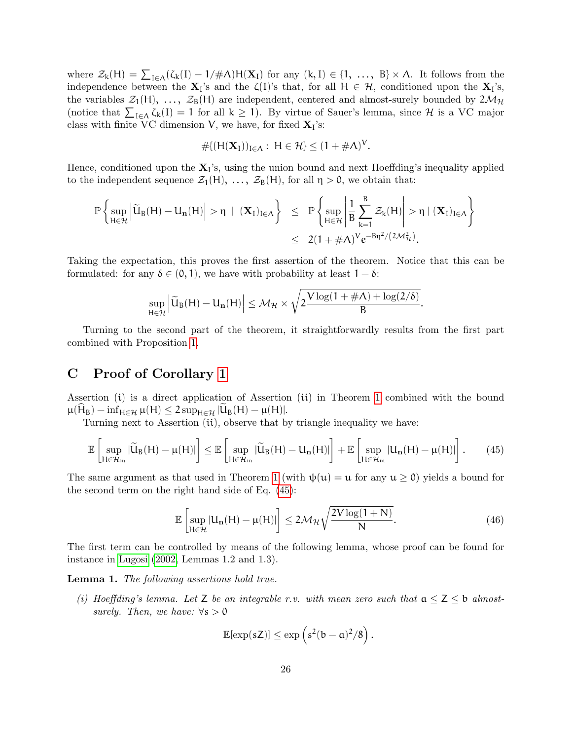where $\mathcal{Z}_k(H) = \sum_{I\in\Lambda}(\zeta_k(I) - 1/\#\Lambda)H(\mathbf{X}_I)$ for any $(k, I) \in \{1, \ldots, B\} \times \Lambda$. It follows from the independence between the $\mathbf{X}_I$'s and the $\zeta(I)$'s that, for all $H \in \mathcal{H}$, conditioned upon the $\mathbf{X}_I$'s, the variables $\mathcal{Z}_1(H), \ldots, \mathcal{Z}_B(H)$ are independent, centered and almost-surely bounded by $2\mathcal{M}_{\mathcal{H}}$ (notice that $\sum_{I\in\Lambda}\zeta_k(I) = 1$ for all $k \geq 1$). By virtue of Sauer's lemma, since $\mathcal{H}$ is a VC major class with finite VC dimension $V$, we have, for fixed $\mathbf{X}_I$'s:

$$\#\{(H(\mathbf{X}_I))_{I\in\Lambda} : H \in \mathcal{H}\} \leq (1 + \#\Lambda)^V.$$

Hence, conditioned upon the $\mathbf{X}_I$'s, using the union bound and next Hoeffding's inequality applied to the independent sequence $\mathcal{Z}_1(H), \ldots, \mathcal{Z}_B(H)$, for all $\eta > 0$, we obtain that:

$$\begin{aligned}
\mathbb{P}\left\{\sup_{H\in\mathcal{H}}\left|\widetilde{U}_B(H) - U_{\mathbf{n}}(H)\right| > \eta \mid (\mathbf{X}_I)_{I\in\Lambda}\right\} &\leq \mathbb{P}\left\{\sup_{H\in\mathcal{H}}\left|\frac{1}{B}\sum_{k=1}^{B}\mathcal{Z}_k(H)\right| > \eta \mid (\mathbf{X}_I)_{I\in\Lambda}\right\} \\
&\leq 2(1 + \#\Lambda)^V e^{-B\eta^2/(2\mathcal{M}_{\mathcal{H}}^2)}.
\end{aligned}$$

Taking the expectation, this proves the first assertion of the theorem. Notice that this can be formulated: for any $\delta \in (0, 1)$, we have with probability at least $1 - \delta$:

$$\sup_{H\in\mathcal{H}}\left|\widetilde{U}_B(H) - U_{\mathbf{n}}(H)\right| \leq \mathcal{M}_{\mathcal{H}} \times \sqrt{2\frac{V\log(1 + \#\Lambda) + \log(2/\delta)}{B}}.$$

Turning to the second part of the theorem, it straightforwardly results from the first part combined with Proposition 1.

## C Proof of Corollary 1

Assertion $(i)$ is a direct application of Assertion $(ii)$ in Theorem 1 combined with the bound $\mu(\widehat{H}_B) - \inf_{H\in\mathcal{H}}\mu(H) \leq 2\sup_{H\in\mathcal{H}}|\widetilde{U}_B(H) - \mu(H)|$.

Turning next to Assertion $(ii)$, observe that by triangle inequality we have:

$$\mathbb{E}\left[\sup_{H\in\mathcal{H}_m}|\widetilde{U}_B(H) - \mu(H)|\right] \leq \mathbb{E}\left[\sup_{H\in\mathcal{H}_m}|\widetilde{U}_B(H) - U_{\mathbf{n}}(H)|\right] + \mathbb{E}\left[\sup_{H\in\mathcal{H}_m}|U_{\mathbf{n}}(H) - \mu(H)|\right]. \tag{45}$$

The same argument as that used in Theorem 1 (with $\psi(u) = u$ for any $u \geq 0$) yields a bound for the second term on the right hand side of Eq. (45):

$$\mathbb{E}\left[\sup_{H\in\mathcal{H}}|U_{\mathbf{n}}(H) - \mu(H)|\right] \leq 2\mathcal{M}_{\mathcal{H}}\sqrt{\frac{2V\log(1 + N)}{N}}. \tag{46}$$

The first term can be controlled by means of the following lemma, whose proof can be found for instance in Lugosi (2002, Lemmas 1.2 and 1.3).

**Lemma 1.** *The following assertions hold true.*

*(i) Hoeffding's lemma. Let $Z$ be an integrable r.v. with mean zero such that $a \leq Z \leq b$ almost-surely. Then, we have: $\forall s > 0$*

$$\mathbb{E}[\exp(sZ)] \leq \exp\left(s^2(b - a)^2/8\right).$$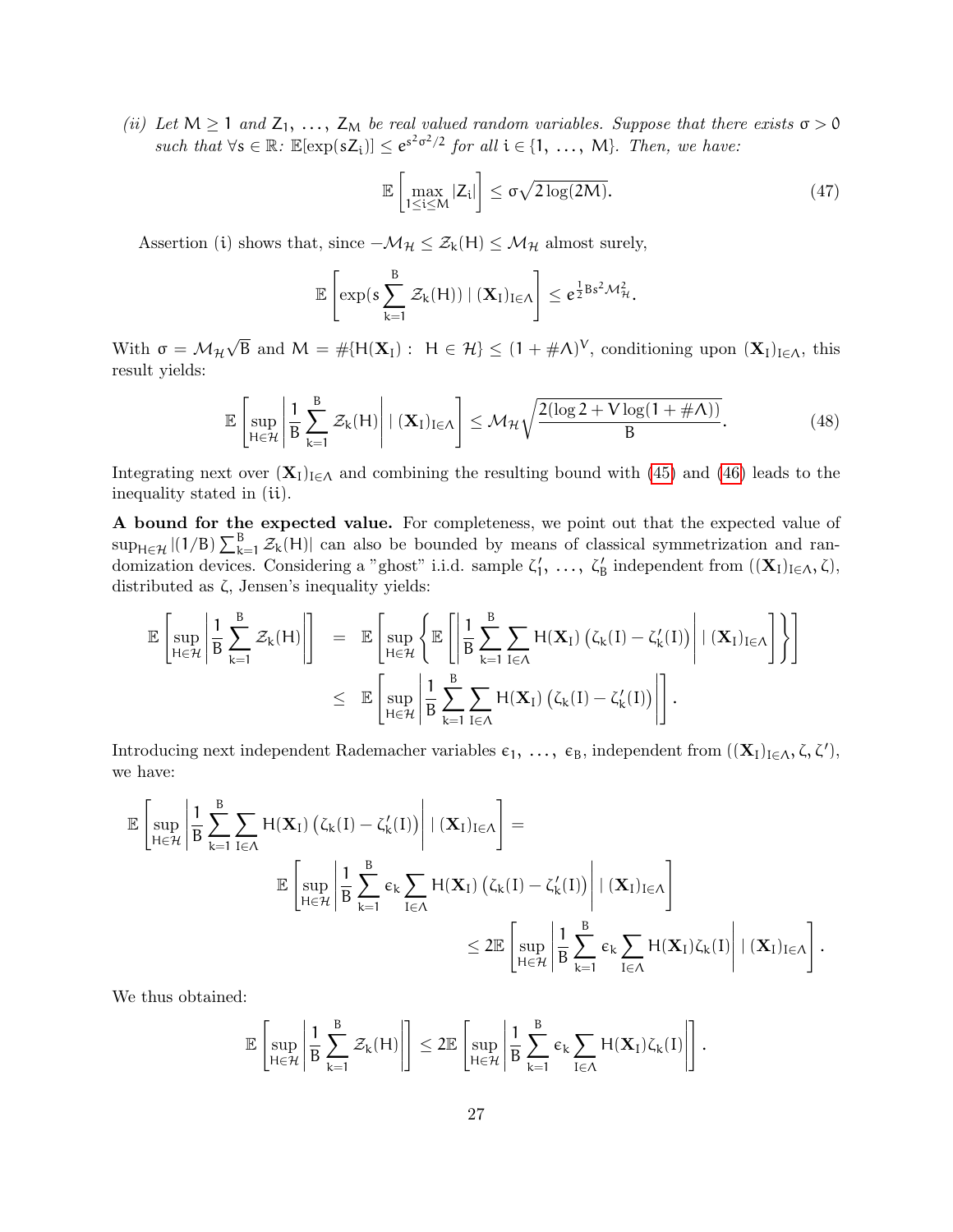*(ii) Let $M \geq 1$ and $Z_1, \ldots, Z_M$ be real valued random variables. Suppose that there exists $\sigma > 0$ such that $\forall s \in \mathbb{R}$: $\mathbb{E}[\exp(sZ_i)] \leq e^{s^2\sigma^2/2}$ for all $i \in \{1, \ldots, M\}$. Then, we have:*

$$\mathbb{E}\left[\max_{1\leq i\leq M} |Z_i|\right] \leq \sigma\sqrt{2\log(2M)}. \tag{47}$$

Assertion $(i)$ shows that, since $-\mathcal{M}_{\mathcal{H}} \leq \mathcal{Z}_k(H) \leq \mathcal{M}_{\mathcal{H}}$ almost surely,

$$\mathbb{E}\left[\exp(s\sum_{k=1}^{B}\mathcal{Z}_k(H)) \mid (\mathbf{X}_I)_{I\in\Lambda}\right] \leq e^{\frac{1}{2}Bs^2\mathcal{M}_{\mathcal{H}}^2}.$$

With $\sigma = \mathcal{M}_{\mathcal{H}}\sqrt{B}$ and $M = \#\{H(\mathbf{X}_I) :\ H \in \mathcal{H}\} \leq (1 + \#\Lambda)^V$, conditioning upon $(\mathbf{X}_I)_{I\in\Lambda}$, this result yields:

$$\mathbb{E}\left[\sup_{H\in\mathcal{H}}\left|\frac{1}{B}\sum_{k=1}^{B}\mathcal{Z}_k(H)\right| \mid (\mathbf{X}_I)_{I\in\Lambda}\right] \leq \mathcal{M}_{\mathcal{H}}\sqrt{\frac{2(\log 2 + V\log(1+\#\Lambda))}{B}}. \tag{48}$$

Integrating next over $(\mathbf{X}_I)_{I\in\Lambda}$ and combining the resulting bound with (45) and (46) leads to the inequality stated in $(ii)$.

**A bound for the expected value.** For completeness, we point out that the expected value of $\sup_{H\in\mathcal{H}}|(1/B)\sum_{k=1}^{B}\mathcal{Z}_k(H)|$ can also be bounded by means of classical symmetrization and randomization devices. Considering a "ghost" i.i.d. sample $\zeta_1', \ldots, \zeta_B'$ independent from $((\mathbf{X}_I)_{I\in\Lambda}, \zeta)$, distributed as $\zeta$, Jensen's inequality yields:

$$\begin{aligned}
\mathbb{E}\left[\sup_{H\in\mathcal{H}}\left|\frac{1}{B}\sum_{k=1}^{B}\mathcal{Z}_k(H)\right|\right] &= \mathbb{E}\left[\sup_{H\in\mathcal{H}}\left\{\mathbb{E}\left[\left|\frac{1}{B}\sum_{k=1}^{B}\sum_{I\in\Lambda}H(\mathbf{X}_I)\left(\zeta_k(I)-\zeta_k'(I)\right)\right| \mid (\mathbf{X}_I)_{I\in\Lambda}\right]\right\}\right] \\
&\leq \mathbb{E}\left[\sup_{H\in\mathcal{H}}\left|\frac{1}{B}\sum_{k=1}^{B}\sum_{I\in\Lambda}H(\mathbf{X}_I)\left(\zeta_k(I)-\zeta_k'(I)\right)\right|\right].
\end{aligned}$$

Introducing next independent Rademacher variables $\epsilon_1, \ldots, \epsilon_B$, independent from $((\mathbf{X}_I)_{I\in\Lambda}, \zeta, \zeta')$, we have:

$$\begin{aligned}
&\mathbb{E}\left[\sup_{H\in\mathcal{H}}\left|\frac{1}{B}\sum_{k=1}^{B}\sum_{I\in\Lambda}H(\mathbf{X}_I)\left(\zeta_k(I)-\zeta_k'(I)\right)\right| \mid (\mathbf{X}_I)_{I\in\Lambda}\right] = \\
&\qquad\mathbb{E}\left[\sup_{H\in\mathcal{H}}\left|\frac{1}{B}\sum_{k=1}^{B}\epsilon_k\sum_{I\in\Lambda}H(\mathbf{X}_I)\left(\zeta_k(I)-\zeta_k'(I)\right)\right| \mid (\mathbf{X}_I)_{I\in\Lambda}\right] \\
&\qquad\qquad\leq 2\mathbb{E}\left[\sup_{H\in\mathcal{H}}\left|\frac{1}{B}\sum_{k=1}^{B}\epsilon_k\sum_{I\in\Lambda}H(\mathbf{X}_I)\zeta_k(I)\right| \mid (\mathbf{X}_I)_{I\in\Lambda}\right].
\end{aligned}$$

We thus obtained:

$$\mathbb{E}\left[\sup_{H\in\mathcal{H}}\left|\frac{1}{B}\sum_{k=1}^{B}\mathcal{Z}_k(H)\right|\right] \leq 2\mathbb{E}\left[\sup_{H\in\mathcal{H}}\left|\frac{1}{B}\sum_{k=1}^{B}\epsilon_k\sum_{I\in\Lambda}H(\mathbf{X}_I)\zeta_k(I)\right|\right].$$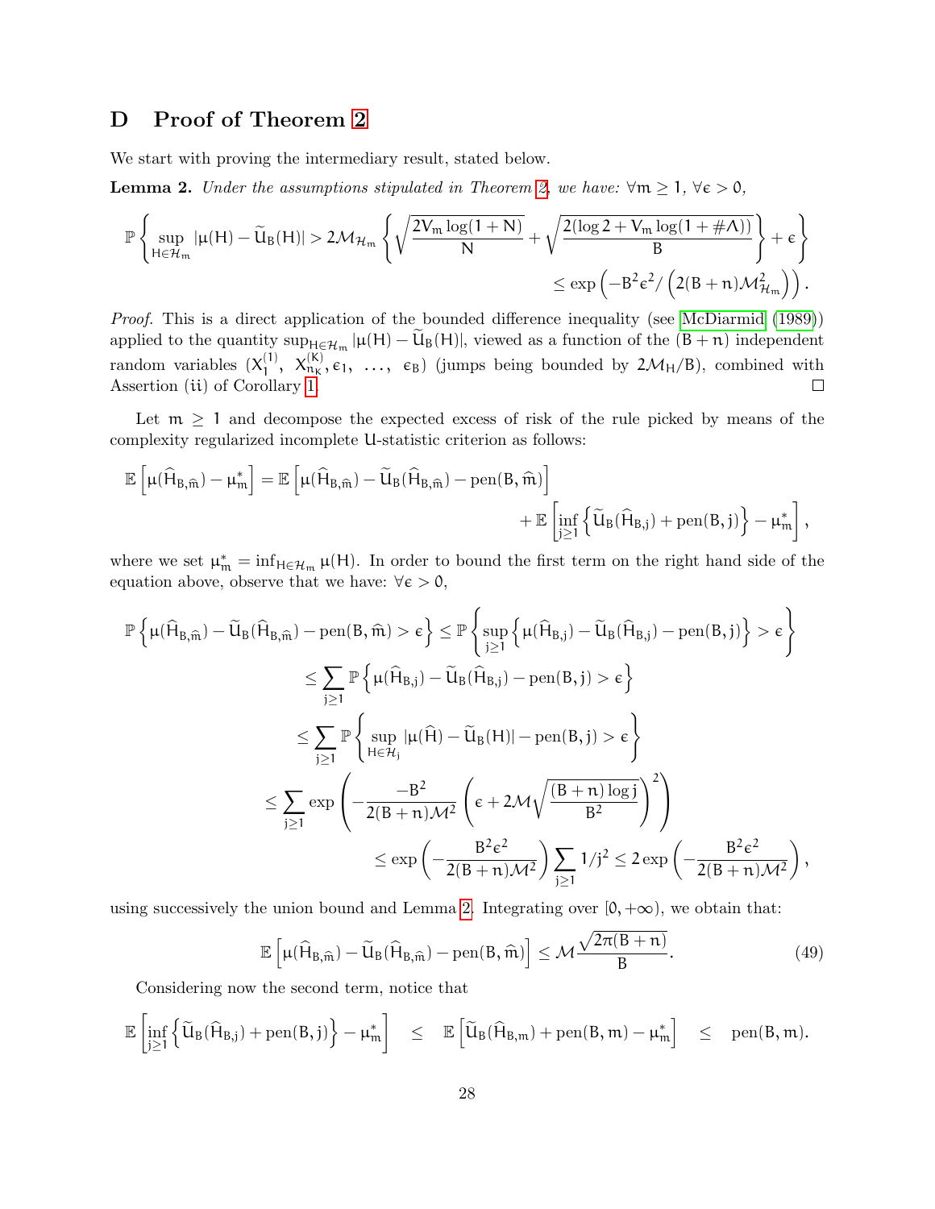## D Proof of Theorem 2

We start with proving the intermediary result, stated below.

**Lemma 2.** *Under the assumptions stipulated in Theorem 2, we have: $\forall m \geq 1$, $\forall \epsilon > 0$,*

$$\mathbb{P}\left\{\sup_{H\in\mathcal{H}_m} |\mu(H) - \widetilde{U}_B(H)| > 2\mathcal{M}_{\mathcal{H}_m}\left\{\sqrt{\frac{2V_m \log(1+N)}{N}} + \sqrt{\frac{2(\log 2 + V_m \log(1+\#\Lambda))}{B}}\right\} + \epsilon\right\}$$
$$\leq \exp\left(-B^2\epsilon^2 / \left(2(B+n)\mathcal{M}^2_{\mathcal{H}_m}\right)\right).$$

*Proof.* This is a direct application of the bounded difference inequality (see McDiarmid (1989)) applied to the quantity $\sup_{H\in\mathcal{H}_m} |\mu(H) - \widetilde{U}_B(H)|$, viewed as a function of the $(B+n)$ independent random variables $(X_1^{(1)},\ X_{n_K}^{(K)}, \epsilon_1,\ \ldots,\ \epsilon_B)$ (jumps being bounded by $2\mathcal{M}_H/B$), combined with Assertion (ii) of Corollary 1. □

Let $m \geq 1$ and decompose the expected excess of risk of the rule picked by means of the complexity regularized incomplete U-statistic criterion as follows:

$$\mathbb{E}\left[\mu(\widehat{H}_{B,\widehat{m}}) - \mu^*_m\right] = \mathbb{E}\left[\mu(\widehat{H}_{B,\widehat{m}}) - \widetilde{U}_B(\widehat{H}_{B,\widehat{m}}) - \text{pen}(B,\widehat{m})\right]$$
$$+ \mathbb{E}\left[\inf_{j\geq 1}\left\{\widetilde{U}_B(\widehat{H}_{B,j}) + \text{pen}(B,j)\right\} - \mu^*_m\right],$$

where we set $\mu^*_m = \inf_{H\in\mathcal{H}_m} \mu(H)$. In order to bound the first term on the right hand side of the equation above, observe that we have: $\forall \epsilon > 0$,

$$\mathbb{P}\left\{\mu(\widehat{H}_{B,\widehat{m}}) - \widetilde{U}_B(\widehat{H}_{B,\widehat{m}}) - \text{pen}(B,\widehat{m}) > \epsilon\right\} \leq \mathbb{P}\left\{\sup_{j\geq 1}\left\{\mu(\widehat{H}_{B,j}) - \widetilde{U}_B(\widehat{H}_{B,j}) - \text{pen}(B,j)\right\} > \epsilon\right\}$$
$$\leq \sum_{j\geq 1}\mathbb{P}\left\{\mu(\widehat{H}_{B,j}) - \widetilde{U}_B(\widehat{H}_{B,j}) - \text{pen}(B,j) > \epsilon\right\}$$
$$\leq \sum_{j\geq 1}\mathbb{P}\left\{\sup_{H\in\mathcal{H}_j}|\mu(\widehat{H}) - \widetilde{U}_B(H)| - \text{pen}(B,j) > \epsilon\right\}$$
$$\leq \sum_{j\geq 1}\exp\left(-\frac{-B^2}{2(B+n)\mathcal{M}^2}\left(\epsilon + 2\mathcal{M}\sqrt{\frac{(B+n)\log j}{B^2}}\right)^2\right)$$
$$\leq \exp\left(-\frac{B^2\epsilon^2}{2(B+n)\mathcal{M}^2}\right)\sum_{j\geq 1} 1/j^2 \leq 2\exp\left(-\frac{B^2\epsilon^2}{2(B+n)\mathcal{M}^2}\right),$$

using successively the union bound and Lemma 2. Integrating over $[0,+\infty)$, we obtain that:

$$\mathbb{E}\left[\mu(\widehat{H}_{B,\widehat{m}}) - \widetilde{U}_B(\widehat{H}_{B,\widehat{m}}) - \text{pen}(B,\widehat{m})\right] \leq \mathcal{M}\frac{\sqrt{2\pi(B+n)}}{B}. \tag{49}$$

Considering now the second term, notice that

$$\mathbb{E}\left[\inf_{j\geq 1}\left\{\widetilde{U}_B(\widehat{H}_{B,j}) + \text{pen}(B,j)\right\} - \mu^*_m\right] \quad \leq \quad \mathbb{E}\left[\widetilde{U}_B(\widehat{H}_{B,m}) + \text{pen}(B,m) - \mu^*_m\right] \quad \leq \quad \text{pen}(B,m).$$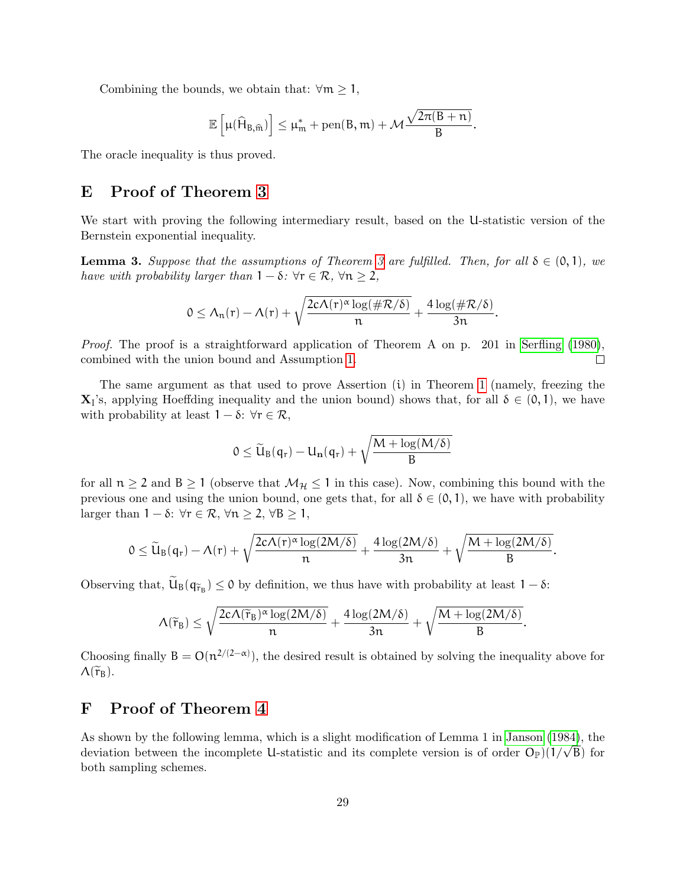Combining the bounds, we obtain that: $\forall m \geq 1$,

$$\mathbb{E}\left[\mu(\widehat{H}_{B,\widehat{m}})\right] \leq \mu_m^* + \text{pen}(B, m) + \mathcal{M}\frac{\sqrt{2\pi(B+n)}}{B}.$$

The oracle inequality is thus proved.

# E Proof of Theorem 3

We start with proving the following intermediary result, based on the U-statistic version of the Bernstein exponential inequality.

**Lemma 3.** *Suppose that the assumptions of Theorem 3 are fulfilled. Then, for all $\delta \in (0, 1)$, we have with probability larger than $1 - \delta$: $\forall r \in \mathcal{R}$, $\forall n \geq 2$,*

$$0 \leq \Lambda_n(r) - \Lambda(r) + \sqrt{\frac{2c\Lambda(r)^\alpha \log(\#\mathcal{R}/\delta)}{n}} + \frac{4\log(\#\mathcal{R}/\delta)}{3n}.$$

*Proof.* The proof is a straightforward application of Theorem A on p. 201 in Serfling (1980), combined with the union bound and Assumption 1. □

The same argument as that used to prove Assertion (i) in Theorem 1 (namely, freezing the $\mathbf{X}_I$'s, applying Hoeffding inequality and the union bound) shows that, for all $\delta \in (0, 1)$, we have with probability at least $1 - \delta$: $\forall r \in \mathcal{R}$,

$$0 \leq \widetilde{U}_B(q_r) - U_{\mathbf{n}}(q_r) + \sqrt{\frac{M + \log(M/\delta)}{B}}$$

for all $n \geq 2$ and $B \geq 1$ (observe that $\mathcal{M}_\mathcal{H} \leq 1$ in this case). Now, combining this bound with the previous one and using the union bound, one gets that, for all $\delta \in (0, 1)$, we have with probability larger than $1 - \delta$: $\forall r \in \mathcal{R}$, $\forall n \geq 2$, $\forall B \geq 1$,

$$0 \leq \widetilde{U}_B(q_r) - \Lambda(r) + \sqrt{\frac{2c\Lambda(r)^\alpha \log(2M/\delta)}{n}} + \frac{4\log(2M/\delta)}{3n} + \sqrt{\frac{M + \log(2M/\delta)}{B}}.$$

Observing that, $\widetilde{U}_B(q_{\widetilde{r}_B}) \leq 0$ by definition, we thus have with probability at least $1 - \delta$:

$$\Lambda(\widetilde{r}_B) \leq \sqrt{\frac{2c\Lambda(\widetilde{r}_B)^\alpha \log(2M/\delta)}{n}} + \frac{4\log(2M/\delta)}{3n} + \sqrt{\frac{M + \log(2M/\delta)}{B}}.$$

Choosing finally $B = O(n^{2/(2-\alpha)})$, the desired result is obtained by solving the inequality above for $\Lambda(\widetilde{r}_B)$.

# F Proof of Theorem 4

As shown by the following lemma, which is a slight modification of Lemma 1 in Janson (1984), the deviation between the incomplete U-statistic and its complete version is of order $O_\mathbb{P})(1/\sqrt{B})$ for both sampling schemes.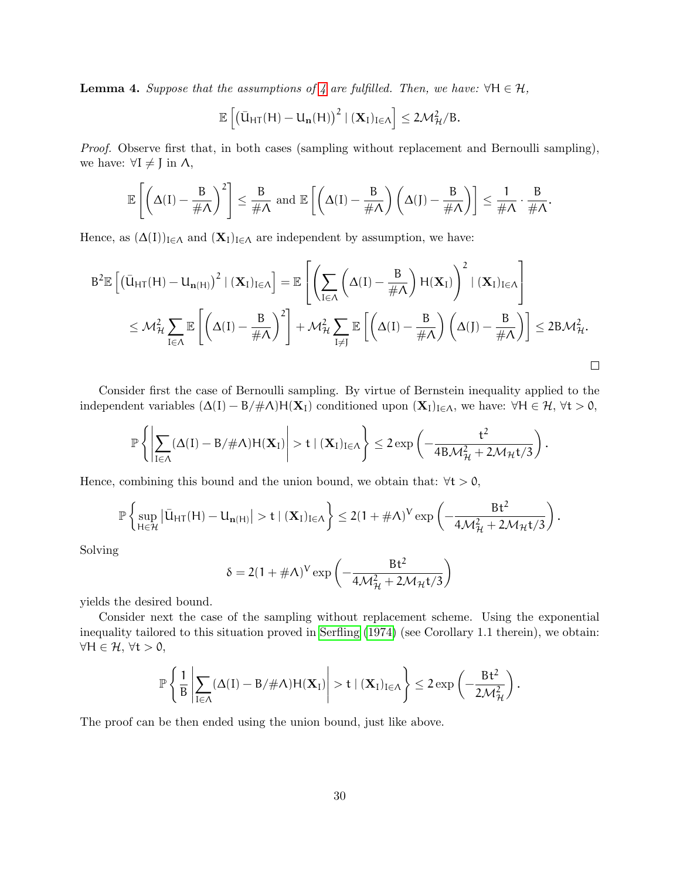**Lemma 4.** *Suppose that the assumptions of 4 are fulfilled. Then, we have:* $\forall \mathsf{H} \in \mathcal{H}$,

$$\mathbb{E}\left[\left(\bar{\mathsf{U}}_{\mathsf{HT}}(\mathsf{H}) - \mathsf{U}_{\mathbf{n}}(\mathsf{H})\right)^2 \mid (\mathbf{X}_{\mathsf{I}})_{\mathsf{I}\in\Lambda}\right] \leq 2\mathcal{M}_{\mathcal{H}}^2/\mathsf{B}.$$

*Proof.* Observe first that, in both cases (sampling without replacement and Bernoulli sampling), we have: $\forall \mathsf{I} \neq \mathsf{J}$ in $\Lambda$,

$$\mathbb{E}\left[\left(\Delta(\mathsf{I}) - \frac{\mathsf{B}}{\#\Lambda}\right)^2\right] \leq \frac{\mathsf{B}}{\#\Lambda} \text{ and } \mathbb{E}\left[\left(\Delta(\mathsf{I}) - \frac{\mathsf{B}}{\#\Lambda}\right)\left(\Delta(\mathsf{J}) - \frac{\mathsf{B}}{\#\Lambda}\right)\right] \leq \frac{1}{\#\Lambda} \cdot \frac{\mathsf{B}}{\#\Lambda}.$$

Hence, as $(\Delta(\mathsf{I}))_{\mathsf{I}\in\Lambda}$ and $(\mathbf{X}_{\mathsf{I}})_{\mathsf{I}\in\Lambda}$ are independent by assumption, we have:

$$\mathsf{B}^2\mathbb{E}\left[\left(\bar{\mathsf{U}}_{\mathsf{HT}}(\mathsf{H}) - \mathsf{U}_{\mathbf{n}(\mathsf{H})}\right)^2 \mid (\mathbf{X}_{\mathsf{I}})_{\mathsf{I}\in\Lambda}\right] = \mathbb{E}\left[\left(\sum_{\mathsf{I}\in\Lambda}\left(\Delta(\mathsf{I}) - \frac{\mathsf{B}}{\#\Lambda}\right)\mathsf{H}(\mathbf{X}_{\mathsf{I}})\right)^2 \mid (\mathbf{X}_{\mathsf{I}})_{\mathsf{I}\in\Lambda}\right]$$

$$\leq \mathcal{M}_{\mathcal{H}}^2 \sum_{\mathsf{I}\in\Lambda}\mathbb{E}\left[\left(\Delta(\mathsf{I}) - \frac{\mathsf{B}}{\#\Lambda}\right)^2\right] + \mathcal{M}_{\mathcal{H}}^2\sum_{\mathsf{I}\neq\mathsf{J}}\mathbb{E}\left[\left(\Delta(\mathsf{I}) - \frac{\mathsf{B}}{\#\Lambda}\right)\left(\Delta(\mathsf{J}) - \frac{\mathsf{B}}{\#\Lambda}\right)\right] \leq 2\mathsf{B}\mathcal{M}_{\mathcal{H}}^2.$$

□

Consider first the case of Bernoulli sampling. By virtue of Bernstein inequality applied to the independent variables $(\Delta(\mathsf{I}) - \mathsf{B}/\#\Lambda)\mathsf{H}(\mathbf{X}_{\mathsf{I}})$ conditioned upon $(\mathbf{X}_{\mathsf{I}})_{\mathsf{I}\in\Lambda}$, we have: $\forall \mathsf{H} \in \mathcal{H}$, $\forall \mathsf{t} > 0$,

$$\mathbb{P}\left\{\left|\sum_{\mathsf{I}\in\Lambda}(\Delta(\mathsf{I}) - \mathsf{B}/\#\Lambda)\mathsf{H}(\mathbf{X}_{\mathsf{I}})\right| > \mathsf{t} \mid (\mathbf{X}_{\mathsf{I}})_{\mathsf{I}\in\Lambda}\right\} \leq 2\exp\left(-\frac{\mathsf{t}^2}{4\mathsf{B}\mathcal{M}_{\mathcal{H}}^2 + 2\mathcal{M}_{\mathcal{H}}\mathsf{t}/3}\right).$$

Hence, combining this bound and the union bound, we obtain that: $\forall \mathsf{t} > 0$,

$$\mathbb{P}\left\{\sup_{\mathsf{H}\in\mathcal{H}}\left|\bar{\mathsf{U}}_{\mathsf{HT}}(\mathsf{H}) - \mathsf{U}_{\mathbf{n}(\mathsf{H})}\right| > \mathsf{t} \mid (\mathbf{X}_{\mathsf{I}})_{\mathsf{I}\in\Lambda}\right\} \leq 2(1+\#\Lambda)^{\mathsf{V}}\exp\left(-\frac{\mathsf{B}\mathsf{t}^2}{4\mathcal{M}_{\mathcal{H}}^2 + 2\mathcal{M}_{\mathcal{H}}\mathsf{t}/3}\right).$$

Solving

$$\delta = 2(1+\#\Lambda)^{\mathsf{V}}\exp\left(-\frac{\mathsf{B}\mathsf{t}^2}{4\mathcal{M}_{\mathcal{H}}^2 + 2\mathcal{M}_{\mathcal{H}}\mathsf{t}/3}\right)$$

yields the desired bound.

Consider next the case of the sampling without replacement scheme. Using the exponential inequality tailored to this situation proved in Serfling (1974) (see Corollary 1.1 therein), we obtain: $\forall \mathsf{H} \in \mathcal{H}$, $\forall \mathsf{t} > 0$,

$$\mathbb{P}\left\{\frac{1}{\mathsf{B}}\left|\sum_{\mathsf{I}\in\Lambda}(\Delta(\mathsf{I}) - \mathsf{B}/\#\Lambda)\mathsf{H}(\mathbf{X}_{\mathsf{I}})\right| > \mathsf{t} \mid (\mathbf{X}_{\mathsf{I}})_{\mathsf{I}\in\Lambda}\right\} \leq 2\exp\left(-\frac{\mathsf{B}\mathsf{t}^2}{2\mathcal{M}_{\mathcal{H}}^2}\right).$$

The proof can be then ended using the union bound, just like above.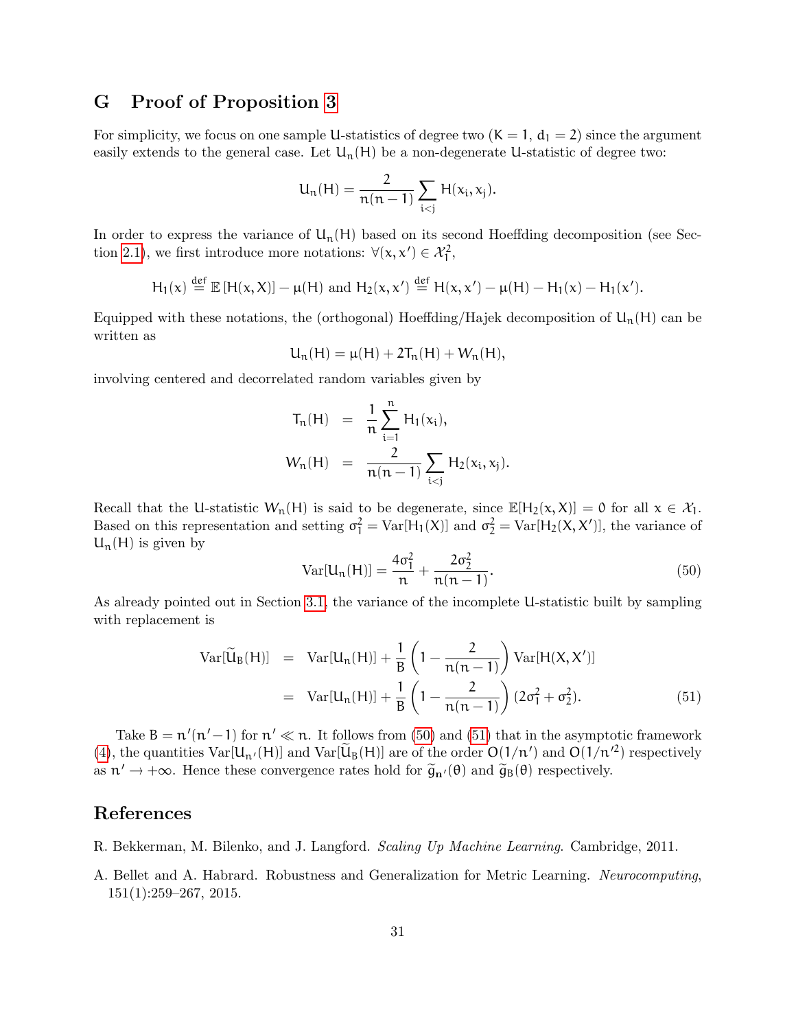# G Proof of Proposition 3

For simplicity, we focus on one sample U-statistics of degree two ($K = 1$, $d_1 = 2$) since the argument easily extends to the general case. Let $U_n(H)$ be a non-degenerate U-statistic of degree two:

$$U_n(H) = \frac{2}{n(n-1)} \sum_{i<j} H(x_i, x_j).$$

In order to express the variance of $U_n(H)$ based on its second Hoeffding decomposition (see Section 2.1), we first introduce more notations: $\forall (x, x') \in \mathcal{X}_1^2$,

$$H_1(x) \overset{\text{def}}{=} \mathbb{E}\left[H(x, X)\right] - \mu(H) \text{ and } H_2(x, x') \overset{\text{def}}{=} H(x, x') - \mu(H) - H_1(x) - H_1(x').$$

Equipped with these notations, the (orthogonal) Hoeffding/Hajek decomposition of $U_n(H)$ can be written as

$$U_n(H) = \mu(H) + 2T_n(H) + W_n(H),$$

involving centered and decorrelated random variables given by

$$\begin{aligned} T_n(H) &= \frac{1}{n} \sum_{i=1}^{n} H_1(x_i), \\ W_n(H) &= \frac{2}{n(n-1)} \sum_{i<j} H_2(x_i, x_j). \end{aligned}$$

Recall that the U-statistic $W_n(H)$ is said to be degenerate, since $\mathbb{E}[H_2(x, X)] = 0$ for all $x \in \mathcal{X}_1$. Based on this representation and setting $\sigma_1^2 = \text{Var}[H_1(X)]$ and $\sigma_2^2 = \text{Var}[H_2(X, X')]$, the variance of $U_n(H)$ is given by

$$\text{Var}[U_n(H)] = \frac{4\sigma_1^2}{n} + \frac{2\sigma_2^2}{n(n-1)}. \tag{50}$$

As already pointed out in Section 3.1, the variance of the incomplete U-statistic built by sampling with replacement is

$$\begin{aligned} \text{Var}[\widetilde{U}_B(H)] &= \text{Var}[U_n(H)] + \frac{1}{B}\left(1 - \frac{2}{n(n-1)}\right) \text{Var}[H(X, X')] \\ &= \text{Var}[U_n(H)] + \frac{1}{B}\left(1 - \frac{2}{n(n-1)}\right)(2\sigma_1^2 + \sigma_2^2). \end{aligned} \tag{51}$$

Take $B = n'(n'-1)$ for $n' \ll n$. It follows from (50) and (51) that in the asymptotic framework (4), the quantities $\text{Var}[U_{n'}(H)]$ and $\text{Var}[\widetilde{U}_B(H)]$ are of the order $O(1/n')$ and $O(1/n'^2)$ respectively as $n' \to +\infty$. Hence these convergence rates hold for $\widetilde{g}_{n'}(\theta)$ and $\widetilde{g}_B(\theta)$ respectively.

# References

R. Bekkerman, M. Bilenko, and J. Langford. *Scaling Up Machine Learning*. Cambridge, 2011.

A. Bellet and A. Habrard. Robustness and Generalization for Metric Learning. *Neurocomputing*, 151(1):259–267, 2015.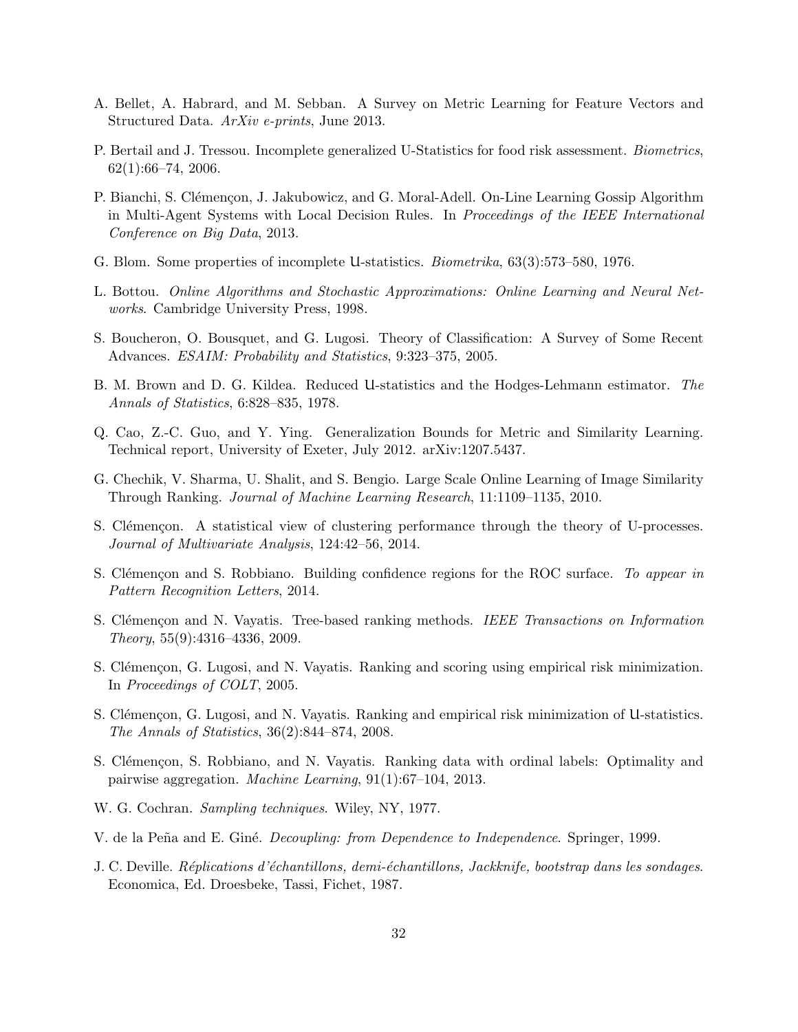A. Bellet, A. Habrard, and M. Sebban. A Survey on Metric Learning for Feature Vectors and Structured Data. *ArXiv e-prints*, June 2013.

P. Bertail and J. Tressou. Incomplete generalized U-Statistics for food risk assessment. *Biometrics*, 62(1):66–74, 2006.

P. Bianchi, S. Clémençon, J. Jakubowicz, and G. Moral-Adell. On-Line Learning Gossip Algorithm in Multi-Agent Systems with Local Decision Rules. In *Proceedings of the IEEE International Conference on Big Data*, 2013.

G. Blom. Some properties of incomplete U-statistics. *Biometrika*, 63(3):573–580, 1976.

L. Bottou. *Online Algorithms and Stochastic Approximations: Online Learning and Neural Networks*. Cambridge University Press, 1998.

S. Boucheron, O. Bousquet, and G. Lugosi. Theory of Classification: A Survey of Some Recent Advances. *ESAIM: Probability and Statistics*, 9:323–375, 2005.

B. M. Brown and D. G. Kildea. Reduced U-statistics and the Hodges-Lehmann estimator. *The Annals of Statistics*, 6:828–835, 1978.

Q. Cao, Z.-C. Guo, and Y. Ying. Generalization Bounds for Metric and Similarity Learning. Technical report, University of Exeter, July 2012. arXiv:1207.5437.

G. Chechik, V. Sharma, U. Shalit, and S. Bengio. Large Scale Online Learning of Image Similarity Through Ranking. *Journal of Machine Learning Research*, 11:1109–1135, 2010.

S. Clémençon. A statistical view of clustering performance through the theory of U-processes. *Journal of Multivariate Analysis*, 124:42–56, 2014.

S. Clémençon and S. Robbiano. Building confidence regions for the ROC surface. *To appear in Pattern Recognition Letters*, 2014.

S. Clémençon and N. Vayatis. Tree-based ranking methods. *IEEE Transactions on Information Theory*, 55(9):4316–4336, 2009.

S. Clémençon, G. Lugosi, and N. Vayatis. Ranking and scoring using empirical risk minimization. In *Proceedings of COLT*, 2005.

S. Clémençon, G. Lugosi, and N. Vayatis. Ranking and empirical risk minimization of U-statistics. *The Annals of Statistics*, 36(2):844–874, 2008.

S. Clémençon, S. Robbiano, and N. Vayatis. Ranking data with ordinal labels: Optimality and pairwise aggregation. *Machine Learning*, 91(1):67–104, 2013.

W. G. Cochran. *Sampling techniques*. Wiley, NY, 1977.

V. de la Peña and E. Giné. *Decoupling: from Dependence to Independence*. Springer, 1999.

J. C. Deville. *Réplications d'échantillons, demi-échantillons, Jackknife, bootstrap dans les sondages*. Economica, Ed. Droesbeke, Tassi, Fichet, 1987.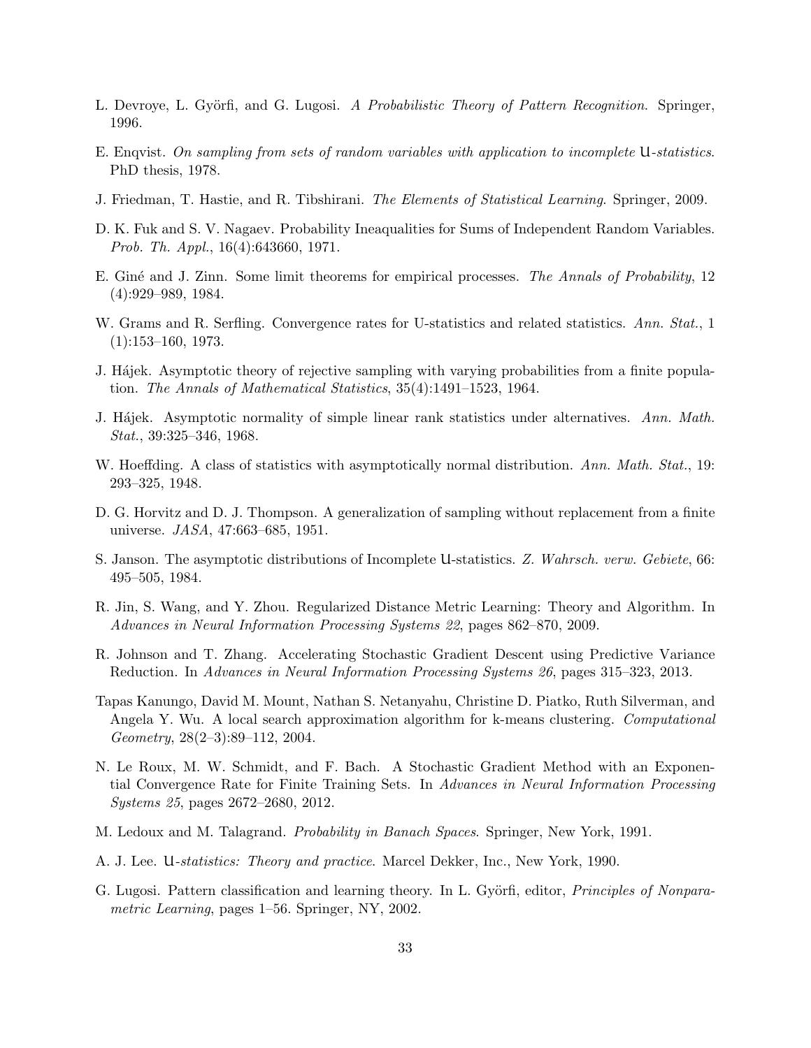L. Devroye, L. Györfi, and G. Lugosi. *A Probabilistic Theory of Pattern Recognition*. Springer, 1996.

E. Enqvist. *On sampling from sets of random variables with application to incomplete* U*-statistics*. PhD thesis, 1978.

J. Friedman, T. Hastie, and R. Tibshirani. *The Elements of Statistical Learning*. Springer, 2009.

D. K. Fuk and S. V. Nagaev. Probability Ineaqualities for Sums of Independent Random Variables. *Prob. Th. Appl.*, 16(4):643660, 1971.

E. Giné and J. Zinn. Some limit theorems for empirical processes. *The Annals of Probability*, 12 (4):929–989, 1984.

W. Grams and R. Serfling. Convergence rates for U-statistics and related statistics. *Ann. Stat.*, 1 (1):153–160, 1973.

J. Hájek. Asymptotic theory of rejective sampling with varying probabilities from a finite population. *The Annals of Mathematical Statistics*, 35(4):1491–1523, 1964.

J. Hájek. Asymptotic normality of simple linear rank statistics under alternatives. *Ann. Math. Stat.*, 39:325–346, 1968.

W. Hoeffding. A class of statistics with asymptotically normal distribution. *Ann. Math. Stat.*, 19: 293–325, 1948.

D. G. Horvitz and D. J. Thompson. A generalization of sampling without replacement from a finite universe. *JASA*, 47:663–685, 1951.

S. Janson. The asymptotic distributions of Incomplete U-statistics. *Z. Wahrsch. verw. Gebiete*, 66: 495–505, 1984.

R. Jin, S. Wang, and Y. Zhou. Regularized Distance Metric Learning: Theory and Algorithm. In *Advances in Neural Information Processing Systems 22*, pages 862–870, 2009.

R. Johnson and T. Zhang. Accelerating Stochastic Gradient Descent using Predictive Variance Reduction. In *Advances in Neural Information Processing Systems 26*, pages 315–323, 2013.

Tapas Kanungo, David M. Mount, Nathan S. Netanyahu, Christine D. Piatko, Ruth Silverman, and Angela Y. Wu. A local search approximation algorithm for k-means clustering. *Computational Geometry*, 28(2–3):89–112, 2004.

N. Le Roux, M. W. Schmidt, and F. Bach. A Stochastic Gradient Method with an Exponential Convergence Rate for Finite Training Sets. In *Advances in Neural Information Processing Systems 25*, pages 2672–2680, 2012.

M. Ledoux and M. Talagrand. *Probability in Banach Spaces*. Springer, New York, 1991.

A. J. Lee. U*-statistics: Theory and practice*. Marcel Dekker, Inc., New York, 1990.

G. Lugosi. Pattern classification and learning theory. In L. Györfi, editor, *Principles of Nonparametric Learning*, pages 1–56. Springer, NY, 2002.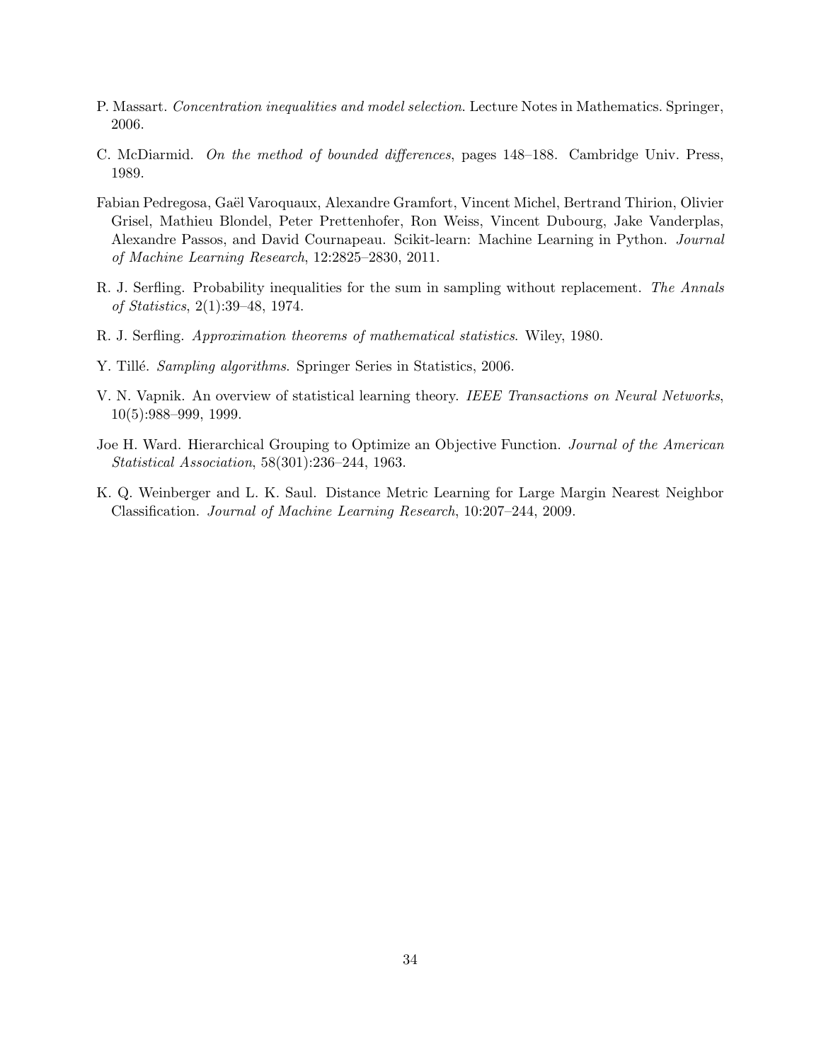P. Massart. *Concentration inequalities and model selection*. Lecture Notes in Mathematics. Springer, 2006.

C. McDiarmid. *On the method of bounded differences*, pages 148–188. Cambridge Univ. Press, 1989.

Fabian Pedregosa, Gaël Varoquaux, Alexandre Gramfort, Vincent Michel, Bertrand Thirion, Olivier Grisel, Mathieu Blondel, Peter Prettenhofer, Ron Weiss, Vincent Dubourg, Jake Vanderplas, Alexandre Passos, and David Cournapeau. Scikit-learn: Machine Learning in Python. *Journal of Machine Learning Research*, 12:2825–2830, 2011.

R. J. Serfling. Probability inequalities for the sum in sampling without replacement. *The Annals of Statistics*, 2(1):39–48, 1974.

R. J. Serfling. *Approximation theorems of mathematical statistics*. Wiley, 1980.

Y. Tillé. *Sampling algorithms*. Springer Series in Statistics, 2006.

V. N. Vapnik. An overview of statistical learning theory. *IEEE Transactions on Neural Networks*, 10(5):988–999, 1999.

Joe H. Ward. Hierarchical Grouping to Optimize an Objective Function. *Journal of the American Statistical Association*, 58(301):236–244, 1963.

K. Q. Weinberger and L. K. Saul. Distance Metric Learning for Large Margin Nearest Neighbor Classification. *Journal of Machine Learning Research*, 10:207–244, 2009.